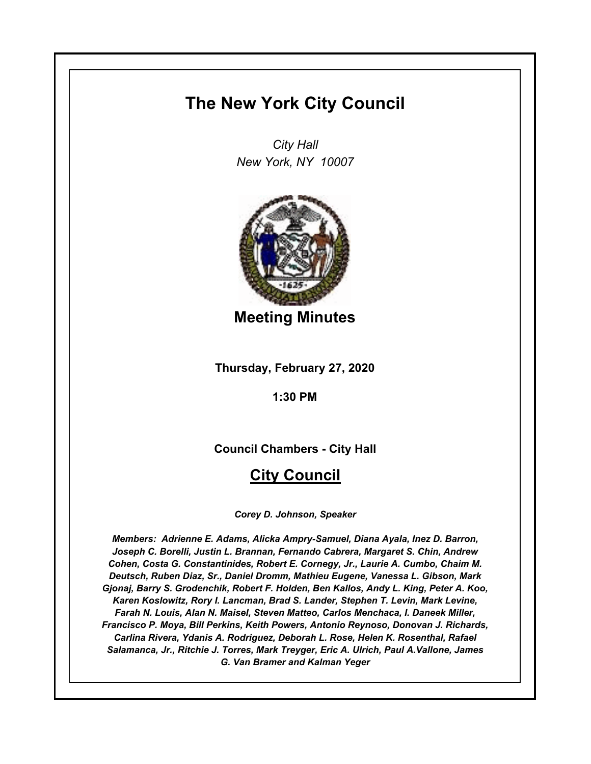# The New York City Council

*City Hall*
*New York, NY 10007*

## Meeting Minutes

**Thursday, February 27, 2020**

**1:30 PM**

**Council Chambers - City Hall**

## City Council

***Corey D. Johnson, Speaker***

***Members: Adrienne E. Adams, Alicka Ampry-Samuel, Diana Ayala, Inez D. Barron, Joseph C. Borelli, Justin L. Brannan, Fernando Cabrera, Margaret S. Chin, Andrew Cohen, Costa G. Constantinides, Robert E. Cornegy, Jr., Laurie A. Cumbo, Chaim M. Deutsch, Ruben Diaz, Sr., Daniel Dromm, Mathieu Eugene, Vanessa L. Gibson, Mark Gjonaj, Barry S. Grodenchik, Robert F. Holden, Ben Kallos, Andy L. King, Peter A. Koo, Karen Koslowitz, Rory I. Lancman, Brad S. Lander, Stephen T. Levin, Mark Levine, Farah N. Louis, Alan N. Maisel, Steven Matteo, Carlos Menchaca, I. Daneek Miller, Francisco P. Moya, Bill Perkins, Keith Powers, Antonio Reynoso, Donovan J. Richards, Carlina Rivera, Ydanis A. Rodriguez, Deborah L. Rose, Helen K. Rosenthal, Rafael Salamanca, Jr., Ritchie J. Torres, Mark Treyger, Eric A. Ulrich, Paul A.Vallone, James G. Van Bramer and Kalman Yeger***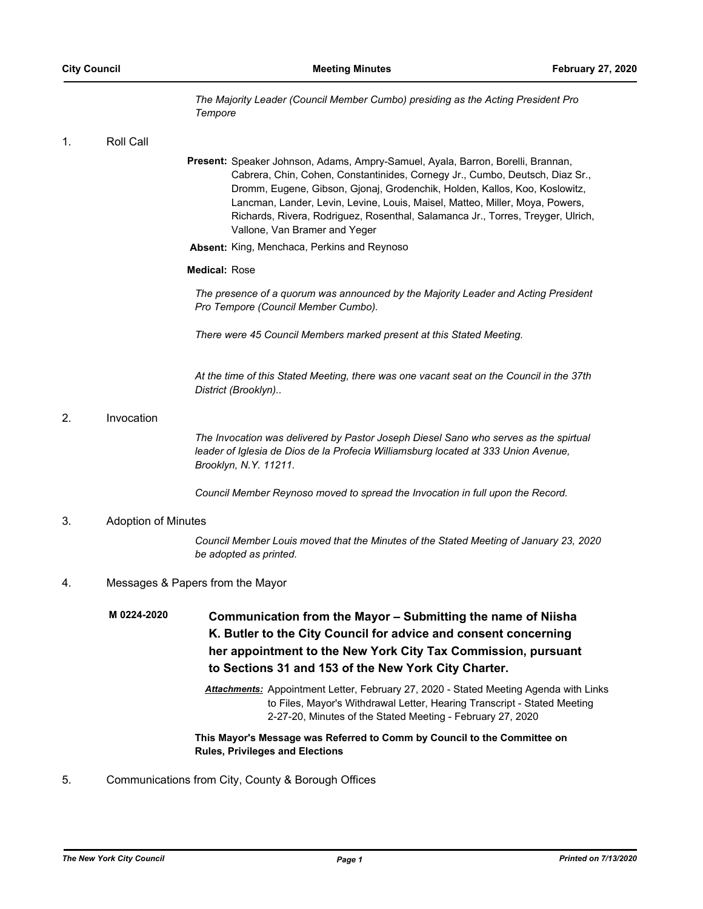*The Majority Leader (Council Member Cumbo) presiding as the Acting President Pro Tempore*

1. Roll Call

**Present:** Speaker Johnson, Adams, Ampry-Samuel, Ayala, Barron, Borelli, Brannan, Cabrera, Chin, Cohen, Constantinides, Cornegy Jr., Cumbo, Deutsch, Diaz Sr., Dromm, Eugene, Gibson, Gjonaj, Grodenchik, Holden, Kallos, Koo, Koslowitz, Lancman, Lander, Levin, Levine, Louis, Maisel, Matteo, Miller, Moya, Powers, Richards, Rivera, Rodriguez, Rosenthal, Salamanca Jr., Torres, Treyger, Ulrich, Vallone, Van Bramer and Yeger

**Absent:** King, Menchaca, Perkins and Reynoso

**Medical:** Rose

*The presence of a quorum was announced by the Majority Leader and Acting President Pro Tempore (Council Member Cumbo).*

*There were 45 Council Members marked present at this Stated Meeting.*

*At the time of this Stated Meeting, there was one vacant seat on the Council in the 37th District (Brooklyn)..*

2. Invocation

*The Invocation was delivered by Pastor Joseph Diesel Sano who serves as the spirtual leader of Iglesia de Dios de la Profecia Williamsburg located at 333 Union Avenue, Brooklyn, N.Y. 11211.*

*Council Member Reynoso moved to spread the Invocation in full upon the Record.*

3. Adoption of Minutes

*Council Member Louis moved that the Minutes of the Stated Meeting of January 23, 2020 be adopted as printed.*

4. Messages & Papers from the Mayor

**M 0224-2020** **Communication from the Mayor – Submitting the name of Niisha K. Butler to the City Council for advice and consent concerning her appointment to the New York City Tax Commission, pursuant to Sections 31 and 153 of the New York City Charter.**

***Attachments:*** Appointment Letter, February 27, 2020 - Stated Meeting Agenda with Links to Files, Mayor's Withdrawal Letter, Hearing Transcript - Stated Meeting 2-27-20, Minutes of the Stated Meeting - February 27, 2020

**This Mayor's Message was Referred to Comm by Council to the Committee on Rules, Privileges and Elections**

5. Communications from City, County & Borough Offices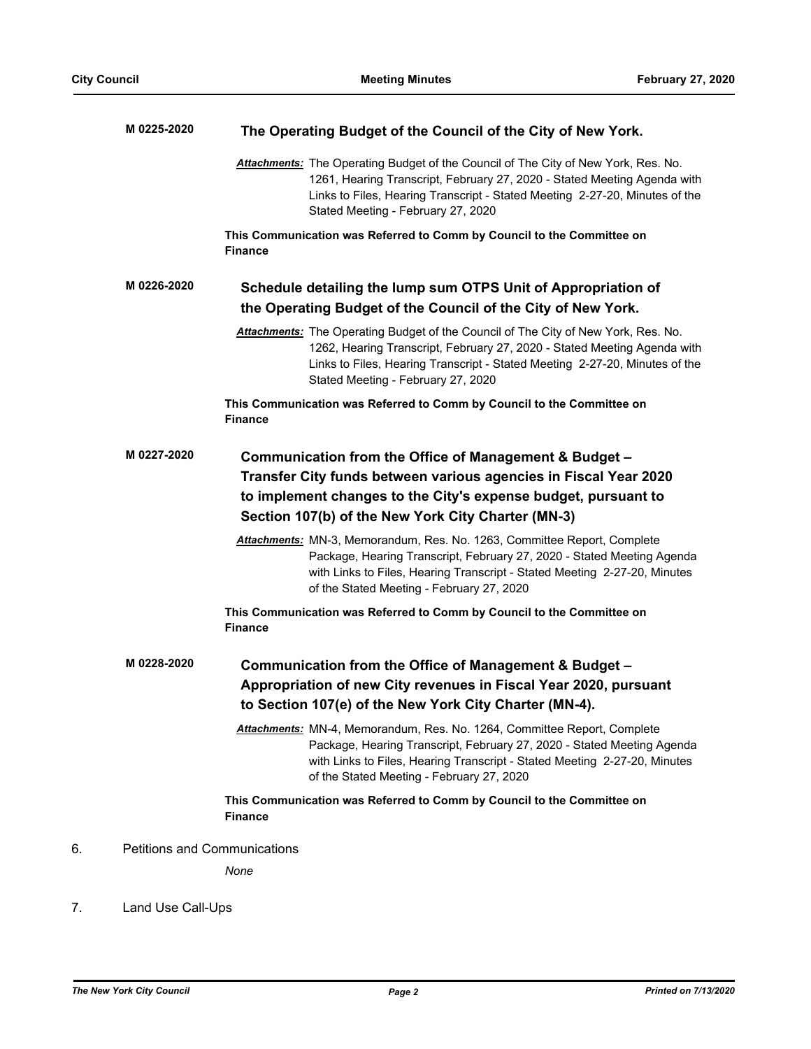**M 0225-2020** **The Operating Budget of the Council of the City of New York.**

***Attachments:*** The Operating Budget of the Council of The City of New York, Res. No. 1261, Hearing Transcript, February 27, 2020 - Stated Meeting Agenda with Links to Files, Hearing Transcript - Stated Meeting 2-27-20, Minutes of the Stated Meeting - February 27, 2020

**This Communication was Referred to Comm by Council to the Committee on Finance**

**M 0226-2020** **Schedule detailing the lump sum OTPS Unit of Appropriation of the Operating Budget of the Council of the City of New York.**

***Attachments:*** The Operating Budget of the Council of The City of New York, Res. No. 1262, Hearing Transcript, February 27, 2020 - Stated Meeting Agenda with Links to Files, Hearing Transcript - Stated Meeting 2-27-20, Minutes of the Stated Meeting - February 27, 2020

**This Communication was Referred to Comm by Council to the Committee on Finance**

**M 0227-2020** **Communication from the Office of Management & Budget – Transfer City funds between various agencies in Fiscal Year 2020 to implement changes to the City's expense budget, pursuant to Section 107(b) of the New York City Charter (MN-3)**

***Attachments:*** MN-3, Memorandum, Res. No. 1263, Committee Report, Complete Package, Hearing Transcript, February 27, 2020 - Stated Meeting Agenda with Links to Files, Hearing Transcript - Stated Meeting 2-27-20, Minutes of the Stated Meeting - February 27, 2020

**This Communication was Referred to Comm by Council to the Committee on Finance**

**M 0228-2020** **Communication from the Office of Management & Budget – Appropriation of new City revenues in Fiscal Year 2020, pursuant to Section 107(e) of the New York City Charter (MN-4).**

***Attachments:*** MN-4, Memorandum, Res. No. 1264, Committee Report, Complete Package, Hearing Transcript, February 27, 2020 - Stated Meeting Agenda with Links to Files, Hearing Transcript - Stated Meeting 2-27-20, Minutes of the Stated Meeting - February 27, 2020

**This Communication was Referred to Comm by Council to the Committee on Finance**

6. Petitions and Communications

*None*

7. Land Use Call-Ups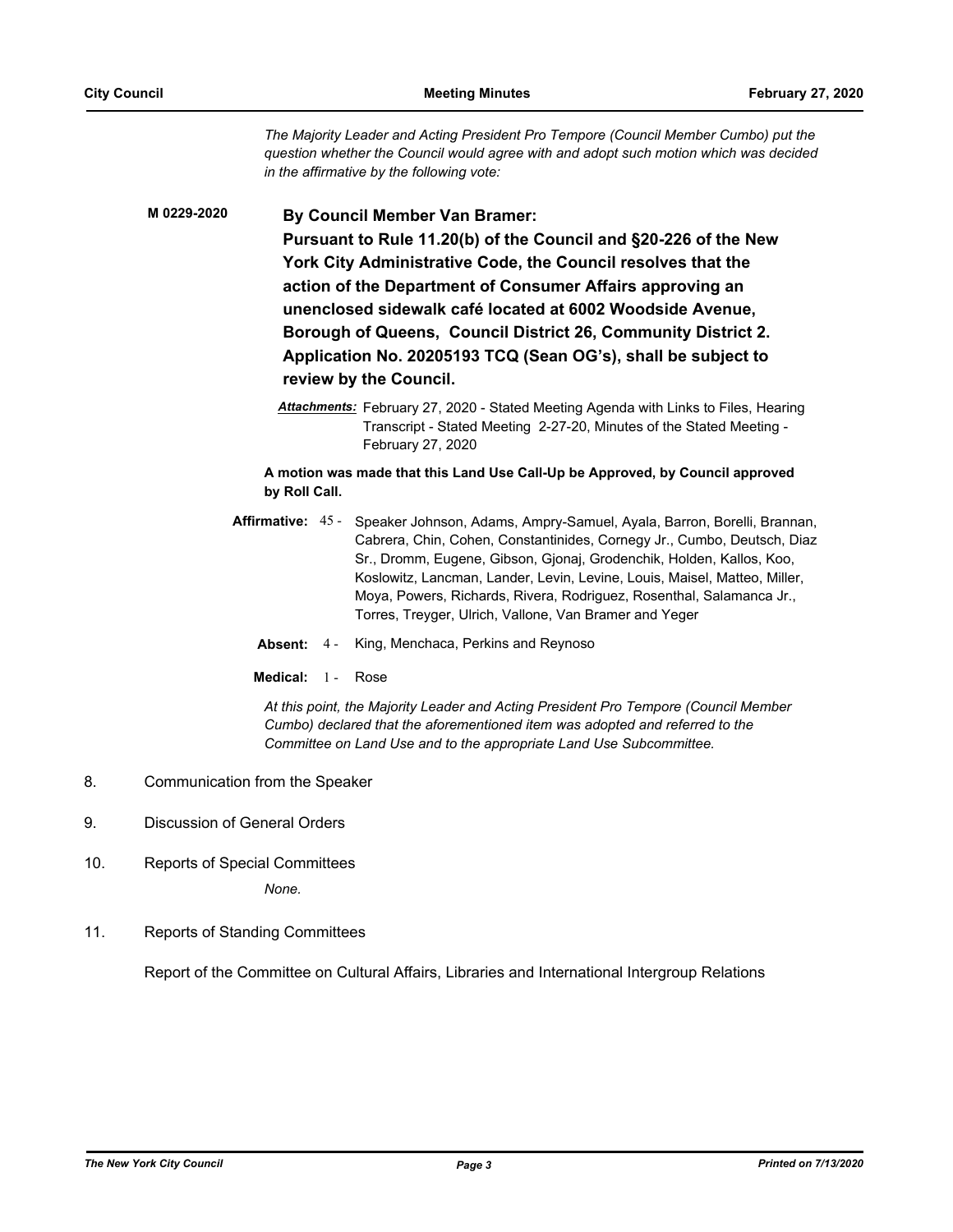*The Majority Leader and Acting President Pro Tempore (Council Member Cumbo) put the question whether the Council would agree with and adopt such motion which was decided in the affirmative by the following vote:*

**M 0229-2020**

**By Council Member Van Bramer:**

**Pursuant to Rule 11.20(b) of the Council and §20-226 of the New York City Administrative Code, the Council resolves that the action of the Department of Consumer Affairs approving an unenclosed sidewalk café located at 6002 Woodside Avenue, Borough of Queens, Council District 26, Community District 2. Application No. 20205193 TCQ (Sean OG's), shall be subject to review by the Council.**

***Attachments:*** February 27, 2020 - Stated Meeting Agenda with Links to Files, Hearing Transcript - Stated Meeting 2-27-20, Minutes of the Stated Meeting - February 27, 2020

**A motion was made that this Land Use Call-Up be Approved, by Council approved by Roll Call.**

**Affirmative:** 45 - Speaker Johnson, Adams, Ampry-Samuel, Ayala, Barron, Borelli, Brannan, Cabrera, Chin, Cohen, Constantinides, Cornegy Jr., Cumbo, Deutsch, Diaz Sr., Dromm, Eugene, Gibson, Gjonaj, Grodenchik, Holden, Kallos, Koo, Koslowitz, Lancman, Lander, Levin, Levine, Louis, Maisel, Matteo, Miller, Moya, Powers, Richards, Rivera, Rodriguez, Rosenthal, Salamanca Jr., Torres, Treyger, Ulrich, Vallone, Van Bramer and Yeger

**Absent:** 4 - King, Menchaca, Perkins and Reynoso

**Medical:** 1 - Rose

*At this point, the Majority Leader and Acting President Pro Tempore (Council Member Cumbo) declared that the aforementioned item was adopted and referred to the Committee on Land Use and to the appropriate Land Use Subcommittee.*

8. Communication from the Speaker

9. Discussion of General Orders

10. Reports of Special Committees

    *None.*

11. Reports of Standing Committees

Report of the Committee on Cultural Affairs, Libraries and International Intergroup Relations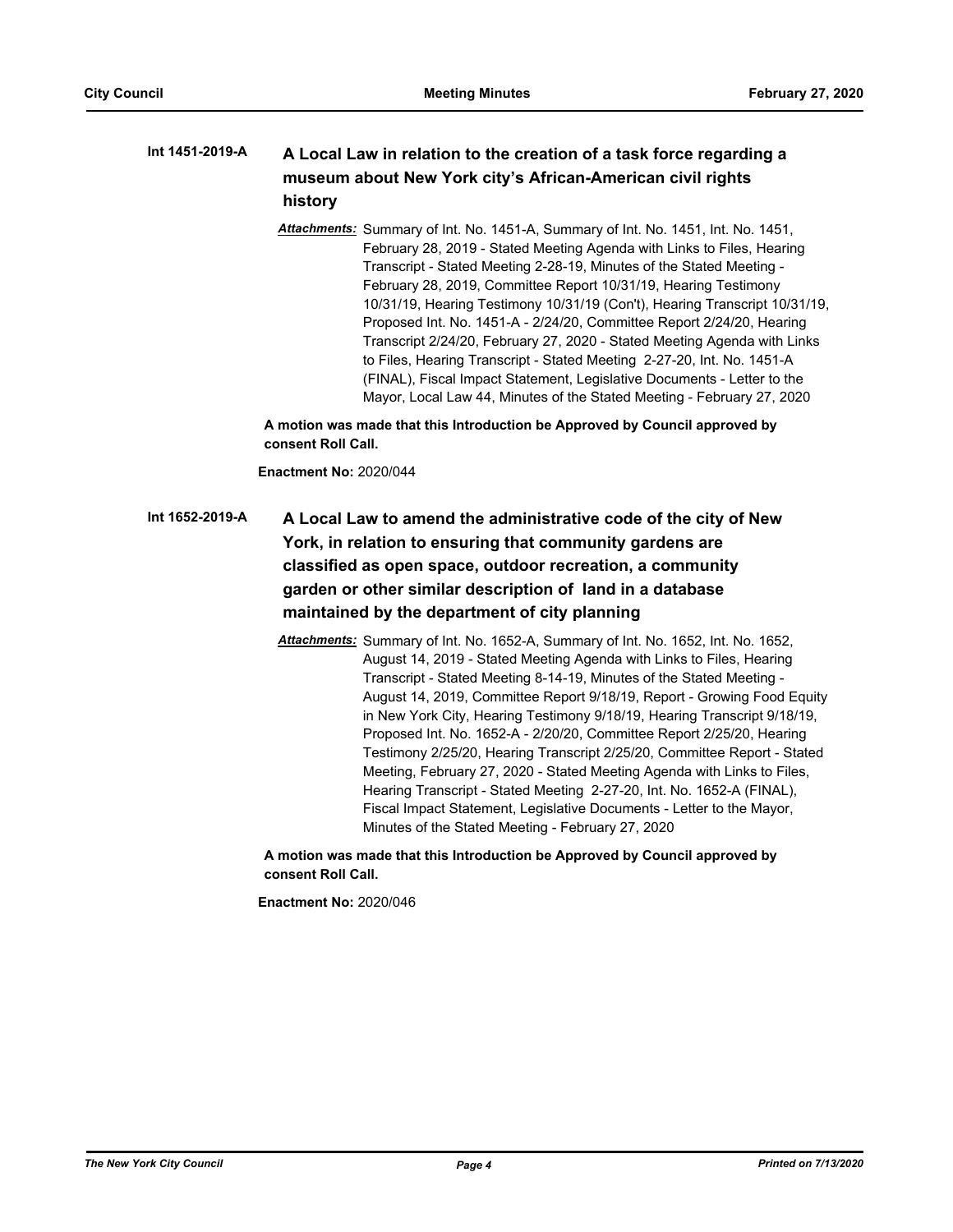**Int 1451-2019-A** **A Local Law in relation to the creation of a task force regarding a museum about New York city's African-American civil rights history**

*Attachments:* Summary of Int. No. 1451-A, Summary of Int. No. 1451, Int. No. 1451, February 28, 2019 - Stated Meeting Agenda with Links to Files, Hearing Transcript - Stated Meeting 2-28-19, Minutes of the Stated Meeting - February 28, 2019, Committee Report 10/31/19, Hearing Testimony 10/31/19, Hearing Testimony 10/31/19 (Con't), Hearing Transcript 10/31/19, Proposed Int. No. 1451-A - 2/24/20, Committee Report 2/24/20, Hearing Transcript 2/24/20, February 27, 2020 - Stated Meeting Agenda with Links to Files, Hearing Transcript - Stated Meeting 2-27-20, Int. No. 1451-A (FINAL), Fiscal Impact Statement, Legislative Documents - Letter to the Mayor, Local Law 44, Minutes of the Stated Meeting - February 27, 2020

**A motion was made that this Introduction be Approved by Council approved by consent Roll Call.**

**Enactment No:** 2020/044

**Int 1652-2019-A** **A Local Law to amend the administrative code of the city of New York, in relation to ensuring that community gardens are classified as open space, outdoor recreation, a community garden or other similar description of land in a database maintained by the department of city planning**

*Attachments:* Summary of Int. No. 1652-A, Summary of Int. No. 1652, Int. No. 1652, August 14, 2019 - Stated Meeting Agenda with Links to Files, Hearing Transcript - Stated Meeting 8-14-19, Minutes of the Stated Meeting - August 14, 2019, Committee Report 9/18/19, Report - Growing Food Equity in New York City, Hearing Testimony 9/18/19, Hearing Transcript 9/18/19, Proposed Int. No. 1652-A - 2/20/20, Committee Report 2/25/20, Hearing Testimony 2/25/20, Hearing Transcript 2/25/20, Committee Report - Stated Meeting, February 27, 2020 - Stated Meeting Agenda with Links to Files, Hearing Transcript - Stated Meeting 2-27-20, Int. No. 1652-A (FINAL), Fiscal Impact Statement, Legislative Documents - Letter to the Mayor, Minutes of the Stated Meeting - February 27, 2020

**A motion was made that this Introduction be Approved by Council approved by consent Roll Call.**

**Enactment No:** 2020/046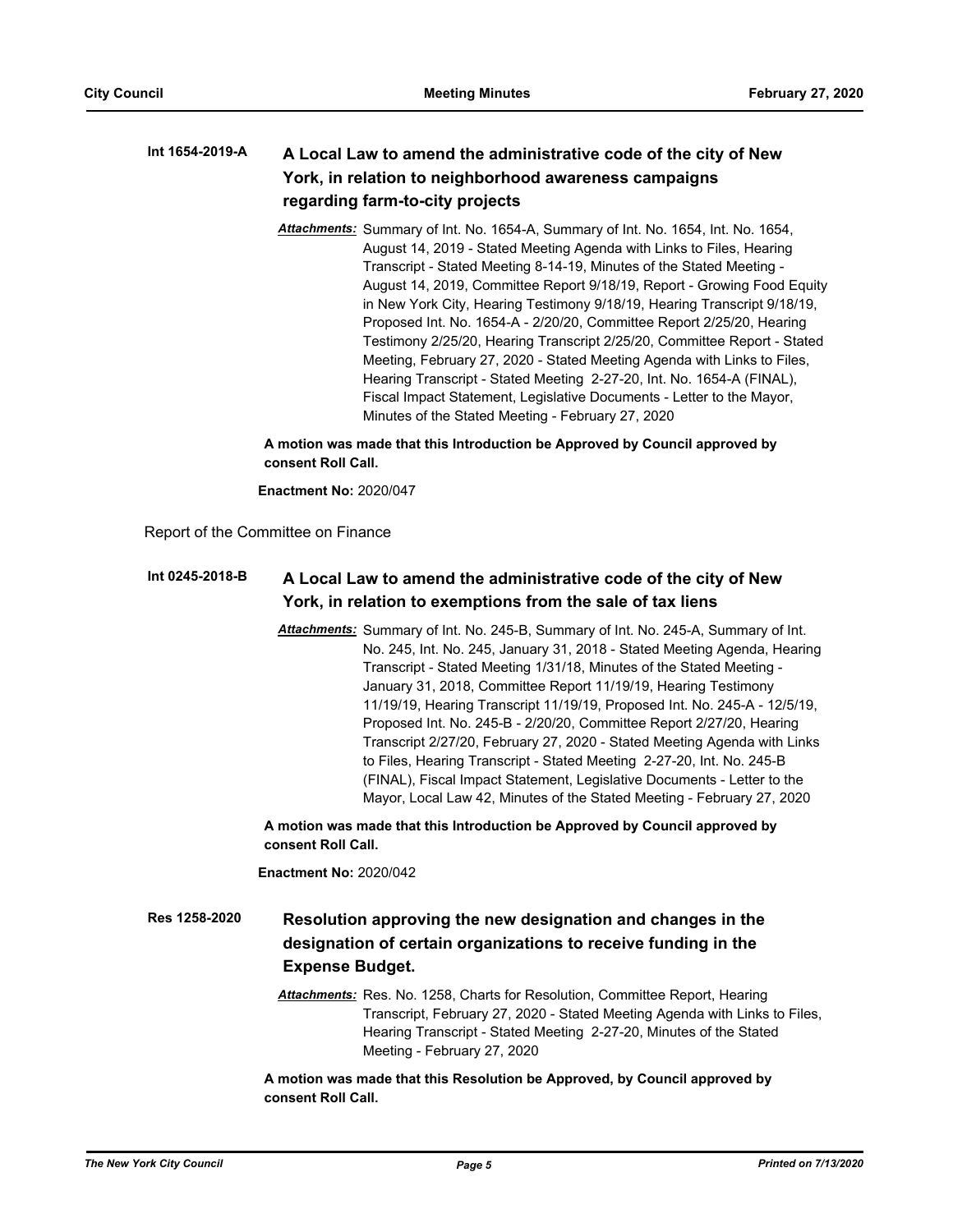**Int 1654-2019-A** **A Local Law to amend the administrative code of the city of New York, in relation to neighborhood awareness campaigns regarding farm-to-city projects**

***Attachments:*** Summary of Int. No. 1654-A, Summary of Int. No. 1654, Int. No. 1654, August 14, 2019 - Stated Meeting Agenda with Links to Files, Hearing Transcript - Stated Meeting 8-14-19, Minutes of the Stated Meeting - August 14, 2019, Committee Report 9/18/19, Report - Growing Food Equity in New York City, Hearing Testimony 9/18/19, Hearing Transcript 9/18/19, Proposed Int. No. 1654-A - 2/20/20, Committee Report 2/25/20, Hearing Testimony 2/25/20, Hearing Transcript 2/25/20, Committee Report - Stated Meeting, February 27, 2020 - Stated Meeting Agenda with Links to Files, Hearing Transcript - Stated Meeting 2-27-20, Int. No. 1654-A (FINAL), Fiscal Impact Statement, Legislative Documents - Letter to the Mayor, Minutes of the Stated Meeting - February 27, 2020

**A motion was made that this Introduction be Approved by Council approved by consent Roll Call.**

**Enactment No:** 2020/047

Report of the Committee on Finance

**Int 0245-2018-B** **A Local Law to amend the administrative code of the city of New York, in relation to exemptions from the sale of tax liens**

***Attachments:*** Summary of Int. No. 245-B, Summary of Int. No. 245-A, Summary of Int. No. 245, Int. No. 245, January 31, 2018 - Stated Meeting Agenda, Hearing Transcript - Stated Meeting 1/31/18, Minutes of the Stated Meeting - January 31, 2018, Committee Report 11/19/19, Hearing Testimony 11/19/19, Hearing Transcript 11/19/19, Proposed Int. No. 245-A - 12/5/19, Proposed Int. No. 245-B - 2/20/20, Committee Report 2/27/20, Hearing Transcript 2/27/20, February 27, 2020 - Stated Meeting Agenda with Links to Files, Hearing Transcript - Stated Meeting 2-27-20, Int. No. 245-B (FINAL), Fiscal Impact Statement, Legislative Documents - Letter to the Mayor, Local Law 42, Minutes of the Stated Meeting - February 27, 2020

**A motion was made that this Introduction be Approved by Council approved by consent Roll Call.**

**Enactment No:** 2020/042

**Res 1258-2020** **Resolution approving the new designation and changes in the designation of certain organizations to receive funding in the Expense Budget.**

***Attachments:*** Res. No. 1258, Charts for Resolution, Committee Report, Hearing Transcript, February 27, 2020 - Stated Meeting Agenda with Links to Files, Hearing Transcript - Stated Meeting 2-27-20, Minutes of the Stated Meeting - February 27, 2020

**A motion was made that this Resolution be Approved, by Council approved by consent Roll Call.**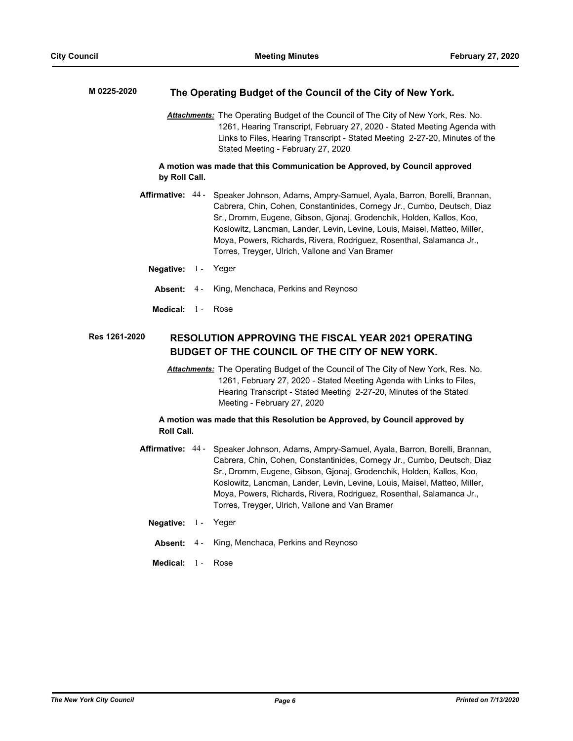**M 0225-2020** **The Operating Budget of the Council of the City of New York.**

***Attachments:*** The Operating Budget of the Council of The City of New York, Res. No. 1261, Hearing Transcript, February 27, 2020 - Stated Meeting Agenda with Links to Files, Hearing Transcript - Stated Meeting 2-27-20, Minutes of the Stated Meeting - February 27, 2020

**A motion was made that this Communication be Approved, by Council approved by Roll Call.**

**Affirmative:** 44 - Speaker Johnson, Adams, Ampry-Samuel, Ayala, Barron, Borelli, Brannan, Cabrera, Chin, Cohen, Constantinides, Cornegy Jr., Cumbo, Deutsch, Diaz Sr., Dromm, Eugene, Gibson, Gjonaj, Grodenchik, Holden, Kallos, Koo, Koslowitz, Lancman, Lander, Levin, Levine, Louis, Maisel, Matteo, Miller, Moya, Powers, Richards, Rivera, Rodriguez, Rosenthal, Salamanca Jr., Torres, Treyger, Ulrich, Vallone and Van Bramer

**Negative:** 1 - Yeger

**Absent:** 4 - King, Menchaca, Perkins and Reynoso

**Medical:** 1 - Rose

**Res 1261-2020** **RESOLUTION APPROVING THE FISCAL YEAR 2021 OPERATING BUDGET OF THE COUNCIL OF THE CITY OF NEW YORK.**

***Attachments:*** The Operating Budget of the Council of The City of New York, Res. No. 1261, February 27, 2020 - Stated Meeting Agenda with Links to Files, Hearing Transcript - Stated Meeting 2-27-20, Minutes of the Stated Meeting - February 27, 2020

**A motion was made that this Resolution be Approved, by Council approved by Roll Call.**

**Affirmative:** 44 - Speaker Johnson, Adams, Ampry-Samuel, Ayala, Barron, Borelli, Brannan, Cabrera, Chin, Cohen, Constantinides, Cornegy Jr., Cumbo, Deutsch, Diaz Sr., Dromm, Eugene, Gibson, Gjonaj, Grodenchik, Holden, Kallos, Koo, Koslowitz, Lancman, Lander, Levin, Levine, Louis, Maisel, Matteo, Miller, Moya, Powers, Richards, Rivera, Rodriguez, Rosenthal, Salamanca Jr., Torres, Treyger, Ulrich, Vallone and Van Bramer

**Negative:** 1 - Yeger

**Absent:** 4 - King, Menchaca, Perkins and Reynoso

**Medical:** 1 - Rose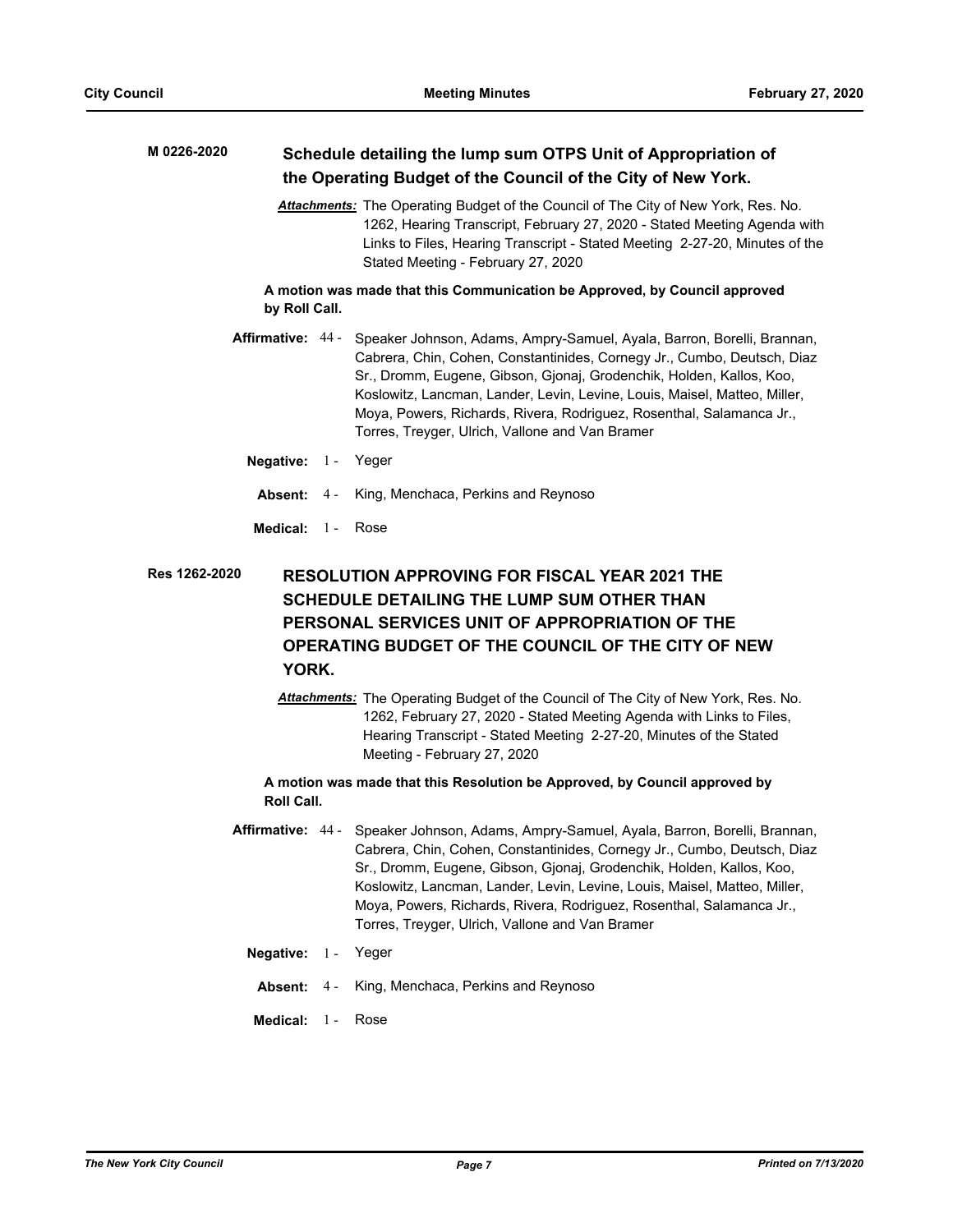**M 0226-2020** **Schedule detailing the lump sum OTPS Unit of Appropriation of the Operating Budget of the Council of the City of New York.**

***Attachments:*** The Operating Budget of the Council of The City of New York, Res. No. 1262, Hearing Transcript, February 27, 2020 - Stated Meeting Agenda with Links to Files, Hearing Transcript - Stated Meeting 2-27-20, Minutes of the Stated Meeting - February 27, 2020

**A motion was made that this Communication be Approved, by Council approved by Roll Call.**

**Affirmative:** 44 - Speaker Johnson, Adams, Ampry-Samuel, Ayala, Barron, Borelli, Brannan, Cabrera, Chin, Cohen, Constantinides, Cornegy Jr., Cumbo, Deutsch, Diaz Sr., Dromm, Eugene, Gibson, Gjonaj, Grodenchik, Holden, Kallos, Koo, Koslowitz, Lancman, Lander, Levin, Levine, Louis, Maisel, Matteo, Miller, Moya, Powers, Richards, Rivera, Rodriguez, Rosenthal, Salamanca Jr., Torres, Treyger, Ulrich, Vallone and Van Bramer

**Negative:** 1 - Yeger

**Absent:** 4 - King, Menchaca, Perkins and Reynoso

**Medical:** 1 - Rose

**Res 1262-2020** **RESOLUTION APPROVING FOR FISCAL YEAR 2021 THE SCHEDULE DETAILING THE LUMP SUM OTHER THAN PERSONAL SERVICES UNIT OF APPROPRIATION OF THE OPERATING BUDGET OF THE COUNCIL OF THE CITY OF NEW YORK.**

***Attachments:*** The Operating Budget of the Council of The City of New York, Res. No. 1262, February 27, 2020 - Stated Meeting Agenda with Links to Files, Hearing Transcript - Stated Meeting 2-27-20, Minutes of the Stated Meeting - February 27, 2020

**A motion was made that this Resolution be Approved, by Council approved by Roll Call.**

**Affirmative:** 44 - Speaker Johnson, Adams, Ampry-Samuel, Ayala, Barron, Borelli, Brannan, Cabrera, Chin, Cohen, Constantinides, Cornegy Jr., Cumbo, Deutsch, Diaz Sr., Dromm, Eugene, Gibson, Gjonaj, Grodenchik, Holden, Kallos, Koo, Koslowitz, Lancman, Lander, Levin, Levine, Louis, Maisel, Matteo, Miller, Moya, Powers, Richards, Rivera, Rodriguez, Rosenthal, Salamanca Jr., Torres, Treyger, Ulrich, Vallone and Van Bramer

**Negative:** 1 - Yeger

**Absent:** 4 - King, Menchaca, Perkins and Reynoso

**Medical:** 1 - Rose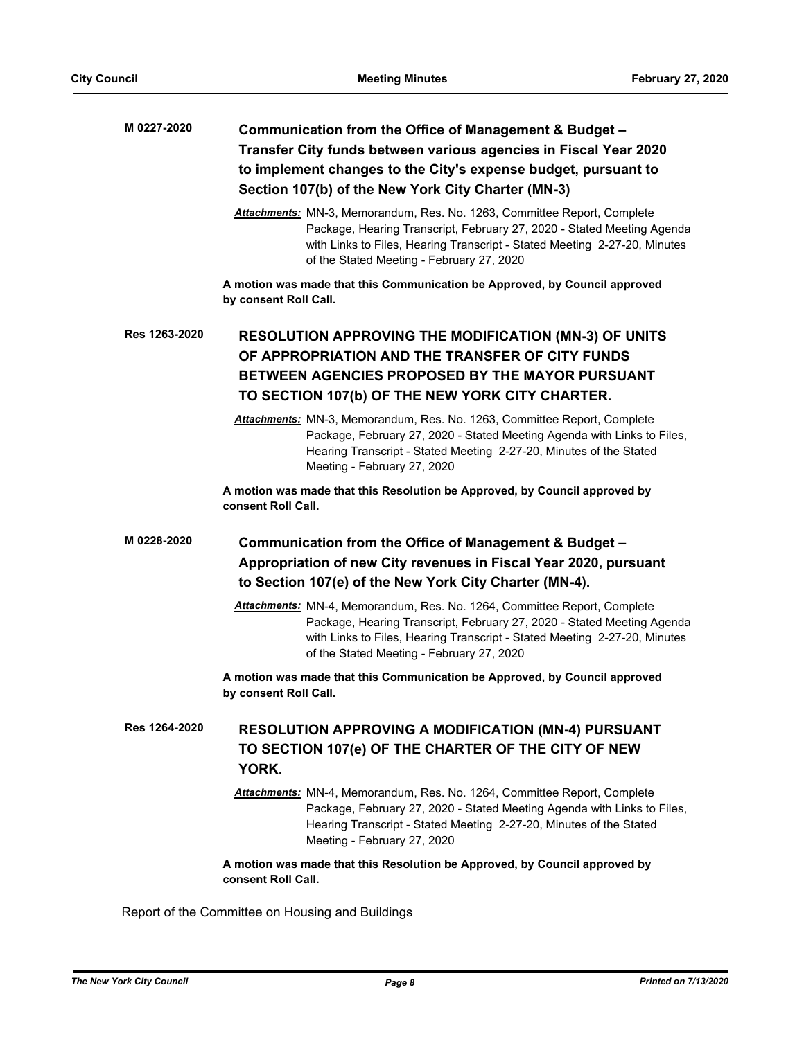**M 0227-2020** **Communication from the Office of Management & Budget – Transfer City funds between various agencies in Fiscal Year 2020 to implement changes to the City's expense budget, pursuant to Section 107(b) of the New York City Charter (MN-3)**

***Attachments:*** MN-3, Memorandum, Res. No. 1263, Committee Report, Complete Package, Hearing Transcript, February 27, 2020 - Stated Meeting Agenda with Links to Files, Hearing Transcript - Stated Meeting 2-27-20, Minutes of the Stated Meeting - February 27, 2020

**A motion was made that this Communication be Approved, by Council approved by consent Roll Call.**

**Res 1263-2020** **RESOLUTION APPROVING THE MODIFICATION (MN-3) OF UNITS OF APPROPRIATION AND THE TRANSFER OF CITY FUNDS BETWEEN AGENCIES PROPOSED BY THE MAYOR PURSUANT TO SECTION 107(b) OF THE NEW YORK CITY CHARTER.**

***Attachments:*** MN-3, Memorandum, Res. No. 1263, Committee Report, Complete Package, February 27, 2020 - Stated Meeting Agenda with Links to Files, Hearing Transcript - Stated Meeting 2-27-20, Minutes of the Stated Meeting - February 27, 2020

**A motion was made that this Resolution be Approved, by Council approved by consent Roll Call.**

**M 0228-2020** **Communication from the Office of Management & Budget – Appropriation of new City revenues in Fiscal Year 2020, pursuant to Section 107(e) of the New York City Charter (MN-4).**

***Attachments:*** MN-4, Memorandum, Res. No. 1264, Committee Report, Complete Package, Hearing Transcript, February 27, 2020 - Stated Meeting Agenda with Links to Files, Hearing Transcript - Stated Meeting 2-27-20, Minutes of the Stated Meeting - February 27, 2020

**A motion was made that this Communication be Approved, by Council approved by consent Roll Call.**

**Res 1264-2020** **RESOLUTION APPROVING A MODIFICATION (MN-4) PURSUANT TO SECTION 107(e) OF THE CHARTER OF THE CITY OF NEW YORK.**

***Attachments:*** MN-4, Memorandum, Res. No. 1264, Committee Report, Complete Package, February 27, 2020 - Stated Meeting Agenda with Links to Files, Hearing Transcript - Stated Meeting 2-27-20, Minutes of the Stated Meeting - February 27, 2020

**A motion was made that this Resolution be Approved, by Council approved by consent Roll Call.**

Report of the Committee on Housing and Buildings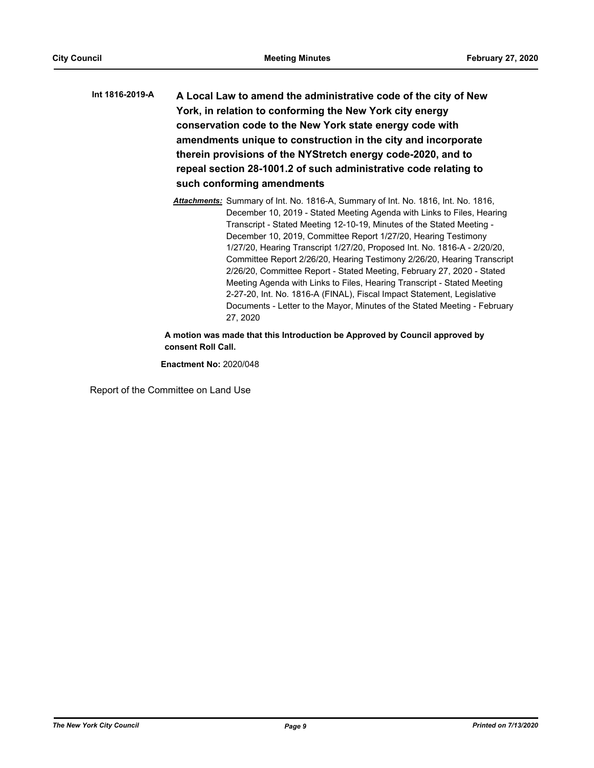**Int 1816-2019-A** **A Local Law to amend the administrative code of the city of New York, in relation to conforming the New York city energy conservation code to the New York state energy code with amendments unique to construction in the city and incorporate therein provisions of the NYStretch energy code-2020, and to repeal section 28-1001.2 of such administrative code relating to such conforming amendments**

***Attachments:*** Summary of Int. No. 1816-A, Summary of Int. No. 1816, Int. No. 1816, December 10, 2019 - Stated Meeting Agenda with Links to Files, Hearing Transcript - Stated Meeting 12-10-19, Minutes of the Stated Meeting - December 10, 2019, Committee Report 1/27/20, Hearing Testimony 1/27/20, Hearing Transcript 1/27/20, Proposed Int. No. 1816-A - 2/20/20, Committee Report 2/26/20, Hearing Testimony 2/26/20, Hearing Transcript 2/26/20, Committee Report - Stated Meeting, February 27, 2020 - Stated Meeting Agenda with Links to Files, Hearing Transcript - Stated Meeting 2-27-20, Int. No. 1816-A (FINAL), Fiscal Impact Statement, Legislative Documents - Letter to the Mayor, Minutes of the Stated Meeting - February 27, 2020

**A motion was made that this Introduction be Approved by Council approved by consent Roll Call.**

**Enactment No:** 2020/048

Report of the Committee on Land Use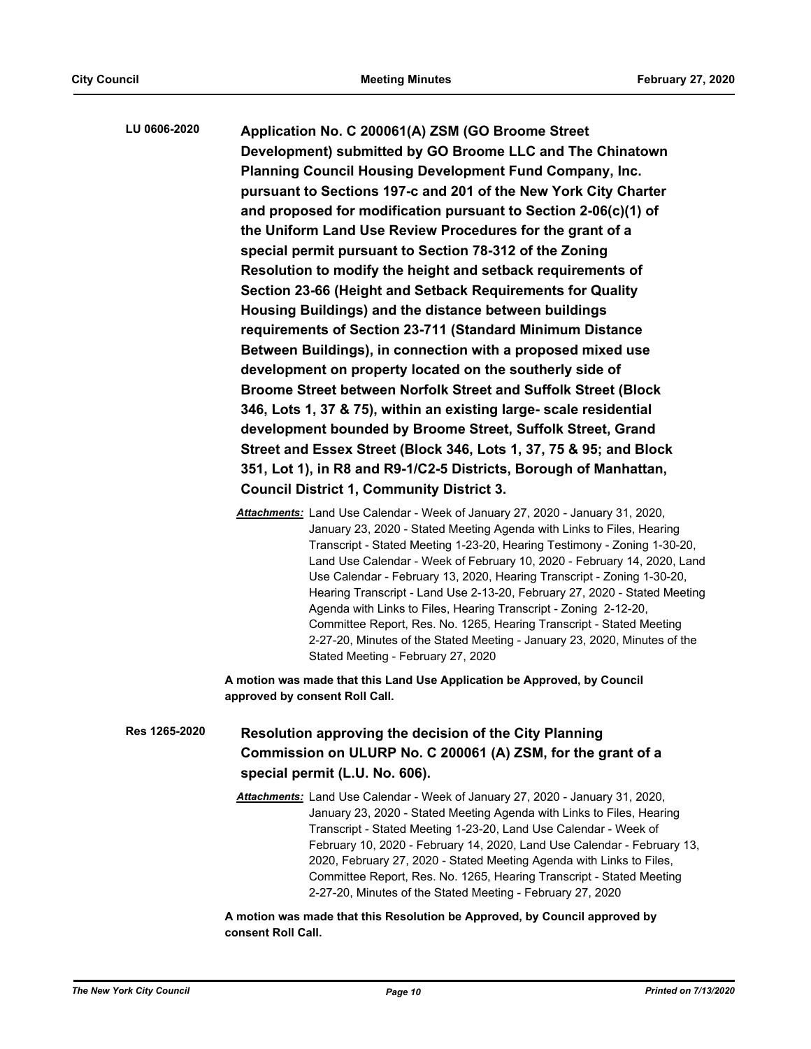**LU 0606-2020** **Application No. C 200061(A) ZSM (GO Broome Street Development) submitted by GO Broome LLC and The Chinatown Planning Council Housing Development Fund Company, Inc. pursuant to Sections 197-c and 201 of the New York City Charter and proposed for modification pursuant to Section 2-06(c)(1) of the Uniform Land Use Review Procedures for the grant of a special permit pursuant to Section 78-312 of the Zoning Resolution to modify the height and setback requirements of Section 23-66 (Height and Setback Requirements for Quality Housing Buildings) and the distance between buildings requirements of Section 23-711 (Standard Minimum Distance Between Buildings), in connection with a proposed mixed use development on property located on the southerly side of Broome Street between Norfolk Street and Suffolk Street (Block 346, Lots 1, 37 & 75), within an existing large- scale residential development bounded by Broome Street, Suffolk Street, Grand Street and Essex Street (Block 346, Lots 1, 37, 75 & 95; and Block 351, Lot 1), in R8 and R9-1/C2-5 Districts, Borough of Manhattan, Council District 1, Community District 3.**

***Attachments:*** Land Use Calendar - Week of January 27, 2020 - January 31, 2020, January 23, 2020 - Stated Meeting Agenda with Links to Files, Hearing Transcript - Stated Meeting 1-23-20, Hearing Testimony - Zoning 1-30-20, Land Use Calendar - Week of February 10, 2020 - February 14, 2020, Land Use Calendar - February 13, 2020, Hearing Transcript - Zoning 1-30-20, Hearing Transcript - Land Use 2-13-20, February 27, 2020 - Stated Meeting Agenda with Links to Files, Hearing Transcript - Zoning 2-12-20, Committee Report, Res. No. 1265, Hearing Transcript - Stated Meeting 2-27-20, Minutes of the Stated Meeting - January 23, 2020, Minutes of the Stated Meeting - February 27, 2020

**A motion was made that this Land Use Application be Approved, by Council approved by consent Roll Call.**

**Res 1265-2020** **Resolution approving the decision of the City Planning Commission on ULURP No. C 200061 (A) ZSM, for the grant of a special permit (L.U. No. 606).**

***Attachments:*** Land Use Calendar - Week of January 27, 2020 - January 31, 2020, January 23, 2020 - Stated Meeting Agenda with Links to Files, Hearing Transcript - Stated Meeting 1-23-20, Land Use Calendar - Week of February 10, 2020 - February 14, 2020, Land Use Calendar - February 13, 2020, February 27, 2020 - Stated Meeting Agenda with Links to Files, Committee Report, Res. No. 1265, Hearing Transcript - Stated Meeting 2-27-20, Minutes of the Stated Meeting - February 27, 2020

**A motion was made that this Resolution be Approved, by Council approved by consent Roll Call.**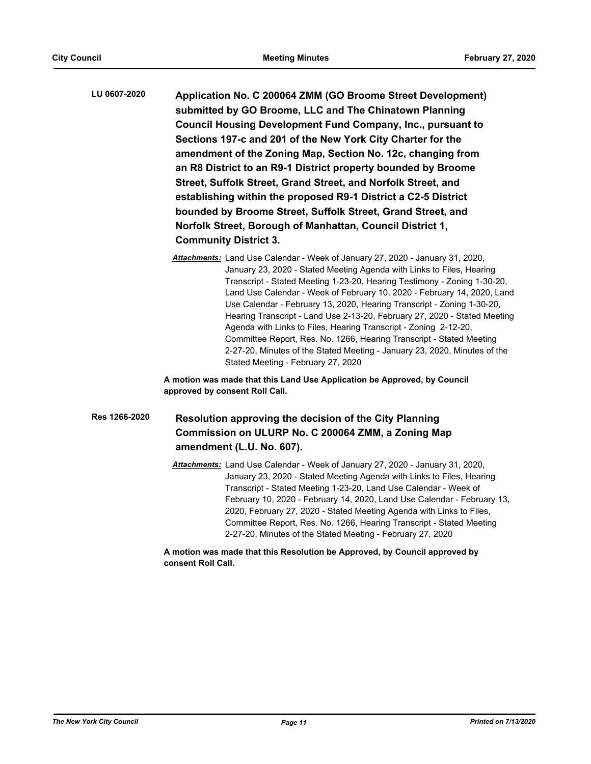**LU 0607-2020** **Application No. C 200064 ZMM (GO Broome Street Development) submitted by GO Broome, LLC and The Chinatown Planning Council Housing Development Fund Company, Inc., pursuant to Sections 197-c and 201 of the New York City Charter for the amendment of the Zoning Map, Section No. 12c, changing from an R8 District to an R9-1 District property bounded by Broome Street, Suffolk Street, Grand Street, and Norfolk Street, and establishing within the proposed R9-1 District a C2-5 District bounded by Broome Street, Suffolk Street, Grand Street, and Norfolk Street, Borough of Manhattan, Council District 1, Community District 3.**

***Attachments:*** Land Use Calendar - Week of January 27, 2020 - January 31, 2020, January 23, 2020 - Stated Meeting Agenda with Links to Files, Hearing Transcript - Stated Meeting 1-23-20, Hearing Testimony - Zoning 1-30-20, Land Use Calendar - Week of February 10, 2020 - February 14, 2020, Land Use Calendar - February 13, 2020, Hearing Transcript - Zoning 1-30-20, Hearing Transcript - Land Use 2-13-20, February 27, 2020 - Stated Meeting Agenda with Links to Files, Hearing Transcript - Zoning 2-12-20, Committee Report, Res. No. 1266, Hearing Transcript - Stated Meeting 2-27-20, Minutes of the Stated Meeting - January 23, 2020, Minutes of the Stated Meeting - February 27, 2020

**A motion was made that this Land Use Application be Approved, by Council approved by consent Roll Call.**

**Res 1266-2020** **Resolution approving the decision of the City Planning Commission on ULURP No. C 200064 ZMM, a Zoning Map amendment (L.U. No. 607).**

***Attachments:*** Land Use Calendar - Week of January 27, 2020 - January 31, 2020, January 23, 2020 - Stated Meeting Agenda with Links to Files, Hearing Transcript - Stated Meeting 1-23-20, Land Use Calendar - Week of February 10, 2020 - February 14, 2020, Land Use Calendar - February 13, 2020, February 27, 2020 - Stated Meeting Agenda with Links to Files, Committee Report, Res. No. 1266, Hearing Transcript - Stated Meeting 2-27-20, Minutes of the Stated Meeting - February 27, 2020

**A motion was made that this Resolution be Approved, by Council approved by consent Roll Call.**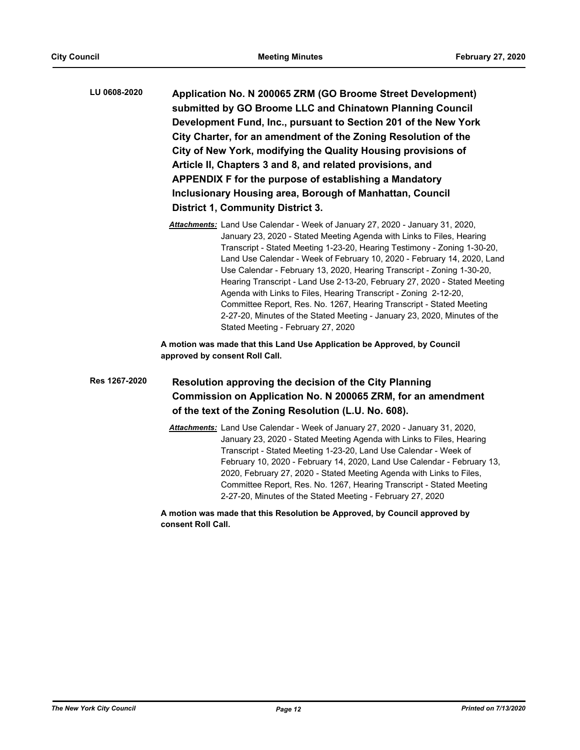**LU 0608-2020** **Application No. N 200065 ZRM (GO Broome Street Development) submitted by GO Broome LLC and Chinatown Planning Council Development Fund, Inc., pursuant to Section 201 of the New York City Charter, for an amendment of the Zoning Resolution of the City of New York, modifying the Quality Housing provisions of Article II, Chapters 3 and 8, and related provisions, and APPENDIX F for the purpose of establishing a Mandatory Inclusionary Housing area, Borough of Manhattan, Council District 1, Community District 3.**

*Attachments:* Land Use Calendar - Week of January 27, 2020 - January 31, 2020, January 23, 2020 - Stated Meeting Agenda with Links to Files, Hearing Transcript - Stated Meeting 1-23-20, Hearing Testimony - Zoning 1-30-20, Land Use Calendar - Week of February 10, 2020 - February 14, 2020, Land Use Calendar - February 13, 2020, Hearing Transcript - Zoning 1-30-20, Hearing Transcript - Land Use 2-13-20, February 27, 2020 - Stated Meeting Agenda with Links to Files, Hearing Transcript - Zoning 2-12-20, Committee Report, Res. No. 1267, Hearing Transcript - Stated Meeting 2-27-20, Minutes of the Stated Meeting - January 23, 2020, Minutes of the Stated Meeting - February 27, 2020

**A motion was made that this Land Use Application be Approved, by Council approved by consent Roll Call.**

**Res 1267-2020** **Resolution approving the decision of the City Planning Commission on Application No. N 200065 ZRM, for an amendment of the text of the Zoning Resolution (L.U. No. 608).**

*Attachments:* Land Use Calendar - Week of January 27, 2020 - January 31, 2020, January 23, 2020 - Stated Meeting Agenda with Links to Files, Hearing Transcript - Stated Meeting 1-23-20, Land Use Calendar - Week of February 10, 2020 - February 14, 2020, Land Use Calendar - February 13, 2020, February 27, 2020 - Stated Meeting Agenda with Links to Files, Committee Report, Res. No. 1267, Hearing Transcript - Stated Meeting 2-27-20, Minutes of the Stated Meeting - February 27, 2020

**A motion was made that this Resolution be Approved, by Council approved by consent Roll Call.**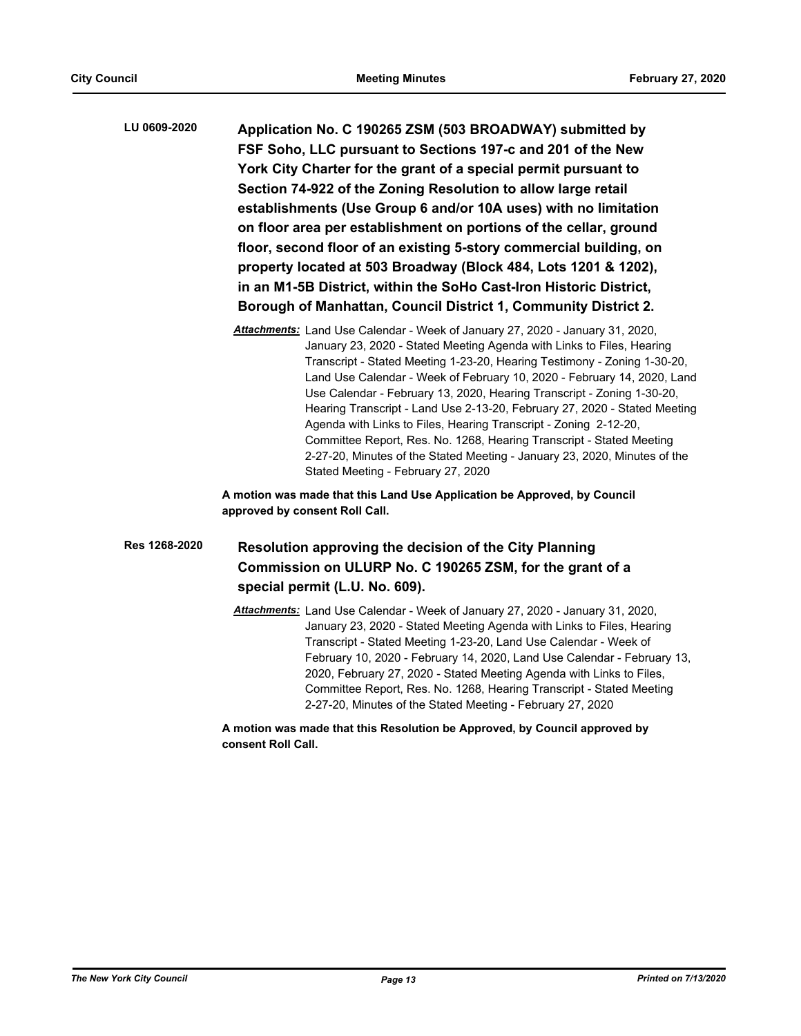**LU 0609-2020** **Application No. C 190265 ZSM (503 BROADWAY) submitted by FSF Soho, LLC pursuant to Sections 197-c and 201 of the New York City Charter for the grant of a special permit pursuant to Section 74-922 of the Zoning Resolution to allow large retail establishments (Use Group 6 and/or 10A uses) with no limitation on floor area per establishment on portions of the cellar, ground floor, second floor of an existing 5-story commercial building, on property located at 503 Broadway (Block 484, Lots 1201 & 1202), in an M1-5B District, within the SoHo Cast-Iron Historic District, Borough of Manhattan, Council District 1, Community District 2.**

***Attachments:*** Land Use Calendar - Week of January 27, 2020 - January 31, 2020, January 23, 2020 - Stated Meeting Agenda with Links to Files, Hearing Transcript - Stated Meeting 1-23-20, Hearing Testimony - Zoning 1-30-20, Land Use Calendar - Week of February 10, 2020 - February 14, 2020, Land Use Calendar - February 13, 2020, Hearing Transcript - Zoning 1-30-20, Hearing Transcript - Land Use 2-13-20, February 27, 2020 - Stated Meeting Agenda with Links to Files, Hearing Transcript - Zoning 2-12-20, Committee Report, Res. No. 1268, Hearing Transcript - Stated Meeting 2-27-20, Minutes of the Stated Meeting - January 23, 2020, Minutes of the Stated Meeting - February 27, 2020

**A motion was made that this Land Use Application be Approved, by Council approved by consent Roll Call.**

**Res 1268-2020** **Resolution approving the decision of the City Planning Commission on ULURP No. C 190265 ZSM, for the grant of a special permit (L.U. No. 609).**

***Attachments:*** Land Use Calendar - Week of January 27, 2020 - January 31, 2020, January 23, 2020 - Stated Meeting Agenda with Links to Files, Hearing Transcript - Stated Meeting 1-23-20, Land Use Calendar - Week of February 10, 2020 - February 14, 2020, Land Use Calendar - February 13, 2020, February 27, 2020 - Stated Meeting Agenda with Links to Files, Committee Report, Res. No. 1268, Hearing Transcript - Stated Meeting 2-27-20, Minutes of the Stated Meeting - February 27, 2020

**A motion was made that this Resolution be Approved, by Council approved by consent Roll Call.**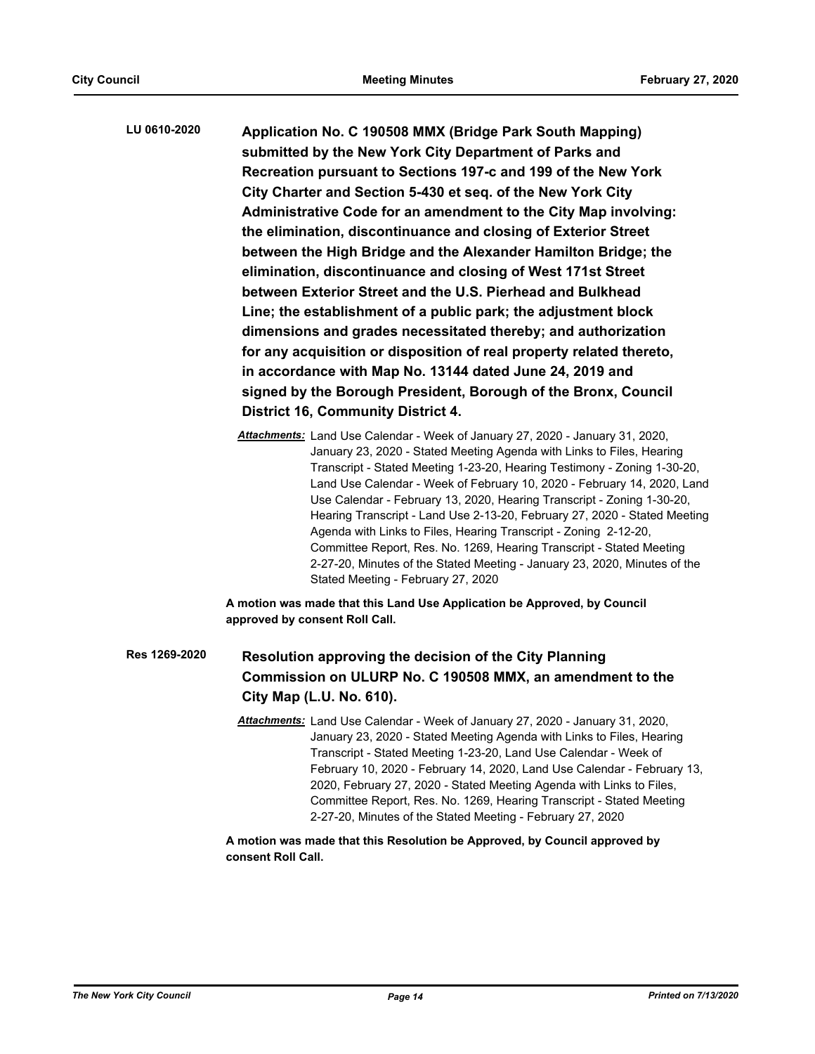**LU 0610-2020** **Application No. C 190508 MMX (Bridge Park South Mapping) submitted by the New York City Department of Parks and Recreation pursuant to Sections 197-c and 199 of the New York City Charter and Section 5-430 et seq. of the New York City Administrative Code for an amendment to the City Map involving: the elimination, discontinuance and closing of Exterior Street between the High Bridge and the Alexander Hamilton Bridge; the elimination, discontinuance and closing of West 171st Street between Exterior Street and the U.S. Pierhead and Bulkhead Line; the establishment of a public park; the adjustment block dimensions and grades necessitated thereby; and authorization for any acquisition or disposition of real property related thereto, in accordance with Map No. 13144 dated June 24, 2019 and signed by the Borough President, Borough of the Bronx, Council District 16, Community District 4.**

*Attachments:* Land Use Calendar - Week of January 27, 2020 - January 31, 2020, January 23, 2020 - Stated Meeting Agenda with Links to Files, Hearing Transcript - Stated Meeting 1-23-20, Hearing Testimony - Zoning 1-30-20, Land Use Calendar - Week of February 10, 2020 - February 14, 2020, Land Use Calendar - February 13, 2020, Hearing Transcript - Zoning 1-30-20, Hearing Transcript - Land Use 2-13-20, February 27, 2020 - Stated Meeting Agenda with Links to Files, Hearing Transcript - Zoning 2-12-20, Committee Report, Res. No. 1269, Hearing Transcript - Stated Meeting 2-27-20, Minutes of the Stated Meeting - January 23, 2020, Minutes of the Stated Meeting - February 27, 2020

**A motion was made that this Land Use Application be Approved, by Council approved by consent Roll Call.**

**Res 1269-2020** **Resolution approving the decision of the City Planning Commission on ULURP No. C 190508 MMX, an amendment to the City Map (L.U. No. 610).**

*Attachments:* Land Use Calendar - Week of January 27, 2020 - January 31, 2020, January 23, 2020 - Stated Meeting Agenda with Links to Files, Hearing Transcript - Stated Meeting 1-23-20, Land Use Calendar - Week of February 10, 2020 - February 14, 2020, Land Use Calendar - February 13, 2020, February 27, 2020 - Stated Meeting Agenda with Links to Files, Committee Report, Res. No. 1269, Hearing Transcript - Stated Meeting 2-27-20, Minutes of the Stated Meeting - February 27, 2020

**A motion was made that this Resolution be Approved, by Council approved by consent Roll Call.**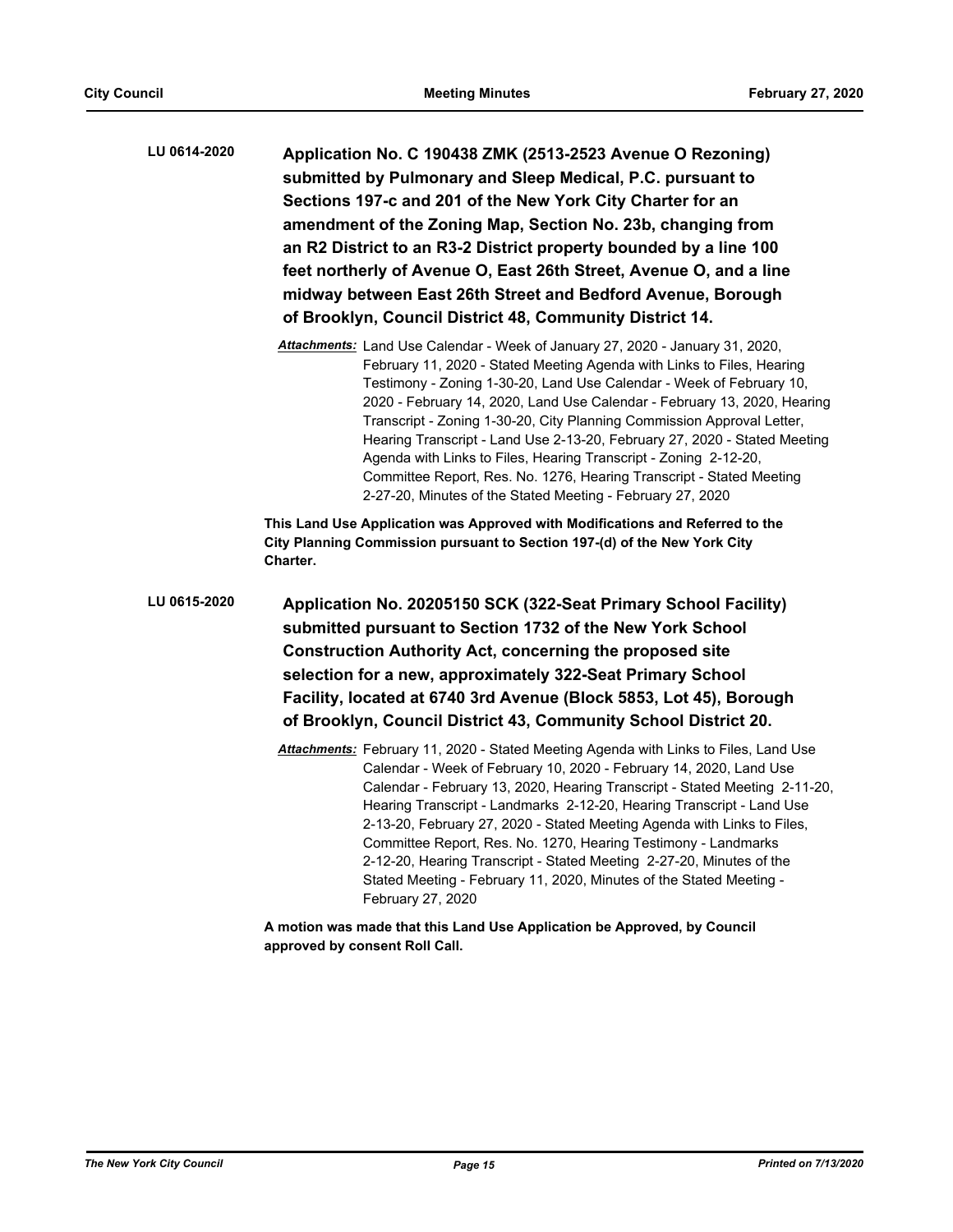**LU 0614-2020** **Application No. C 190438 ZMK (2513-2523 Avenue O Rezoning) submitted by Pulmonary and Sleep Medical, P.C. pursuant to Sections 197-c and 201 of the New York City Charter for an amendment of the Zoning Map, Section No. 23b, changing from an R2 District to an R3-2 District property bounded by a line 100 feet northerly of Avenue O, East 26th Street, Avenue O, and a line midway between East 26th Street and Bedford Avenue, Borough of Brooklyn, Council District 48, Community District 14.**

***Attachments:*** Land Use Calendar - Week of January 27, 2020 - January 31, 2020, February 11, 2020 - Stated Meeting Agenda with Links to Files, Hearing Testimony - Zoning 1-30-20, Land Use Calendar - Week of February 10, 2020 - February 14, 2020, Land Use Calendar - February 13, 2020, Hearing Transcript - Zoning 1-30-20, City Planning Commission Approval Letter, Hearing Transcript - Land Use 2-13-20, February 27, 2020 - Stated Meeting Agenda with Links to Files, Hearing Transcript - Zoning 2-12-20, Committee Report, Res. No. 1276, Hearing Transcript - Stated Meeting 2-27-20, Minutes of the Stated Meeting - February 27, 2020

**This Land Use Application was Approved with Modifications and Referred to the City Planning Commission pursuant to Section 197-(d) of the New York City Charter.**

**LU 0615-2020** **Application No. 20205150 SCK (322-Seat Primary School Facility) submitted pursuant to Section 1732 of the New York School Construction Authority Act, concerning the proposed site selection for a new, approximately 322-Seat Primary School Facility, located at 6740 3rd Avenue (Block 5853, Lot 45), Borough of Brooklyn, Council District 43, Community School District 20.**

***Attachments:*** February 11, 2020 - Stated Meeting Agenda with Links to Files, Land Use Calendar - Week of February 10, 2020 - February 14, 2020, Land Use Calendar - February 13, 2020, Hearing Transcript - Stated Meeting 2-11-20, Hearing Transcript - Landmarks 2-12-20, Hearing Transcript - Land Use 2-13-20, February 27, 2020 - Stated Meeting Agenda with Links to Files, Committee Report, Res. No. 1270, Hearing Testimony - Landmarks 2-12-20, Hearing Transcript - Stated Meeting 2-27-20, Minutes of the Stated Meeting - February 11, 2020, Minutes of the Stated Meeting - February 27, 2020

**A motion was made that this Land Use Application be Approved, by Council approved by consent Roll Call.**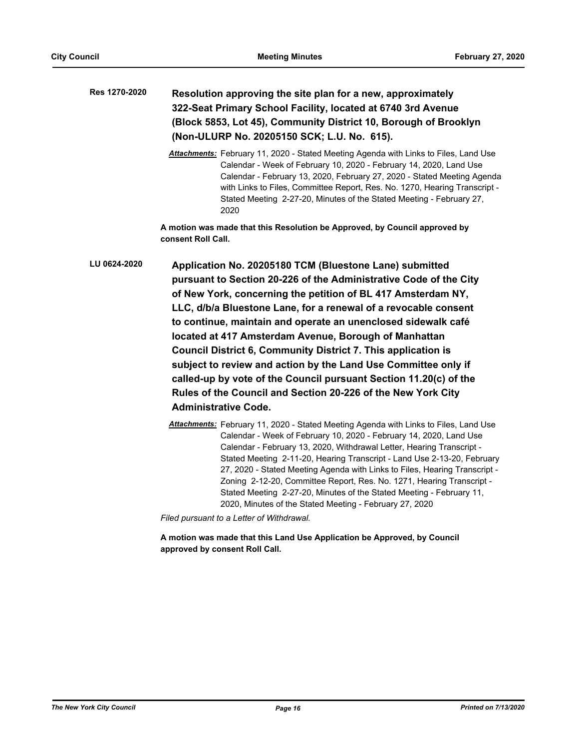**Res 1270-2020** **Resolution approving the site plan for a new, approximately 322-Seat Primary School Facility, located at 6740 3rd Avenue (Block 5853, Lot 45), Community District 10, Borough of Brooklyn (Non-ULURP No. 20205150 SCK; L.U. No. 615).**

***Attachments:*** February 11, 2020 - Stated Meeting Agenda with Links to Files, Land Use Calendar - Week of February 10, 2020 - February 14, 2020, Land Use Calendar - February 13, 2020, February 27, 2020 - Stated Meeting Agenda with Links to Files, Committee Report, Res. No. 1270, Hearing Transcript - Stated Meeting 2-27-20, Minutes of the Stated Meeting - February 27, 2020

**A motion was made that this Resolution be Approved, by Council approved by consent Roll Call.**

**LU 0624-2020** **Application No. 20205180 TCM (Bluestone Lane) submitted pursuant to Section 20-226 of the Administrative Code of the City of New York, concerning the petition of BL 417 Amsterdam NY, LLC, d/b/a Bluestone Lane, for a renewal of a revocable consent to continue, maintain and operate an unenclosed sidewalk café located at 417 Amsterdam Avenue, Borough of Manhattan Council District 6, Community District 7. This application is subject to review and action by the Land Use Committee only if called-up by vote of the Council pursuant Section 11.20(c) of the Rules of the Council and Section 20-226 of the New York City Administrative Code.**

***Attachments:*** February 11, 2020 - Stated Meeting Agenda with Links to Files, Land Use Calendar - Week of February 10, 2020 - February 14, 2020, Land Use Calendar - February 13, 2020, Withdrawal Letter, Hearing Transcript - Stated Meeting 2-11-20, Hearing Transcript - Land Use 2-13-20, February 27, 2020 - Stated Meeting Agenda with Links to Files, Hearing Transcript - Zoning 2-12-20, Committee Report, Res. No. 1271, Hearing Transcript - Stated Meeting 2-27-20, Minutes of the Stated Meeting - February 11, 2020, Minutes of the Stated Meeting - February 27, 2020

*Filed pursuant to a Letter of Withdrawal.*

**A motion was made that this Land Use Application be Approved, by Council approved by consent Roll Call.**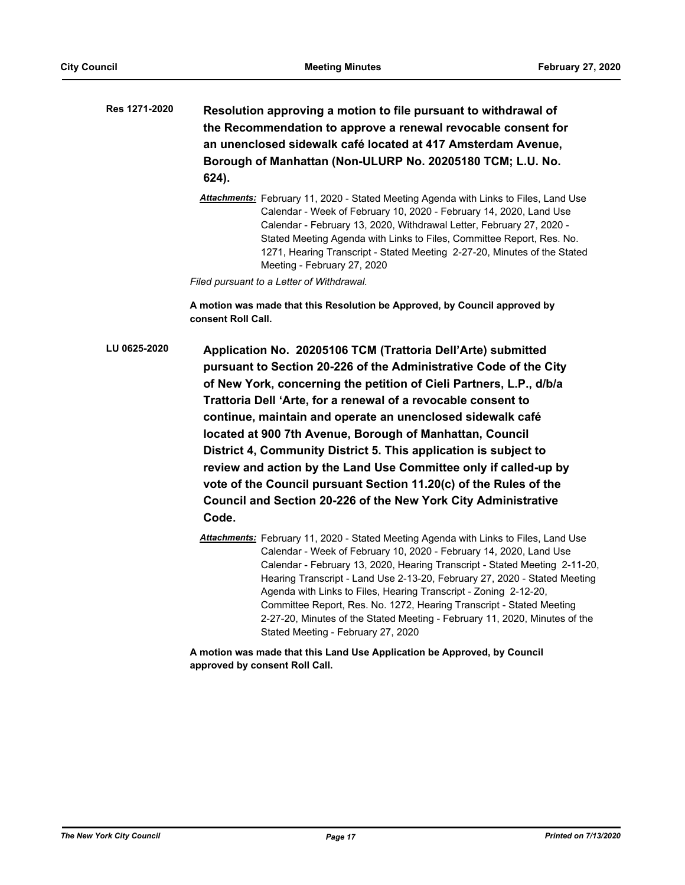**Res 1271-2020** **Resolution approving a motion to file pursuant to withdrawal of the Recommendation to approve a renewal revocable consent for an unenclosed sidewalk café located at 417 Amsterdam Avenue, Borough of Manhattan (Non-ULURP No. 20205180 TCM; L.U. No. 624).**

*Attachments:* February 11, 2020 - Stated Meeting Agenda with Links to Files, Land Use Calendar - Week of February 10, 2020 - February 14, 2020, Land Use Calendar - February 13, 2020, Withdrawal Letter, February 27, 2020 - Stated Meeting Agenda with Links to Files, Committee Report, Res. No. 1271, Hearing Transcript - Stated Meeting 2-27-20, Minutes of the Stated Meeting - February 27, 2020

*Filed pursuant to a Letter of Withdrawal.*

**A motion was made that this Resolution be Approved, by Council approved by consent Roll Call.**

**LU 0625-2020** **Application No. 20205106 TCM (Trattoria Dell'Arte) submitted pursuant to Section 20-226 of the Administrative Code of the City of New York, concerning the petition of Cieli Partners, L.P., d/b/a Trattoria Dell 'Arte, for a renewal of a revocable consent to continue, maintain and operate an unenclosed sidewalk café located at 900 7th Avenue, Borough of Manhattan, Council District 4, Community District 5. This application is subject to review and action by the Land Use Committee only if called-up by vote of the Council pursuant Section 11.20(c) of the Rules of the Council and Section 20-226 of the New York City Administrative Code.**

*Attachments:* February 11, 2020 - Stated Meeting Agenda with Links to Files, Land Use Calendar - Week of February 10, 2020 - February 14, 2020, Land Use Calendar - February 13, 2020, Hearing Transcript - Stated Meeting 2-11-20, Hearing Transcript - Land Use 2-13-20, February 27, 2020 - Stated Meeting Agenda with Links to Files, Hearing Transcript - Zoning 2-12-20, Committee Report, Res. No. 1272, Hearing Transcript - Stated Meeting 2-27-20, Minutes of the Stated Meeting - February 11, 2020, Minutes of the Stated Meeting - February 27, 2020

**A motion was made that this Land Use Application be Approved, by Council approved by consent Roll Call.**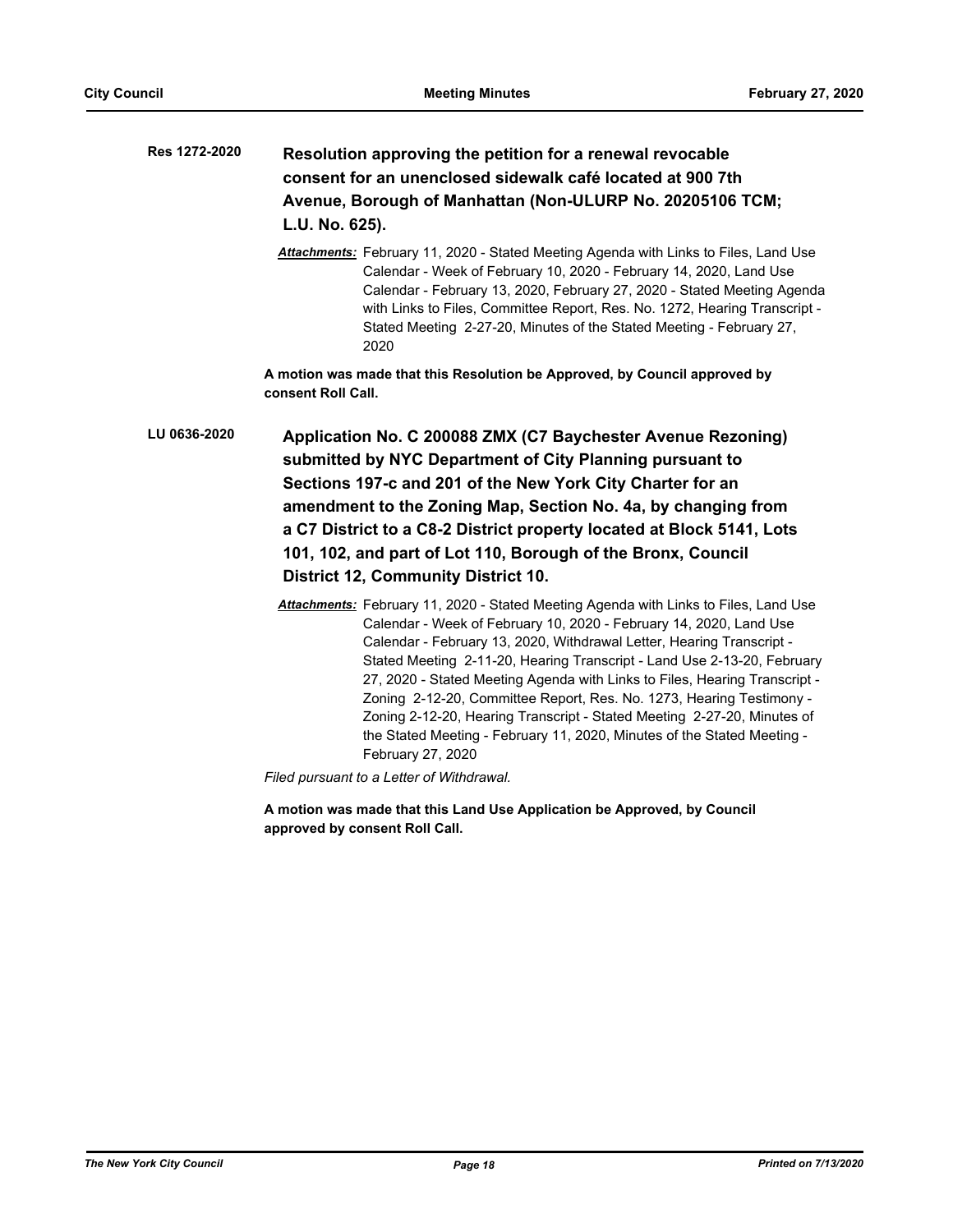**Res 1272-2020** **Resolution approving the petition for a renewal revocable consent for an unenclosed sidewalk café located at 900 7th Avenue, Borough of Manhattan (Non-ULURP No. 20205106 TCM; L.U. No. 625).**

***Attachments:*** February 11, 2020 - Stated Meeting Agenda with Links to Files, Land Use Calendar - Week of February 10, 2020 - February 14, 2020, Land Use Calendar - February 13, 2020, February 27, 2020 - Stated Meeting Agenda with Links to Files, Committee Report, Res. No. 1272, Hearing Transcript - Stated Meeting 2-27-20, Minutes of the Stated Meeting - February 27, 2020

**A motion was made that this Resolution be Approved, by Council approved by consent Roll Call.**

**LU 0636-2020** **Application No. C 200088 ZMX (C7 Baychester Avenue Rezoning) submitted by NYC Department of City Planning pursuant to Sections 197-c and 201 of the New York City Charter for an amendment to the Zoning Map, Section No. 4a, by changing from a C7 District to a C8-2 District property located at Block 5141, Lots 101, 102, and part of Lot 110, Borough of the Bronx, Council District 12, Community District 10.**

***Attachments:*** February 11, 2020 - Stated Meeting Agenda with Links to Files, Land Use Calendar - Week of February 10, 2020 - February 14, 2020, Land Use Calendar - February 13, 2020, Withdrawal Letter, Hearing Transcript - Stated Meeting 2-11-20, Hearing Transcript - Land Use 2-13-20, February 27, 2020 - Stated Meeting Agenda with Links to Files, Hearing Transcript - Zoning 2-12-20, Committee Report, Res. No. 1273, Hearing Testimony - Zoning 2-12-20, Hearing Transcript - Stated Meeting 2-27-20, Minutes of the Stated Meeting - February 11, 2020, Minutes of the Stated Meeting - February 27, 2020

*Filed pursuant to a Letter of Withdrawal.*

**A motion was made that this Land Use Application be Approved, by Council approved by consent Roll Call.**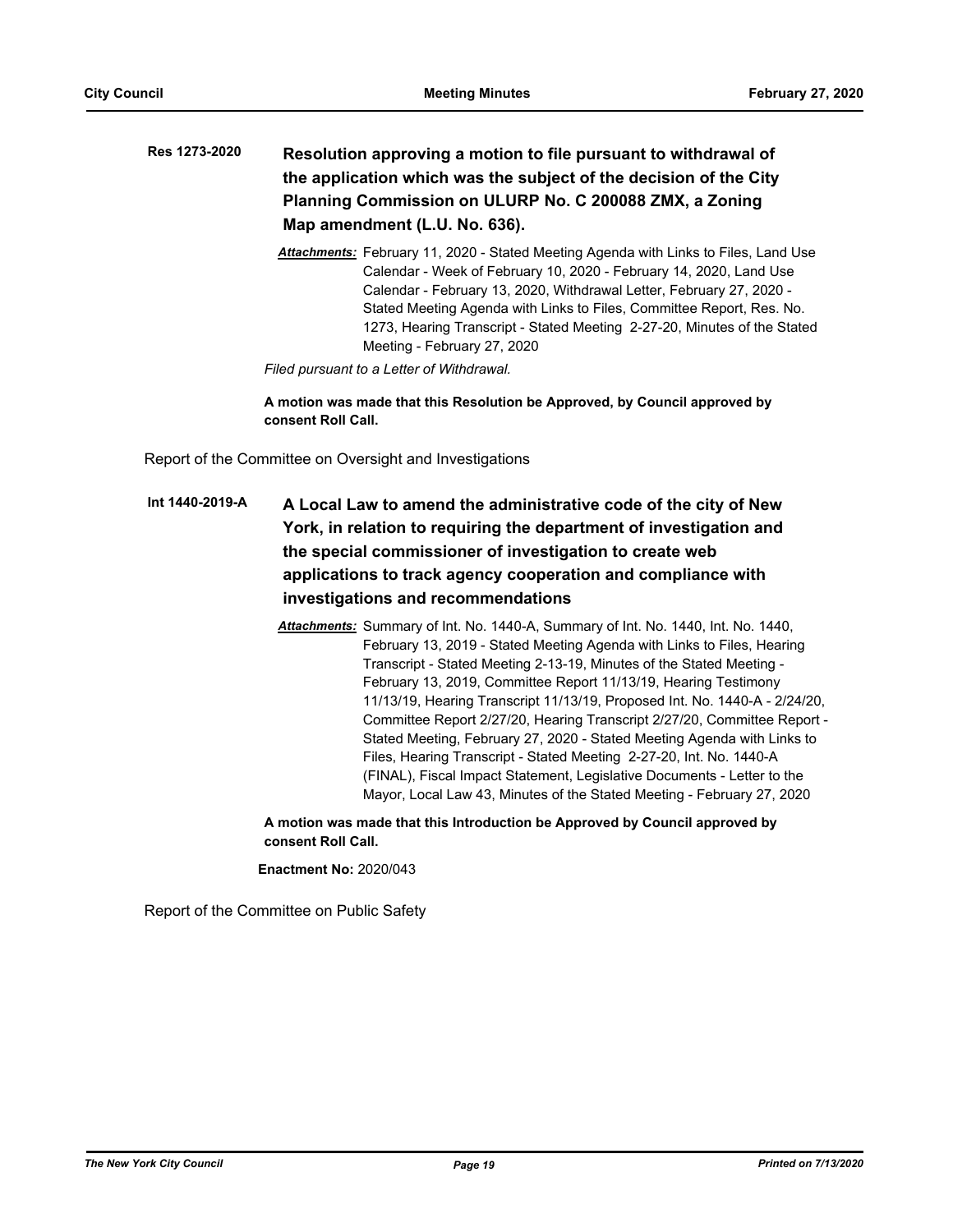**Res 1273-2020** **Resolution approving a motion to file pursuant to withdrawal of the application which was the subject of the decision of the City Planning Commission on ULURP No. C 200088 ZMX, a Zoning Map amendment (L.U. No. 636).**

***Attachments:*** February 11, 2020 - Stated Meeting Agenda with Links to Files, Land Use Calendar - Week of February 10, 2020 - February 14, 2020, Land Use Calendar - February 13, 2020, Withdrawal Letter, February 27, 2020 - Stated Meeting Agenda with Links to Files, Committee Report, Res. No. 1273, Hearing Transcript - Stated Meeting 2-27-20, Minutes of the Stated Meeting - February 27, 2020

*Filed pursuant to a Letter of Withdrawal.*

**A motion was made that this Resolution be Approved, by Council approved by consent Roll Call.**

Report of the Committee on Oversight and Investigations

**Int 1440-2019-A** **A Local Law to amend the administrative code of the city of New York, in relation to requiring the department of investigation and the special commissioner of investigation to create web applications to track agency cooperation and compliance with investigations and recommendations**

***Attachments:*** Summary of Int. No. 1440-A, Summary of Int. No. 1440, Int. No. 1440, February 13, 2019 - Stated Meeting Agenda with Links to Files, Hearing Transcript - Stated Meeting 2-13-19, Minutes of the Stated Meeting - February 13, 2019, Committee Report 11/13/19, Hearing Testimony 11/13/19, Hearing Transcript 11/13/19, Proposed Int. No. 1440-A - 2/24/20, Committee Report 2/27/20, Hearing Transcript 2/27/20, Committee Report - Stated Meeting, February 27, 2020 - Stated Meeting Agenda with Links to Files, Hearing Transcript - Stated Meeting 2-27-20, Int. No. 1440-A (FINAL), Fiscal Impact Statement, Legislative Documents - Letter to the Mayor, Local Law 43, Minutes of the Stated Meeting - February 27, 2020

**A motion was made that this Introduction be Approved by Council approved by consent Roll Call.**

**Enactment No:** 2020/043

Report of the Committee on Public Safety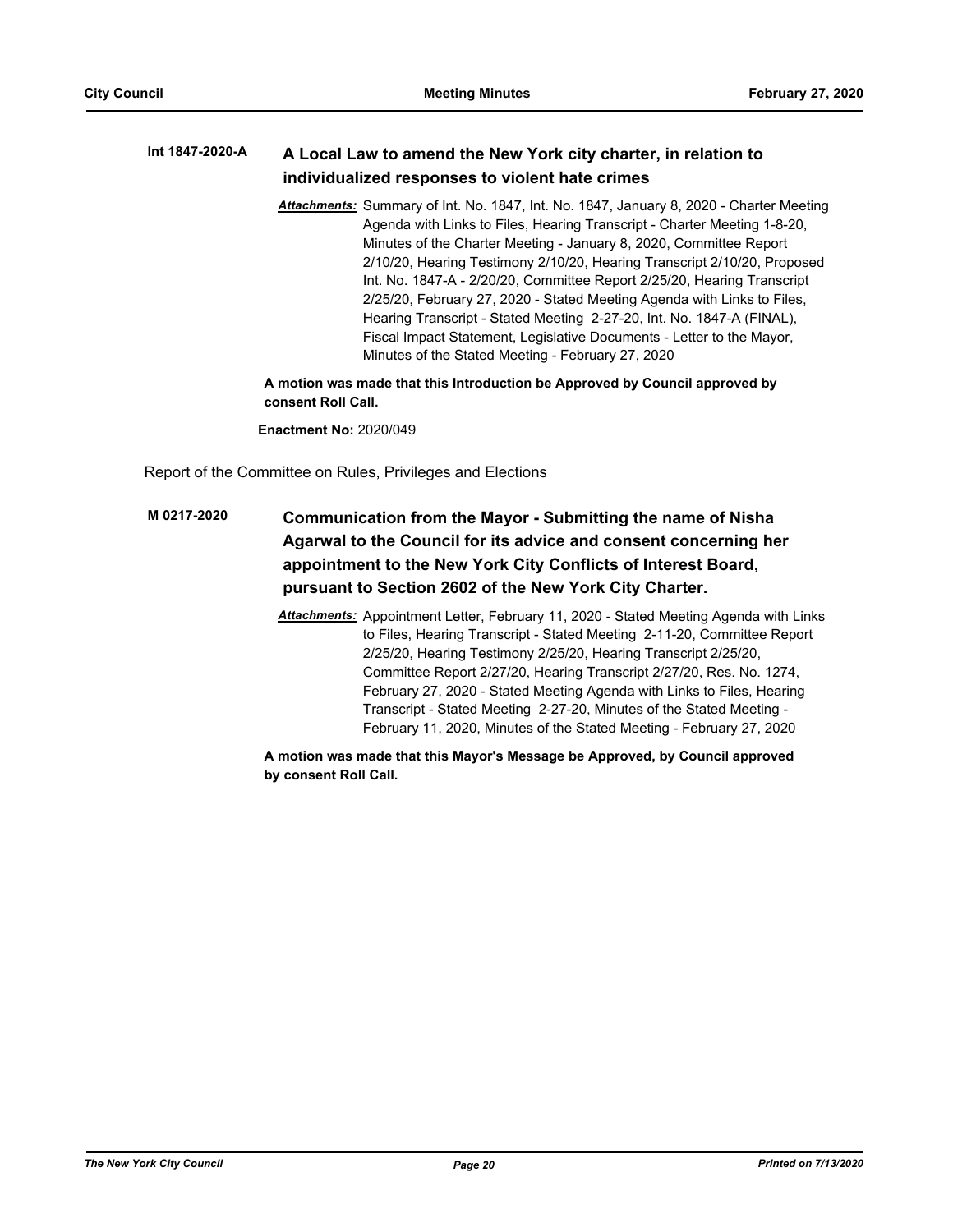**Int 1847-2020-A** **A Local Law to amend the New York city charter, in relation to individualized responses to violent hate crimes**

***Attachments:*** Summary of Int. No. 1847, Int. No. 1847, January 8, 2020 - Charter Meeting Agenda with Links to Files, Hearing Transcript - Charter Meeting 1-8-20, Minutes of the Charter Meeting - January 8, 2020, Committee Report 2/10/20, Hearing Testimony 2/10/20, Hearing Transcript 2/10/20, Proposed Int. No. 1847-A - 2/20/20, Committee Report 2/25/20, Hearing Transcript 2/25/20, February 27, 2020 - Stated Meeting Agenda with Links to Files, Hearing Transcript - Stated Meeting 2-27-20, Int. No. 1847-A (FINAL), Fiscal Impact Statement, Legislative Documents - Letter to the Mayor, Minutes of the Stated Meeting - February 27, 2020

**A motion was made that this Introduction be Approved by Council approved by consent Roll Call.**

**Enactment No:** 2020/049

Report of the Committee on Rules, Privileges and Elections

**M 0217-2020** **Communication from the Mayor - Submitting the name of Nisha Agarwal to the Council for its advice and consent concerning her appointment to the New York City Conflicts of Interest Board, pursuant to Section 2602 of the New York City Charter.**

***Attachments:*** Appointment Letter, February 11, 2020 - Stated Meeting Agenda with Links to Files, Hearing Transcript - Stated Meeting 2-11-20, Committee Report 2/25/20, Hearing Testimony 2/25/20, Hearing Transcript 2/25/20, Committee Report 2/27/20, Hearing Transcript 2/27/20, Res. No. 1274, February 27, 2020 - Stated Meeting Agenda with Links to Files, Hearing Transcript - Stated Meeting 2-27-20, Minutes of the Stated Meeting - February 11, 2020, Minutes of the Stated Meeting - February 27, 2020

**A motion was made that this Mayor's Message be Approved, by Council approved by consent Roll Call.**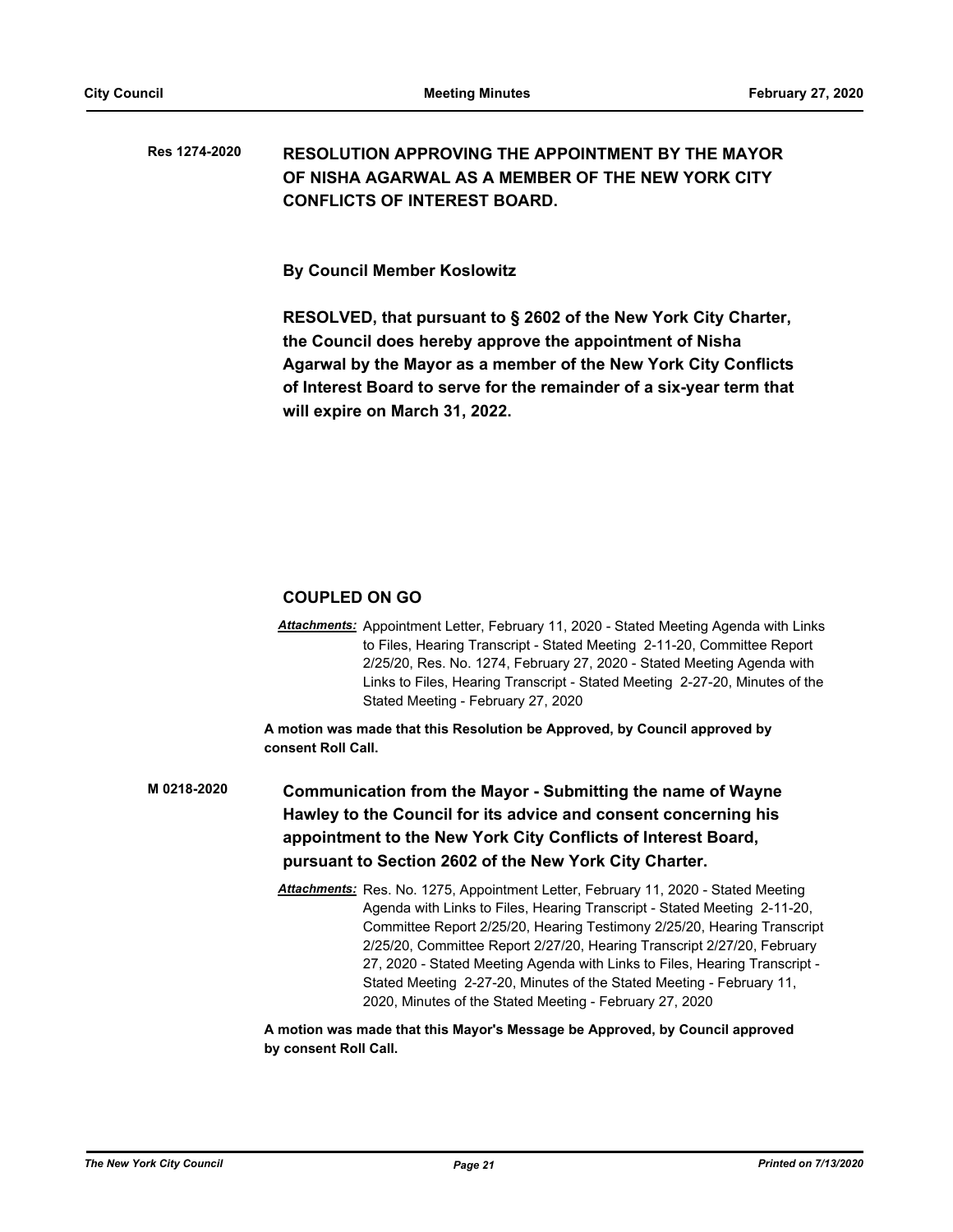**Res 1274-2020** **RESOLUTION APPROVING THE APPOINTMENT BY THE MAYOR OF NISHA AGARWAL AS A MEMBER OF THE NEW YORK CITY CONFLICTS OF INTEREST BOARD.**

**By Council Member Koslowitz**

**RESOLVED, that pursuant to § 2602 of the New York City Charter, the Council does hereby approve the appointment of Nisha Agarwal by the Mayor as a member of the New York City Conflicts of Interest Board to serve for the remainder of a six-year term that will expire on March 31, 2022.**

**COUPLED ON GO**

***Attachments:*** Appointment Letter, February 11, 2020 - Stated Meeting Agenda with Links to Files, Hearing Transcript - Stated Meeting 2-11-20, Committee Report 2/25/20, Res. No. 1274, February 27, 2020 - Stated Meeting Agenda with Links to Files, Hearing Transcript - Stated Meeting 2-27-20, Minutes of the Stated Meeting - February 27, 2020

**A motion was made that this Resolution be Approved, by Council approved by consent Roll Call.**

**M 0218-2020** **Communication from the Mayor - Submitting the name of Wayne Hawley to the Council for its advice and consent concerning his appointment to the New York City Conflicts of Interest Board, pursuant to Section 2602 of the New York City Charter.**

***Attachments:*** Res. No. 1275, Appointment Letter, February 11, 2020 - Stated Meeting Agenda with Links to Files, Hearing Transcript - Stated Meeting 2-11-20, Committee Report 2/25/20, Hearing Testimony 2/25/20, Hearing Transcript 2/25/20, Committee Report 2/27/20, Hearing Transcript 2/27/20, February 27, 2020 - Stated Meeting Agenda with Links to Files, Hearing Transcript - Stated Meeting 2-27-20, Minutes of the Stated Meeting - February 11, 2020, Minutes of the Stated Meeting - February 27, 2020

**A motion was made that this Mayor's Message be Approved, by Council approved by consent Roll Call.**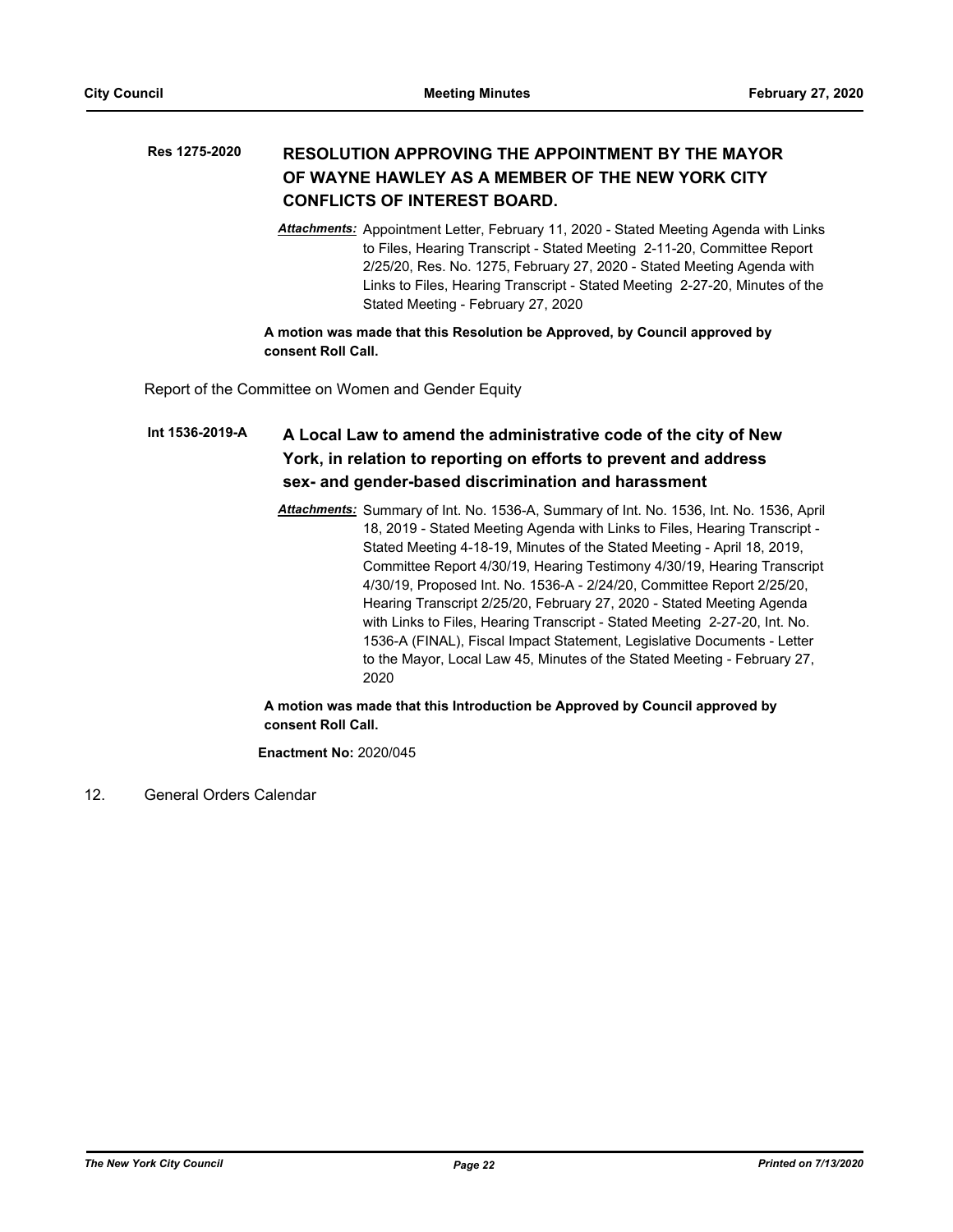**Res 1275-2020** **RESOLUTION APPROVING THE APPOINTMENT BY THE MAYOR OF WAYNE HAWLEY AS A MEMBER OF THE NEW YORK CITY CONFLICTS OF INTEREST BOARD.**

***Attachments:*** Appointment Letter, February 11, 2020 - Stated Meeting Agenda with Links to Files, Hearing Transcript - Stated Meeting 2-11-20, Committee Report 2/25/20, Res. No. 1275, February 27, 2020 - Stated Meeting Agenda with Links to Files, Hearing Transcript - Stated Meeting 2-27-20, Minutes of the Stated Meeting - February 27, 2020

**A motion was made that this Resolution be Approved, by Council approved by consent Roll Call.**

Report of the Committee on Women and Gender Equity

**Int 1536-2019-A** **A Local Law to amend the administrative code of the city of New York, in relation to reporting on efforts to prevent and address sex- and gender-based discrimination and harassment**

***Attachments:*** Summary of Int. No. 1536-A, Summary of Int. No. 1536, Int. No. 1536, April 18, 2019 - Stated Meeting Agenda with Links to Files, Hearing Transcript - Stated Meeting 4-18-19, Minutes of the Stated Meeting - April 18, 2019, Committee Report 4/30/19, Hearing Testimony 4/30/19, Hearing Transcript 4/30/19, Proposed Int. No. 1536-A - 2/24/20, Committee Report 2/25/20, Hearing Transcript 2/25/20, February 27, 2020 - Stated Meeting Agenda with Links to Files, Hearing Transcript - Stated Meeting 2-27-20, Int. No. 1536-A (FINAL), Fiscal Impact Statement, Legislative Documents - Letter to the Mayor, Local Law 45, Minutes of the Stated Meeting - February 27, 2020

**A motion was made that this Introduction be Approved by Council approved by consent Roll Call.**

**Enactment No:** 2020/045

12. General Orders Calendar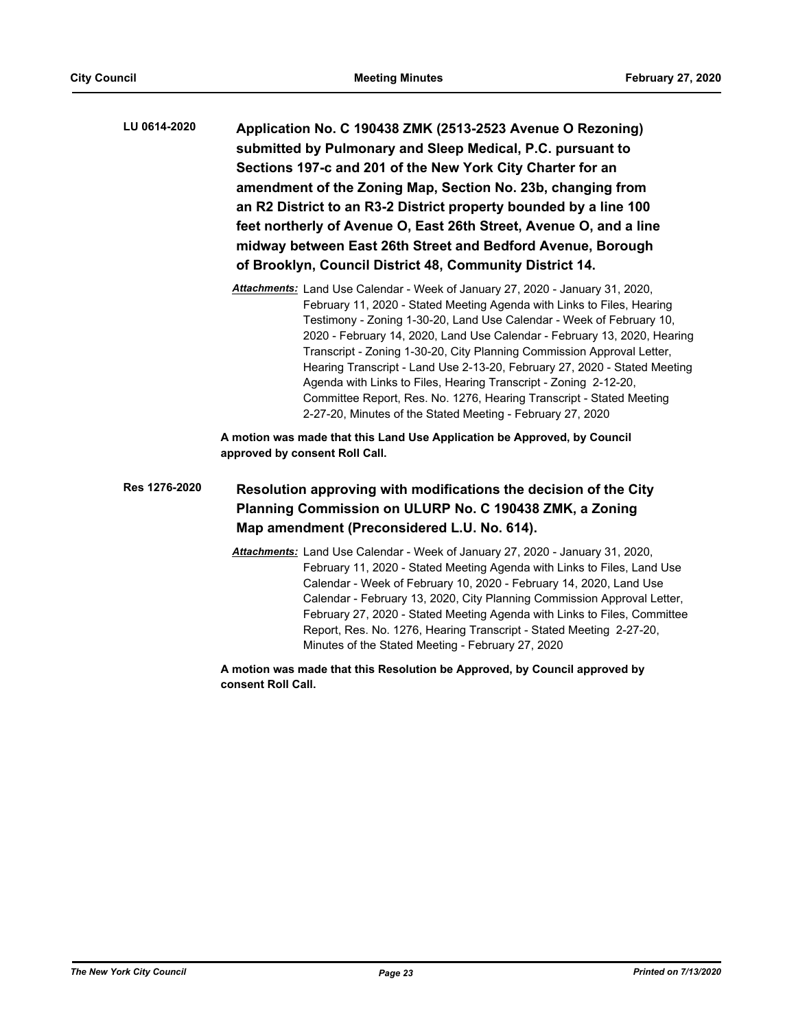**LU 0614-2020** **Application No. C 190438 ZMK (2513-2523 Avenue O Rezoning) submitted by Pulmonary and Sleep Medical, P.C. pursuant to Sections 197-c and 201 of the New York City Charter for an amendment of the Zoning Map, Section No. 23b, changing from an R2 District to an R3-2 District property bounded by a line 100 feet northerly of Avenue O, East 26th Street, Avenue O, and a line midway between East 26th Street and Bedford Avenue, Borough of Brooklyn, Council District 48, Community District 14.**

*Attachments:* Land Use Calendar - Week of January 27, 2020 - January 31, 2020, February 11, 2020 - Stated Meeting Agenda with Links to Files, Hearing Testimony - Zoning 1-30-20, Land Use Calendar - Week of February 10, 2020 - February 14, 2020, Land Use Calendar - February 13, 2020, Hearing Transcript - Zoning 1-30-20, City Planning Commission Approval Letter, Hearing Transcript - Land Use 2-13-20, February 27, 2020 - Stated Meeting Agenda with Links to Files, Hearing Transcript - Zoning 2-12-20, Committee Report, Res. No. 1276, Hearing Transcript - Stated Meeting 2-27-20, Minutes of the Stated Meeting - February 27, 2020

**A motion was made that this Land Use Application be Approved, by Council approved by consent Roll Call.**

**Res 1276-2020** **Resolution approving with modifications the decision of the City Planning Commission on ULURP No. C 190438 ZMK, a Zoning Map amendment (Preconsidered L.U. No. 614).**

*Attachments:* Land Use Calendar - Week of January 27, 2020 - January 31, 2020, February 11, 2020 - Stated Meeting Agenda with Links to Files, Land Use Calendar - Week of February 10, 2020 - February 14, 2020, Land Use Calendar - February 13, 2020, City Planning Commission Approval Letter, February 27, 2020 - Stated Meeting Agenda with Links to Files, Committee Report, Res. No. 1276, Hearing Transcript - Stated Meeting 2-27-20, Minutes of the Stated Meeting - February 27, 2020

**A motion was made that this Resolution be Approved, by Council approved by consent Roll Call.**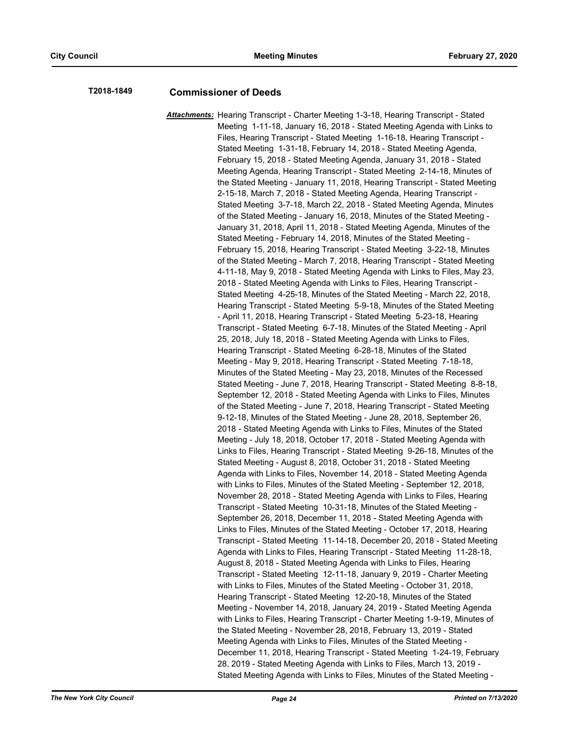**T2018-1849** **Commissioner of Deeds**

***Attachments:*** Hearing Transcript - Charter Meeting 1-3-18, Hearing Transcript - Stated Meeting 1-11-18, January 16, 2018 - Stated Meeting Agenda with Links to Files, Hearing Transcript - Stated Meeting 1-16-18, Hearing Transcript - Stated Meeting 1-31-18, February 14, 2018 - Stated Meeting Agenda, February 15, 2018 - Stated Meeting Agenda, January 31, 2018 - Stated Meeting Agenda, Hearing Transcript - Stated Meeting 2-14-18, Minutes of the Stated Meeting - January 11, 2018, Hearing Transcript - Stated Meeting 2-15-18, March 7, 2018 - Stated Meeting Agenda, Hearing Transcript - Stated Meeting 3-7-18, March 22, 2018 - Stated Meeting Agenda, Minutes of the Stated Meeting - January 16, 2018, Minutes of the Stated Meeting - January 31, 2018, April 11, 2018 - Stated Meeting Agenda, Minutes of the Stated Meeting - February 14, 2018, Minutes of the Stated Meeting - February 15, 2018, Hearing Transcript - Stated Meeting 3-22-18, Minutes of the Stated Meeting - March 7, 2018, Hearing Transcript - Stated Meeting 4-11-18, May 9, 2018 - Stated Meeting Agenda with Links to Files, May 23, 2018 - Stated Meeting Agenda with Links to Files, Hearing Transcript - Stated Meeting 4-25-18, Minutes of the Stated Meeting - March 22, 2018, Hearing Transcript - Stated Meeting 5-9-18, Minutes of the Stated Meeting - April 11, 2018, Hearing Transcript - Stated Meeting 5-23-18, Hearing Transcript - Stated Meeting 6-7-18, Minutes of the Stated Meeting - April 25, 2018, July 18, 2018 - Stated Meeting Agenda with Links to Files, Hearing Transcript - Stated Meeting 6-28-18, Minutes of the Stated Meeting - May 9, 2018, Hearing Transcript - Stated Meeting 7-18-18, Minutes of the Stated Meeting - May 23, 2018, Minutes of the Recessed Stated Meeting - June 7, 2018, Hearing Transcript - Stated Meeting 8-8-18, September 12, 2018 - Stated Meeting Agenda with Links to Files, Minutes of the Stated Meeting - June 7, 2018, Hearing Transcript - Stated Meeting 9-12-18, Minutes of the Stated Meeting - June 28, 2018, September 26, 2018 - Stated Meeting Agenda with Links to Files, Minutes of the Stated Meeting - July 18, 2018, October 17, 2018 - Stated Meeting Agenda with Links to Files, Hearing Transcript - Stated Meeting 9-26-18, Minutes of the Stated Meeting - August 8, 2018, October 31, 2018 - Stated Meeting Agenda with Links to Files, November 14, 2018 - Stated Meeting Agenda with Links to Files, Minutes of the Stated Meeting - September 12, 2018, November 28, 2018 - Stated Meeting Agenda with Links to Files, Hearing Transcript - Stated Meeting 10-31-18, Minutes of the Stated Meeting - September 26, 2018, December 11, 2018 - Stated Meeting Agenda with Links to Files, Minutes of the Stated Meeting - October 17, 2018, Hearing Transcript - Stated Meeting 11-14-18, December 20, 2018 - Stated Meeting Agenda with Links to Files, Hearing Transcript - Stated Meeting 11-28-18, August 8, 2018 - Stated Meeting Agenda with Links to Files, Hearing Transcript - Stated Meeting 12-11-18, January 9, 2019 - Charter Meeting with Links to Files, Minutes of the Stated Meeting - October 31, 2018, Hearing Transcript - Stated Meeting 12-20-18, Minutes of the Stated Meeting - November 14, 2018, January 24, 2019 - Stated Meeting Agenda with Links to Files, Hearing Transcript - Charter Meeting 1-9-19, Minutes of the Stated Meeting - November 28, 2018, February 13, 2019 - Stated Meeting Agenda with Links to Files, Minutes of the Stated Meeting - December 11, 2018, Hearing Transcript - Stated Meeting 1-24-19, February 28, 2019 - Stated Meeting Agenda with Links to Files, March 13, 2019 - Stated Meeting Agenda with Links to Files, Minutes of the Stated Meeting -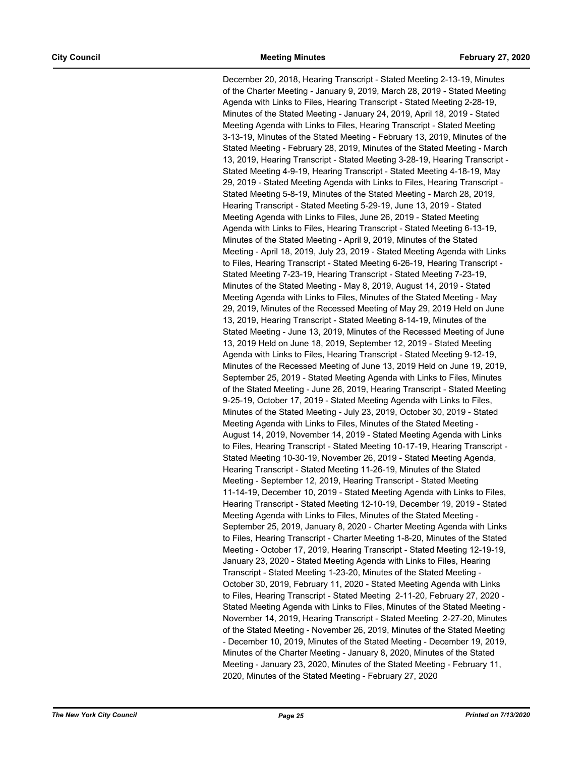December 20, 2018, Hearing Transcript - Stated Meeting 2-13-19, Minutes of the Charter Meeting - January 9, 2019, March 28, 2019 - Stated Meeting Agenda with Links to Files, Hearing Transcript - Stated Meeting 2-28-19, Minutes of the Stated Meeting - January 24, 2019, April 18, 2019 - Stated Meeting Agenda with Links to Files, Hearing Transcript - Stated Meeting 3-13-19, Minutes of the Stated Meeting - February 13, 2019, Minutes of the Stated Meeting - February 28, 2019, Minutes of the Stated Meeting - March 13, 2019, Hearing Transcript - Stated Meeting 3-28-19, Hearing Transcript - Stated Meeting 4-9-19, Hearing Transcript - Stated Meeting 4-18-19, May 29, 2019 - Stated Meeting Agenda with Links to Files, Hearing Transcript - Stated Meeting 5-8-19, Minutes of the Stated Meeting - March 28, 2019, Hearing Transcript - Stated Meeting 5-29-19, June 13, 2019 - Stated Meeting Agenda with Links to Files, June 26, 2019 - Stated Meeting Agenda with Links to Files, Hearing Transcript - Stated Meeting 6-13-19, Minutes of the Stated Meeting - April 9, 2019, Minutes of the Stated Meeting - April 18, 2019, July 23, 2019 - Stated Meeting Agenda with Links to Files, Hearing Transcript - Stated Meeting 6-26-19, Hearing Transcript - Stated Meeting 7-23-19, Hearing Transcript - Stated Meeting 7-23-19, Minutes of the Stated Meeting - May 8, 2019, August 14, 2019 - Stated Meeting Agenda with Links to Files, Minutes of the Stated Meeting - May 29, 2019, Minutes of the Recessed Meeting of May 29, 2019 Held on June 13, 2019, Hearing Transcript - Stated Meeting 8-14-19, Minutes of the Stated Meeting - June 13, 2019, Minutes of the Recessed Meeting of June 13, 2019 Held on June 18, 2019, September 12, 2019 - Stated Meeting Agenda with Links to Files, Hearing Transcript - Stated Meeting 9-12-19, Minutes of the Recessed Meeting of June 13, 2019 Held on June 19, 2019, September 25, 2019 - Stated Meeting Agenda with Links to Files, Minutes of the Stated Meeting - June 26, 2019, Hearing Transcript - Stated Meeting 9-25-19, October 17, 2019 - Stated Meeting Agenda with Links to Files, Minutes of the Stated Meeting - July 23, 2019, October 30, 2019 - Stated Meeting Agenda with Links to Files, Minutes of the Stated Meeting - August 14, 2019, November 14, 2019 - Stated Meeting Agenda with Links to Files, Hearing Transcript - Stated Meeting 10-17-19, Hearing Transcript - Stated Meeting 10-30-19, November 26, 2019 - Stated Meeting Agenda, Hearing Transcript - Stated Meeting 11-26-19, Minutes of the Stated Meeting - September 12, 2019, Hearing Transcript - Stated Meeting 11-14-19, December 10, 2019 - Stated Meeting Agenda with Links to Files, Hearing Transcript - Stated Meeting 12-10-19, December 19, 2019 - Stated Meeting Agenda with Links to Files, Minutes of the Stated Meeting - September 25, 2019, January 8, 2020 - Charter Meeting Agenda with Links to Files, Hearing Transcript - Charter Meeting 1-8-20, Minutes of the Stated Meeting - October 17, 2019, Hearing Transcript - Stated Meeting 12-19-19, January 23, 2020 - Stated Meeting Agenda with Links to Files, Hearing Transcript - Stated Meeting 1-23-20, Minutes of the Stated Meeting - October 30, 2019, February 11, 2020 - Stated Meeting Agenda with Links to Files, Hearing Transcript - Stated Meeting 2-11-20, February 27, 2020 - Stated Meeting Agenda with Links to Files, Minutes of the Stated Meeting - November 14, 2019, Hearing Transcript - Stated Meeting 2-27-20, Minutes of the Stated Meeting - November 26, 2019, Minutes of the Stated Meeting - December 10, 2019, Minutes of the Stated Meeting - December 19, 2019, Minutes of the Charter Meeting - January 8, 2020, Minutes of the Stated Meeting - January 23, 2020, Minutes of the Stated Meeting - February 11, 2020, Minutes of the Stated Meeting - February 27, 2020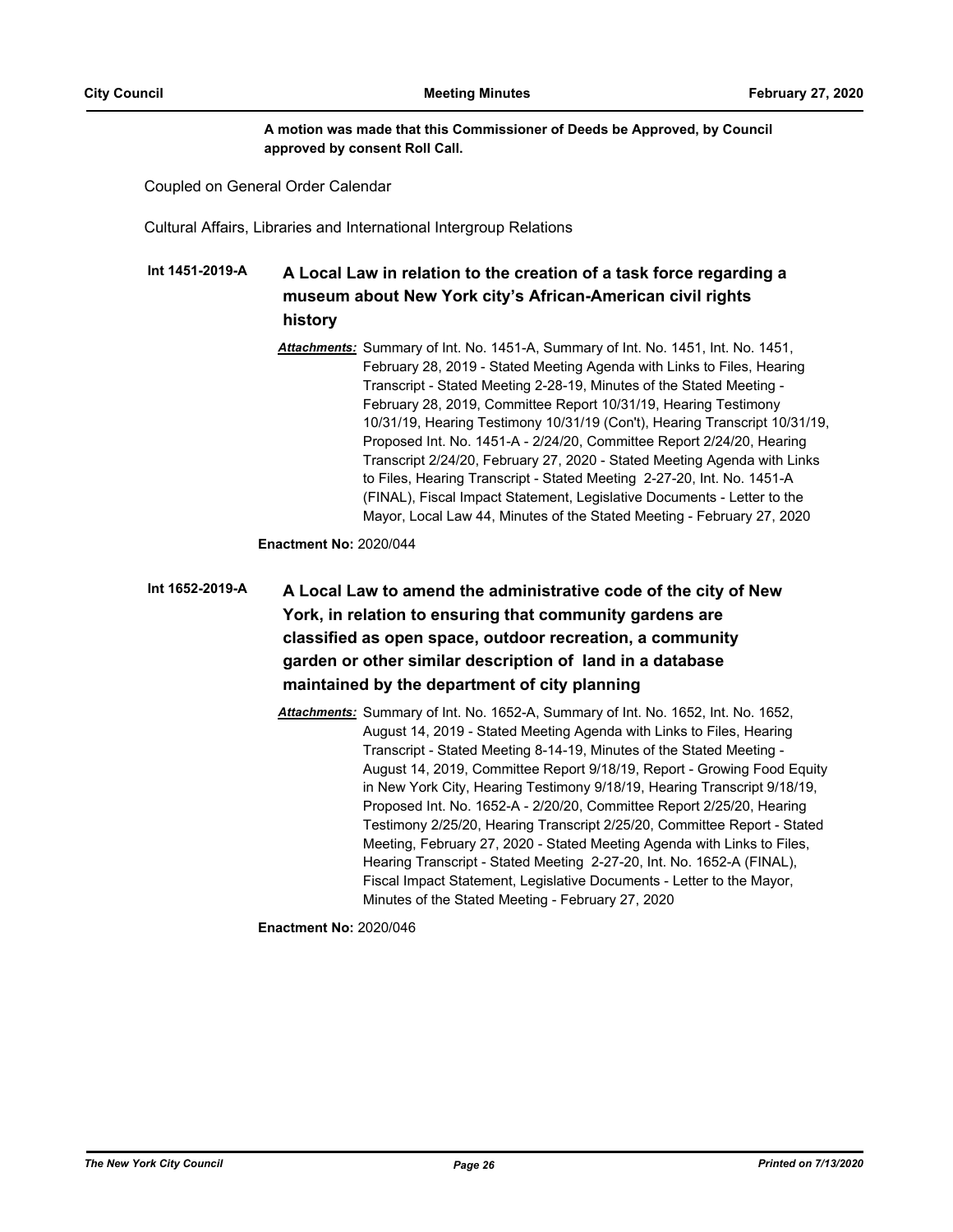**A motion was made that this Commissioner of Deeds be Approved, by Council approved by consent Roll Call.**

Coupled on General Order Calendar

Cultural Affairs, Libraries and International Intergroup Relations

**Int 1451-2019-A** **A Local Law in relation to the creation of a task force regarding a museum about New York city's African-American civil rights history**

***Attachments:*** Summary of Int. No. 1451-A, Summary of Int. No. 1451, Int. No. 1451, February 28, 2019 - Stated Meeting Agenda with Links to Files, Hearing Transcript - Stated Meeting 2-28-19, Minutes of the Stated Meeting - February 28, 2019, Committee Report 10/31/19, Hearing Testimony 10/31/19, Hearing Testimony 10/31/19 (Con't), Hearing Transcript 10/31/19, Proposed Int. No. 1451-A - 2/24/20, Committee Report 2/24/20, Hearing Transcript 2/24/20, February 27, 2020 - Stated Meeting Agenda with Links to Files, Hearing Transcript - Stated Meeting 2-27-20, Int. No. 1451-A (FINAL), Fiscal Impact Statement, Legislative Documents - Letter to the Mayor, Local Law 44, Minutes of the Stated Meeting - February 27, 2020

**Enactment No:** 2020/044

**Int 1652-2019-A** **A Local Law to amend the administrative code of the city of New York, in relation to ensuring that community gardens are classified as open space, outdoor recreation, a community garden or other similar description of land in a database maintained by the department of city planning**

***Attachments:*** Summary of Int. No. 1652-A, Summary of Int. No. 1652, Int. No. 1652, August 14, 2019 - Stated Meeting Agenda with Links to Files, Hearing Transcript - Stated Meeting 8-14-19, Minutes of the Stated Meeting - August 14, 2019, Committee Report 9/18/19, Report - Growing Food Equity in New York City, Hearing Testimony 9/18/19, Hearing Transcript 9/18/19, Proposed Int. No. 1652-A - 2/20/20, Committee Report 2/25/20, Hearing Testimony 2/25/20, Hearing Transcript 2/25/20, Committee Report - Stated Meeting, February 27, 2020 - Stated Meeting Agenda with Links to Files, Hearing Transcript - Stated Meeting 2-27-20, Int. No. 1652-A (FINAL), Fiscal Impact Statement, Legislative Documents - Letter to the Mayor, Minutes of the Stated Meeting - February 27, 2020

**Enactment No:** 2020/046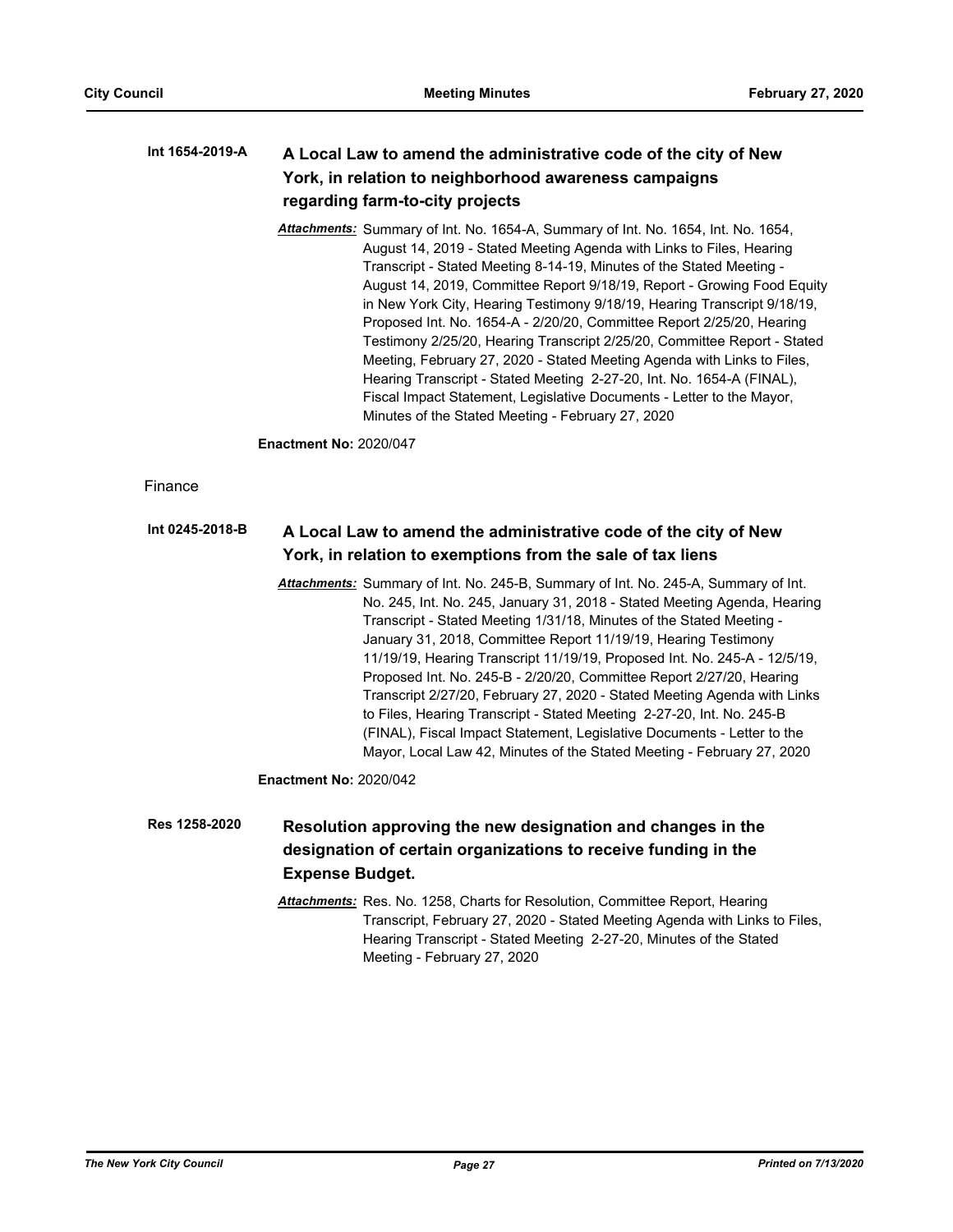**Int 1654-2019-A** **A Local Law to amend the administrative code of the city of New York, in relation to neighborhood awareness campaigns regarding farm-to-city projects**

***Attachments:*** Summary of Int. No. 1654-A, Summary of Int. No. 1654, Int. No. 1654, August 14, 2019 - Stated Meeting Agenda with Links to Files, Hearing Transcript - Stated Meeting 8-14-19, Minutes of the Stated Meeting - August 14, 2019, Committee Report 9/18/19, Report - Growing Food Equity in New York City, Hearing Testimony 9/18/19, Hearing Transcript 9/18/19, Proposed Int. No. 1654-A - 2/20/20, Committee Report 2/25/20, Hearing Testimony 2/25/20, Hearing Transcript 2/25/20, Committee Report - Stated Meeting, February 27, 2020 - Stated Meeting Agenda with Links to Files, Hearing Transcript - Stated Meeting 2-27-20, Int. No. 1654-A (FINAL), Fiscal Impact Statement, Legislative Documents - Letter to the Mayor, Minutes of the Stated Meeting - February 27, 2020

**Enactment No:** 2020/047

Finance

**Int 0245-2018-B** **A Local Law to amend the administrative code of the city of New York, in relation to exemptions from the sale of tax liens**

***Attachments:*** Summary of Int. No. 245-B, Summary of Int. No. 245-A, Summary of Int. No. 245, Int. No. 245, January 31, 2018 - Stated Meeting Agenda, Hearing Transcript - Stated Meeting 1/31/18, Minutes of the Stated Meeting - January 31, 2018, Committee Report 11/19/19, Hearing Testimony 11/19/19, Hearing Transcript 11/19/19, Proposed Int. No. 245-A - 12/5/19, Proposed Int. No. 245-B - 2/20/20, Committee Report 2/27/20, Hearing Transcript 2/27/20, February 27, 2020 - Stated Meeting Agenda with Links to Files, Hearing Transcript - Stated Meeting 2-27-20, Int. No. 245-B (FINAL), Fiscal Impact Statement, Legislative Documents - Letter to the Mayor, Local Law 42, Minutes of the Stated Meeting - February 27, 2020

**Enactment No:** 2020/042

**Res 1258-2020** **Resolution approving the new designation and changes in the designation of certain organizations to receive funding in the Expense Budget.**

***Attachments:*** Res. No. 1258, Charts for Resolution, Committee Report, Hearing Transcript, February 27, 2020 - Stated Meeting Agenda with Links to Files, Hearing Transcript - Stated Meeting 2-27-20, Minutes of the Stated Meeting - February 27, 2020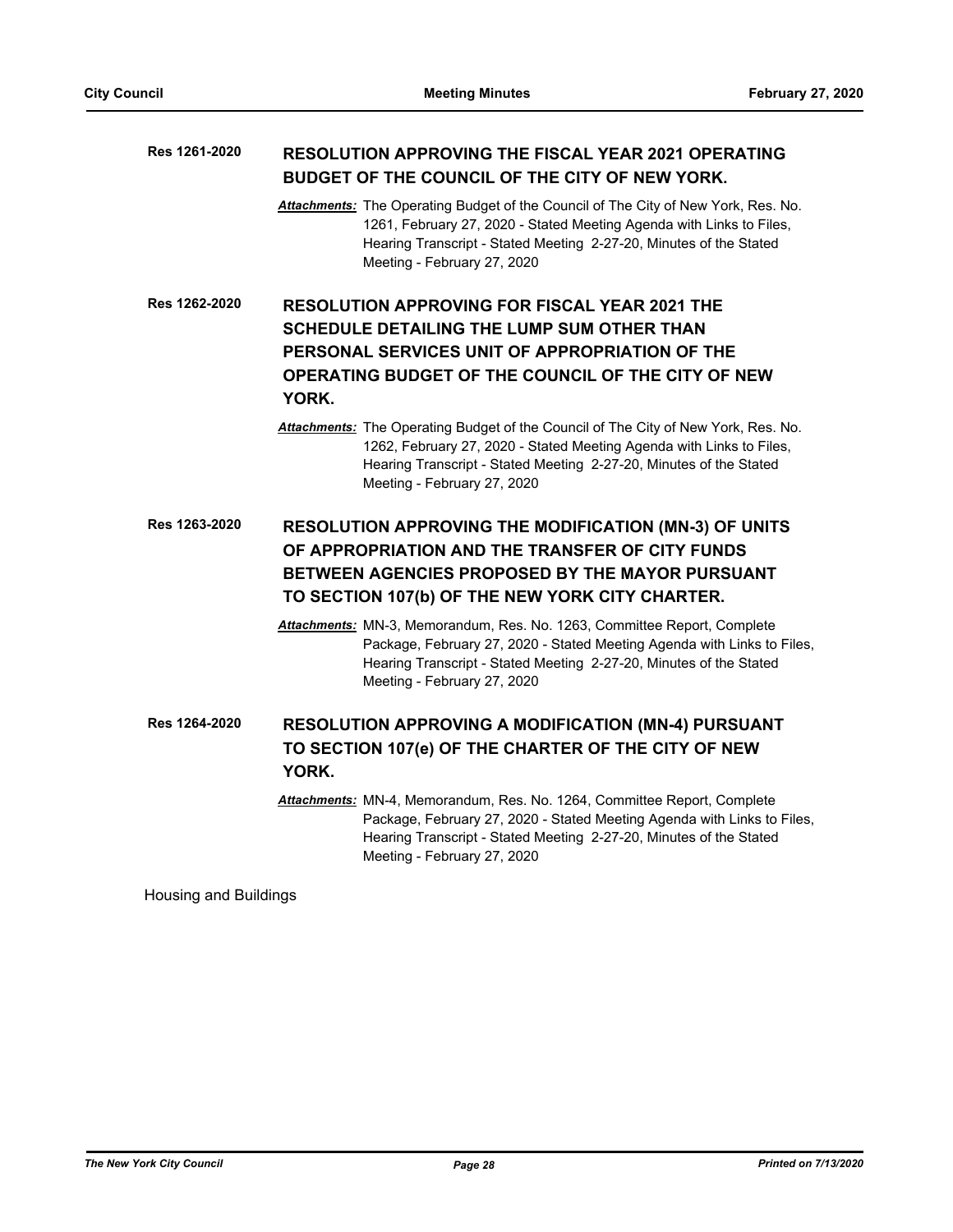**Res 1261-2020** **RESOLUTION APPROVING THE FISCAL YEAR 2021 OPERATING BUDGET OF THE COUNCIL OF THE CITY OF NEW YORK.**

***Attachments:*** The Operating Budget of the Council of The City of New York, Res. No. 1261, February 27, 2020 - Stated Meeting Agenda with Links to Files, Hearing Transcript - Stated Meeting 2-27-20, Minutes of the Stated Meeting - February 27, 2020

**Res 1262-2020** **RESOLUTION APPROVING FOR FISCAL YEAR 2021 THE SCHEDULE DETAILING THE LUMP SUM OTHER THAN PERSONAL SERVICES UNIT OF APPROPRIATION OF THE OPERATING BUDGET OF THE COUNCIL OF THE CITY OF NEW YORK.**

***Attachments:*** The Operating Budget of the Council of The City of New York, Res. No. 1262, February 27, 2020 - Stated Meeting Agenda with Links to Files, Hearing Transcript - Stated Meeting 2-27-20, Minutes of the Stated Meeting - February 27, 2020

**Res 1263-2020** **RESOLUTION APPROVING THE MODIFICATION (MN-3) OF UNITS OF APPROPRIATION AND THE TRANSFER OF CITY FUNDS BETWEEN AGENCIES PROPOSED BY THE MAYOR PURSUANT TO SECTION 107(b) OF THE NEW YORK CITY CHARTER.**

***Attachments:*** MN-3, Memorandum, Res. No. 1263, Committee Report, Complete Package, February 27, 2020 - Stated Meeting Agenda with Links to Files, Hearing Transcript - Stated Meeting 2-27-20, Minutes of the Stated Meeting - February 27, 2020

**Res 1264-2020** **RESOLUTION APPROVING A MODIFICATION (MN-4) PURSUANT TO SECTION 107(e) OF THE CHARTER OF THE CITY OF NEW YORK.**

***Attachments:*** MN-4, Memorandum, Res. No. 1264, Committee Report, Complete Package, February 27, 2020 - Stated Meeting Agenda with Links to Files, Hearing Transcript - Stated Meeting 2-27-20, Minutes of the Stated Meeting - February 27, 2020

Housing and Buildings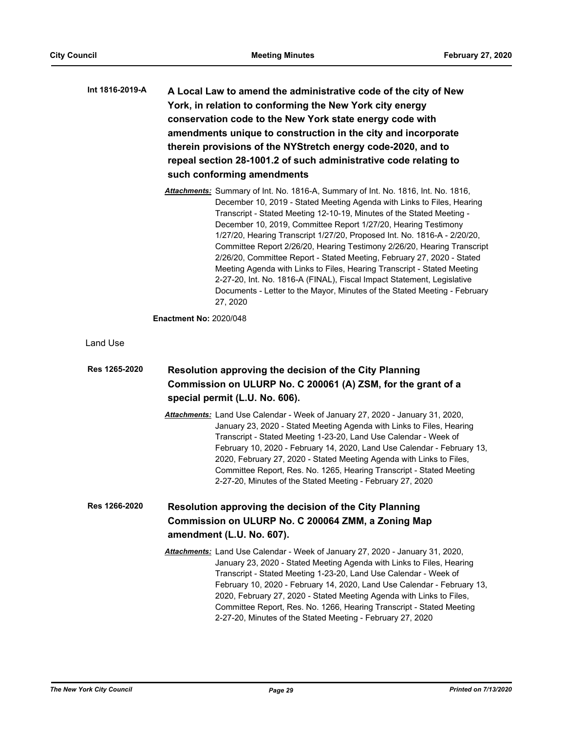**Int 1816-2019-A** **A Local Law to amend the administrative code of the city of New York, in relation to conforming the New York city energy conservation code to the New York state energy code with amendments unique to construction in the city and incorporate therein provisions of the NYStretch energy code-2020, and to repeal section 28-1001.2 of such administrative code relating to such conforming amendments**

***Attachments:*** Summary of Int. No. 1816-A, Summary of Int. No. 1816, Int. No. 1816, December 10, 2019 - Stated Meeting Agenda with Links to Files, Hearing Transcript - Stated Meeting 12-10-19, Minutes of the Stated Meeting - December 10, 2019, Committee Report 1/27/20, Hearing Testimony 1/27/20, Hearing Transcript 1/27/20, Proposed Int. No. 1816-A - 2/20/20, Committee Report 2/26/20, Hearing Testimony 2/26/20, Hearing Transcript 2/26/20, Committee Report - Stated Meeting, February 27, 2020 - Stated Meeting Agenda with Links to Files, Hearing Transcript - Stated Meeting 2-27-20, Int. No. 1816-A (FINAL), Fiscal Impact Statement, Legislative Documents - Letter to the Mayor, Minutes of the Stated Meeting - February 27, 2020

**Enactment No:** 2020/048

Land Use

**Res 1265-2020** **Resolution approving the decision of the City Planning Commission on ULURP No. C 200061 (A) ZSM, for the grant of a special permit (L.U. No. 606).**

***Attachments:*** Land Use Calendar - Week of January 27, 2020 - January 31, 2020, January 23, 2020 - Stated Meeting Agenda with Links to Files, Hearing Transcript - Stated Meeting 1-23-20, Land Use Calendar - Week of February 10, 2020 - February 14, 2020, Land Use Calendar - February 13, 2020, February 27, 2020 - Stated Meeting Agenda with Links to Files, Committee Report, Res. No. 1265, Hearing Transcript - Stated Meeting 2-27-20, Minutes of the Stated Meeting - February 27, 2020

**Res 1266-2020** **Resolution approving the decision of the City Planning Commission on ULURP No. C 200064 ZMM, a Zoning Map amendment (L.U. No. 607).**

***Attachments:*** Land Use Calendar - Week of January 27, 2020 - January 31, 2020, January 23, 2020 - Stated Meeting Agenda with Links to Files, Hearing Transcript - Stated Meeting 1-23-20, Land Use Calendar - Week of February 10, 2020 - February 14, 2020, Land Use Calendar - February 13, 2020, February 27, 2020 - Stated Meeting Agenda with Links to Files, Committee Report, Res. No. 1266, Hearing Transcript - Stated Meeting 2-27-20, Minutes of the Stated Meeting - February 27, 2020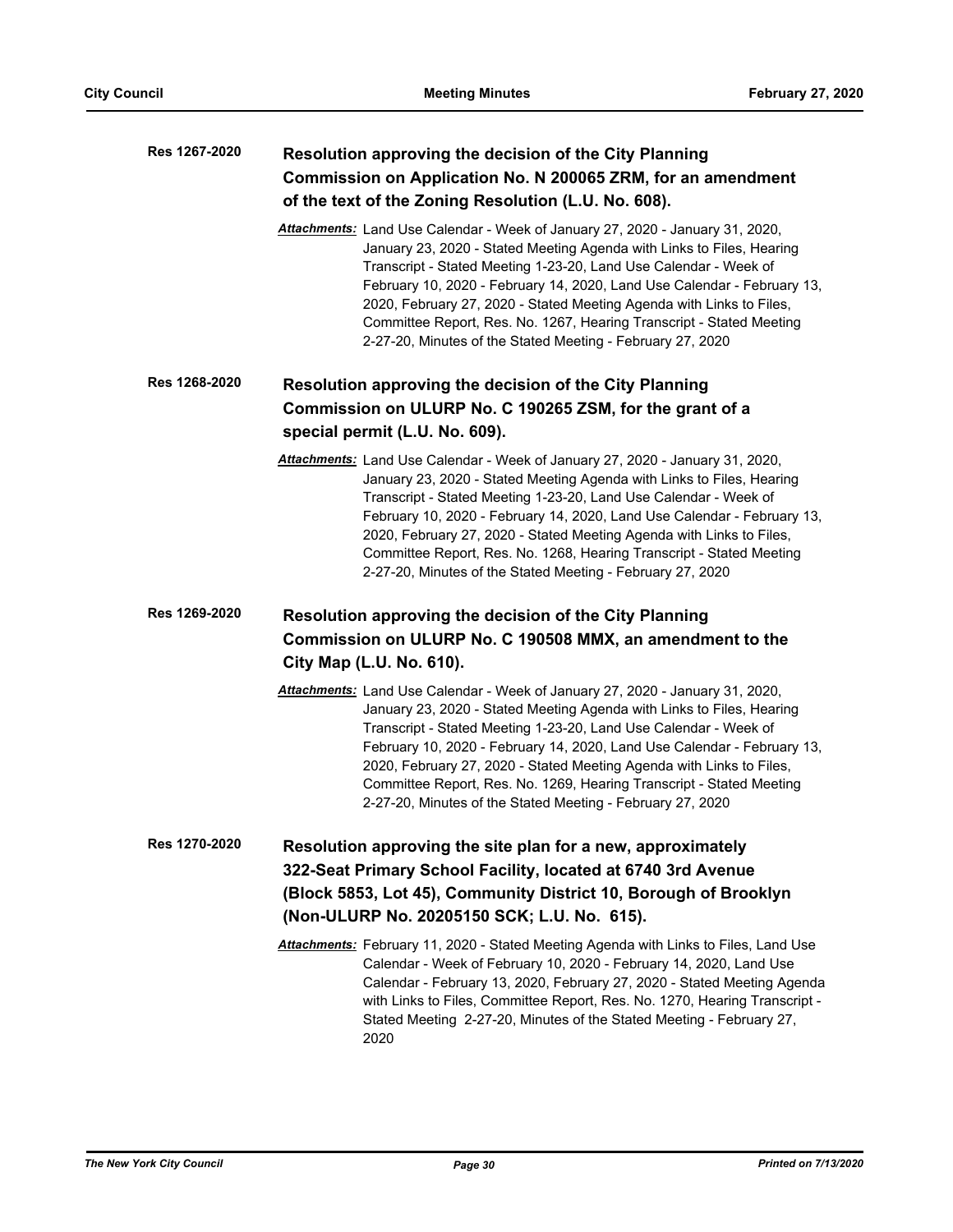**Res 1267-2020** **Resolution approving the decision of the City Planning Commission on Application No. N 200065 ZRM, for an amendment of the text of the Zoning Resolution (L.U. No. 608).**

*Attachments:* Land Use Calendar - Week of January 27, 2020 - January 31, 2020, January 23, 2020 - Stated Meeting Agenda with Links to Files, Hearing Transcript - Stated Meeting 1-23-20, Land Use Calendar - Week of February 10, 2020 - February 14, 2020, Land Use Calendar - February 13, 2020, February 27, 2020 - Stated Meeting Agenda with Links to Files, Committee Report, Res. No. 1267, Hearing Transcript - Stated Meeting 2-27-20, Minutes of the Stated Meeting - February 27, 2020

**Res 1268-2020** **Resolution approving the decision of the City Planning Commission on ULURP No. C 190265 ZSM, for the grant of a special permit (L.U. No. 609).**

*Attachments:* Land Use Calendar - Week of January 27, 2020 - January 31, 2020, January 23, 2020 - Stated Meeting Agenda with Links to Files, Hearing Transcript - Stated Meeting 1-23-20, Land Use Calendar - Week of February 10, 2020 - February 14, 2020, Land Use Calendar - February 13, 2020, February 27, 2020 - Stated Meeting Agenda with Links to Files, Committee Report, Res. No. 1268, Hearing Transcript - Stated Meeting 2-27-20, Minutes of the Stated Meeting - February 27, 2020

**Res 1269-2020** **Resolution approving the decision of the City Planning Commission on ULURP No. C 190508 MMX, an amendment to the City Map (L.U. No. 610).**

*Attachments:* Land Use Calendar - Week of January 27, 2020 - January 31, 2020, January 23, 2020 - Stated Meeting Agenda with Links to Files, Hearing Transcript - Stated Meeting 1-23-20, Land Use Calendar - Week of February 10, 2020 - February 14, 2020, Land Use Calendar - February 13, 2020, February 27, 2020 - Stated Meeting Agenda with Links to Files, Committee Report, Res. No. 1269, Hearing Transcript - Stated Meeting 2-27-20, Minutes of the Stated Meeting - February 27, 2020

**Res 1270-2020** **Resolution approving the site plan for a new, approximately 322-Seat Primary School Facility, located at 6740 3rd Avenue (Block 5853, Lot 45), Community District 10, Borough of Brooklyn (Non-ULURP No. 20205150 SCK; L.U. No. 615).**

*Attachments:* February 11, 2020 - Stated Meeting Agenda with Links to Files, Land Use Calendar - Week of February 10, 2020 - February 14, 2020, Land Use Calendar - February 13, 2020, February 27, 2020 - Stated Meeting Agenda with Links to Files, Committee Report, Res. No. 1270, Hearing Transcript - Stated Meeting 2-27-20, Minutes of the Stated Meeting - February 27, 2020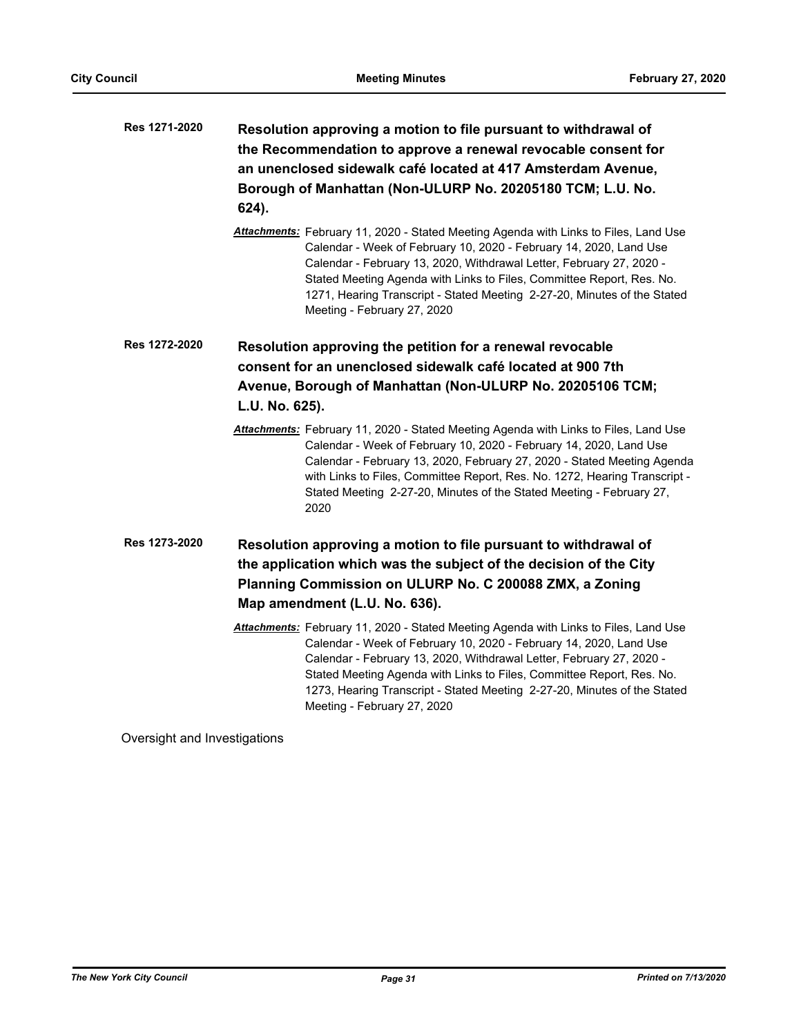**Res 1271-2020** **Resolution approving a motion to file pursuant to withdrawal of the Recommendation to approve a renewal revocable consent for an unenclosed sidewalk café located at 417 Amsterdam Avenue, Borough of Manhattan (Non-ULURP No. 20205180 TCM; L.U. No. 624).**

*Attachments:* February 11, 2020 - Stated Meeting Agenda with Links to Files, Land Use Calendar - Week of February 10, 2020 - February 14, 2020, Land Use Calendar - February 13, 2020, Withdrawal Letter, February 27, 2020 - Stated Meeting Agenda with Links to Files, Committee Report, Res. No. 1271, Hearing Transcript - Stated Meeting 2-27-20, Minutes of the Stated Meeting - February 27, 2020

**Res 1272-2020** **Resolution approving the petition for a renewal revocable consent for an unenclosed sidewalk café located at 900 7th Avenue, Borough of Manhattan (Non-ULURP No. 20205106 TCM; L.U. No. 625).**

*Attachments:* February 11, 2020 - Stated Meeting Agenda with Links to Files, Land Use Calendar - Week of February 10, 2020 - February 14, 2020, Land Use Calendar - February 13, 2020, February 27, 2020 - Stated Meeting Agenda with Links to Files, Committee Report, Res. No. 1272, Hearing Transcript - Stated Meeting 2-27-20, Minutes of the Stated Meeting - February 27, 2020

**Res 1273-2020** **Resolution approving a motion to file pursuant to withdrawal of the application which was the subject of the decision of the City Planning Commission on ULURP No. C 200088 ZMX, a Zoning Map amendment (L.U. No. 636).**

*Attachments:* February 11, 2020 - Stated Meeting Agenda with Links to Files, Land Use Calendar - Week of February 10, 2020 - February 14, 2020, Land Use Calendar - February 13, 2020, Withdrawal Letter, February 27, 2020 - Stated Meeting Agenda with Links to Files, Committee Report, Res. No. 1273, Hearing Transcript - Stated Meeting 2-27-20, Minutes of the Stated Meeting - February 27, 2020

Oversight and Investigations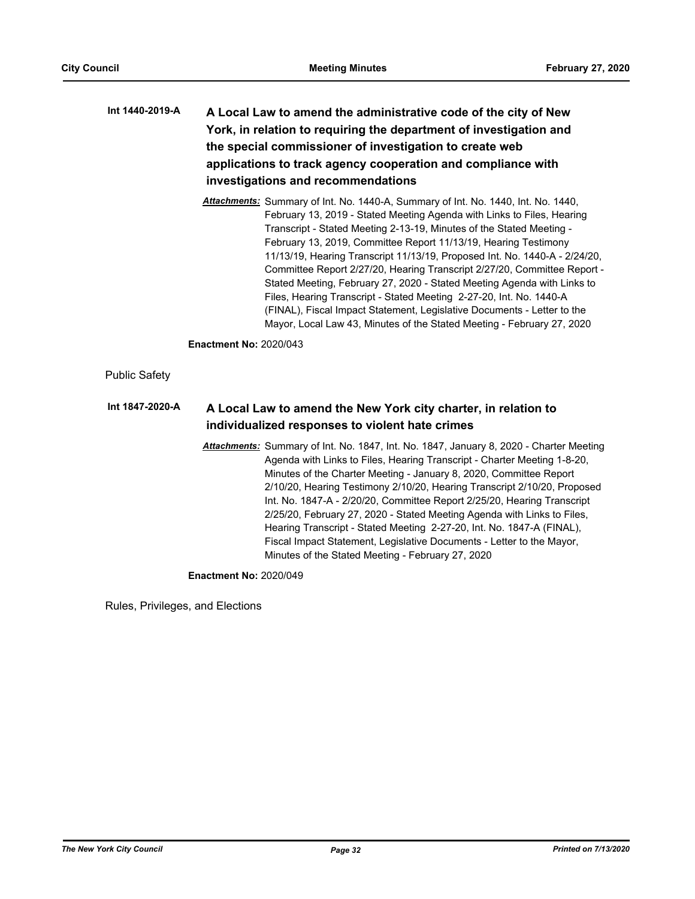**Int 1440-2019-A** **A Local Law to amend the administrative code of the city of New York, in relation to requiring the department of investigation and the special commissioner of investigation to create web applications to track agency cooperation and compliance with investigations and recommendations**

***Attachments:*** Summary of Int. No. 1440-A, Summary of Int. No. 1440, Int. No. 1440, February 13, 2019 - Stated Meeting Agenda with Links to Files, Hearing Transcript - Stated Meeting 2-13-19, Minutes of the Stated Meeting - February 13, 2019, Committee Report 11/13/19, Hearing Testimony 11/13/19, Hearing Transcript 11/13/19, Proposed Int. No. 1440-A - 2/24/20, Committee Report 2/27/20, Hearing Transcript 2/27/20, Committee Report - Stated Meeting, February 27, 2020 - Stated Meeting Agenda with Links to Files, Hearing Transcript - Stated Meeting 2-27-20, Int. No. 1440-A (FINAL), Fiscal Impact Statement, Legislative Documents - Letter to the Mayor, Local Law 43, Minutes of the Stated Meeting - February 27, 2020

**Enactment No:** 2020/043

Public Safety

**Int 1847-2020-A** **A Local Law to amend the New York city charter, in relation to individualized responses to violent hate crimes**

***Attachments:*** Summary of Int. No. 1847, Int. No. 1847, January 8, 2020 - Charter Meeting Agenda with Links to Files, Hearing Transcript - Charter Meeting 1-8-20, Minutes of the Charter Meeting - January 8, 2020, Committee Report 2/10/20, Hearing Testimony 2/10/20, Hearing Transcript 2/10/20, Proposed Int. No. 1847-A - 2/20/20, Committee Report 2/25/20, Hearing Transcript 2/25/20, February 27, 2020 - Stated Meeting Agenda with Links to Files, Hearing Transcript - Stated Meeting 2-27-20, Int. No. 1847-A (FINAL), Fiscal Impact Statement, Legislative Documents - Letter to the Mayor, Minutes of the Stated Meeting - February 27, 2020

**Enactment No:** 2020/049

Rules, Privileges, and Elections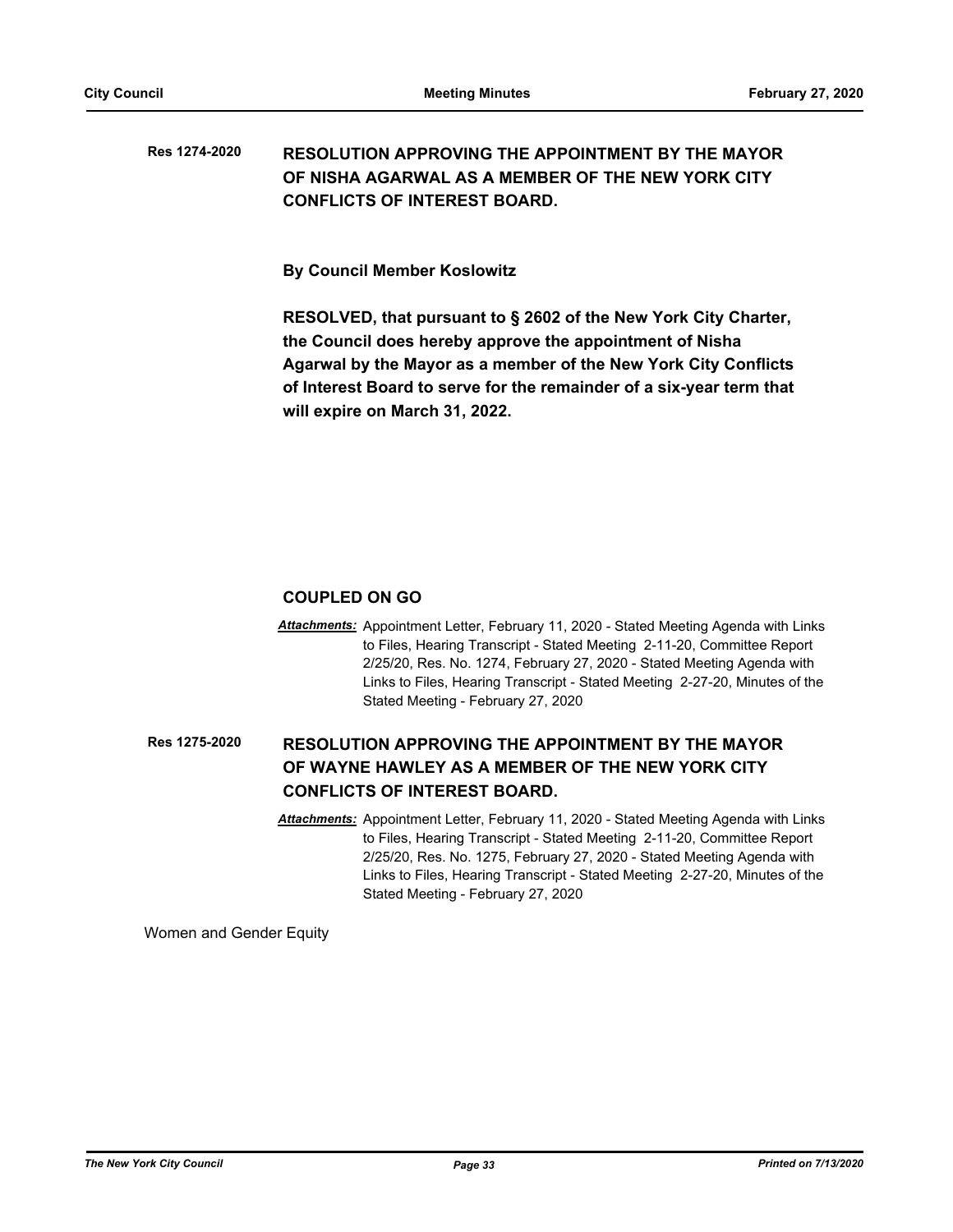**Res 1274-2020** **RESOLUTION APPROVING THE APPOINTMENT BY THE MAYOR OF NISHA AGARWAL AS A MEMBER OF THE NEW YORK CITY CONFLICTS OF INTEREST BOARD.**

**By Council Member Koslowitz**

**RESOLVED, that pursuant to § 2602 of the New York City Charter, the Council does hereby approve the appointment of Nisha Agarwal by the Mayor as a member of the New York City Conflicts of Interest Board to serve for the remainder of a six-year term that will expire on March 31, 2022.**

**COUPLED ON GO**

***Attachments:*** Appointment Letter, February 11, 2020 - Stated Meeting Agenda with Links to Files, Hearing Transcript - Stated Meeting 2-11-20, Committee Report 2/25/20, Res. No. 1274, February 27, 2020 - Stated Meeting Agenda with Links to Files, Hearing Transcript - Stated Meeting 2-27-20, Minutes of the Stated Meeting - February 27, 2020

**Res 1275-2020** **RESOLUTION APPROVING THE APPOINTMENT BY THE MAYOR OF WAYNE HAWLEY AS A MEMBER OF THE NEW YORK CITY CONFLICTS OF INTEREST BOARD.**

***Attachments:*** Appointment Letter, February 11, 2020 - Stated Meeting Agenda with Links to Files, Hearing Transcript - Stated Meeting 2-11-20, Committee Report 2/25/20, Res. No. 1275, February 27, 2020 - Stated Meeting Agenda with Links to Files, Hearing Transcript - Stated Meeting 2-27-20, Minutes of the Stated Meeting - February 27, 2020

Women and Gender Equity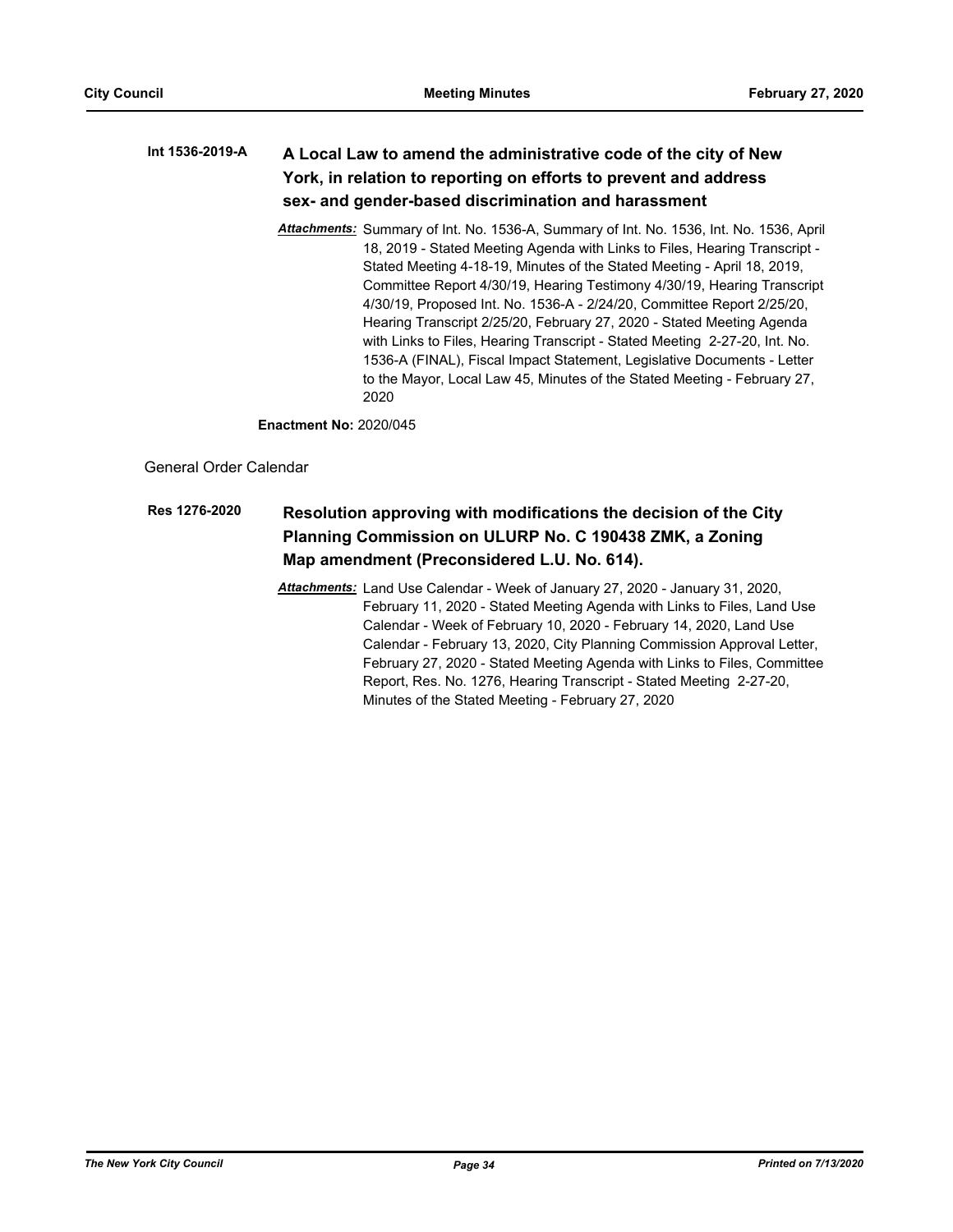**Int 1536-2019-A** **A Local Law to amend the administrative code of the city of New York, in relation to reporting on efforts to prevent and address sex- and gender-based discrimination and harassment**

***Attachments:*** Summary of Int. No. 1536-A, Summary of Int. No. 1536, Int. No. 1536, April 18, 2019 - Stated Meeting Agenda with Links to Files, Hearing Transcript - Stated Meeting 4-18-19, Minutes of the Stated Meeting - April 18, 2019, Committee Report 4/30/19, Hearing Testimony 4/30/19, Hearing Transcript 4/30/19, Proposed Int. No. 1536-A - 2/24/20, Committee Report 2/25/20, Hearing Transcript 2/25/20, February 27, 2020 - Stated Meeting Agenda with Links to Files, Hearing Transcript - Stated Meeting 2-27-20, Int. No. 1536-A (FINAL), Fiscal Impact Statement, Legislative Documents - Letter to the Mayor, Local Law 45, Minutes of the Stated Meeting - February 27, 2020

**Enactment No:** 2020/045

General Order Calendar

**Res 1276-2020** **Resolution approving with modifications the decision of the City Planning Commission on ULURP No. C 190438 ZMK, a Zoning Map amendment (Preconsidered L.U. No. 614).**

***Attachments:*** Land Use Calendar - Week of January 27, 2020 - January 31, 2020, February 11, 2020 - Stated Meeting Agenda with Links to Files, Land Use Calendar - Week of February 10, 2020 - February 14, 2020, Land Use Calendar - February 13, 2020, City Planning Commission Approval Letter, February 27, 2020 - Stated Meeting Agenda with Links to Files, Committee Report, Res. No. 1276, Hearing Transcript - Stated Meeting 2-27-20, Minutes of the Stated Meeting - February 27, 2020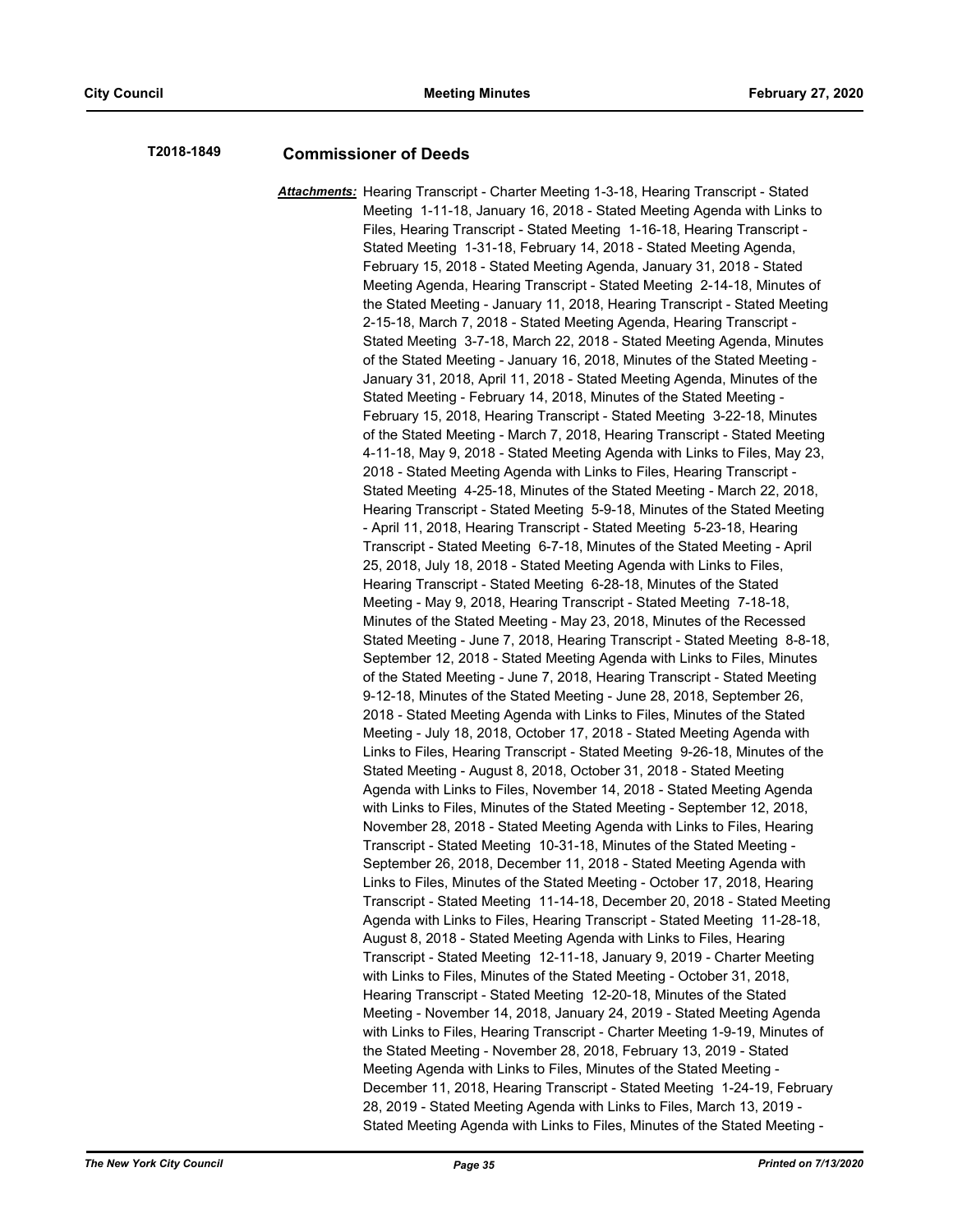**T2018-1849** **Commissioner of Deeds**

***Attachments:*** Hearing Transcript - Charter Meeting 1-3-18, Hearing Transcript - Stated Meeting 1-11-18, January 16, 2018 - Stated Meeting Agenda with Links to Files, Hearing Transcript - Stated Meeting 1-16-18, Hearing Transcript - Stated Meeting 1-31-18, February 14, 2018 - Stated Meeting Agenda, February 15, 2018 - Stated Meeting Agenda, January 31, 2018 - Stated Meeting Agenda, Hearing Transcript - Stated Meeting 2-14-18, Minutes of the Stated Meeting - January 11, 2018, Hearing Transcript - Stated Meeting 2-15-18, March 7, 2018 - Stated Meeting Agenda, Hearing Transcript - Stated Meeting 3-7-18, March 22, 2018 - Stated Meeting Agenda, Minutes of the Stated Meeting - January 16, 2018, Minutes of the Stated Meeting - January 31, 2018, April 11, 2018 - Stated Meeting Agenda, Minutes of the Stated Meeting - February 14, 2018, Minutes of the Stated Meeting - February 15, 2018, Hearing Transcript - Stated Meeting 3-22-18, Minutes of the Stated Meeting - March 7, 2018, Hearing Transcript - Stated Meeting 4-11-18, May 9, 2018 - Stated Meeting Agenda with Links to Files, May 23, 2018 - Stated Meeting Agenda with Links to Files, Hearing Transcript - Stated Meeting 4-25-18, Minutes of the Stated Meeting - March 22, 2018, Hearing Transcript - Stated Meeting 5-9-18, Minutes of the Stated Meeting - April 11, 2018, Hearing Transcript - Stated Meeting 5-23-18, Hearing Transcript - Stated Meeting 6-7-18, Minutes of the Stated Meeting - April 25, 2018, July 18, 2018 - Stated Meeting Agenda with Links to Files, Hearing Transcript - Stated Meeting 6-28-18, Minutes of the Stated Meeting - May 9, 2018, Hearing Transcript - Stated Meeting 7-18-18, Minutes of the Stated Meeting - May 23, 2018, Minutes of the Recessed Stated Meeting - June 7, 2018, Hearing Transcript - Stated Meeting 8-8-18, September 12, 2018 - Stated Meeting Agenda with Links to Files, Minutes of the Stated Meeting - June 7, 2018, Hearing Transcript - Stated Meeting 9-12-18, Minutes of the Stated Meeting - June 28, 2018, September 26, 2018 - Stated Meeting Agenda with Links to Files, Minutes of the Stated Meeting - July 18, 2018, October 17, 2018 - Stated Meeting Agenda with Links to Files, Hearing Transcript - Stated Meeting 9-26-18, Minutes of the Stated Meeting - August 8, 2018, October 31, 2018 - Stated Meeting Agenda with Links to Files, November 14, 2018 - Stated Meeting Agenda with Links to Files, Minutes of the Stated Meeting - September 12, 2018, November 28, 2018 - Stated Meeting Agenda with Links to Files, Hearing Transcript - Stated Meeting 10-31-18, Minutes of the Stated Meeting - September 26, 2018, December 11, 2018 - Stated Meeting Agenda with Links to Files, Minutes of the Stated Meeting - October 17, 2018, Hearing Transcript - Stated Meeting 11-14-18, December 20, 2018 - Stated Meeting Agenda with Links to Files, Hearing Transcript - Stated Meeting 11-28-18, August 8, 2018 - Stated Meeting Agenda with Links to Files, Hearing Transcript - Stated Meeting 12-11-18, January 9, 2019 - Charter Meeting with Links to Files, Minutes of the Stated Meeting - October 31, 2018, Hearing Transcript - Stated Meeting 12-20-18, Minutes of the Stated Meeting - November 14, 2018, January 24, 2019 - Stated Meeting Agenda with Links to Files, Hearing Transcript - Charter Meeting 1-9-19, Minutes of the Stated Meeting - November 28, 2018, February 13, 2019 - Stated Meeting Agenda with Links to Files, Minutes of the Stated Meeting - December 11, 2018, Hearing Transcript - Stated Meeting 1-24-19, February 28, 2019 - Stated Meeting Agenda with Links to Files, March 13, 2019 - Stated Meeting Agenda with Links to Files, Minutes of the Stated Meeting -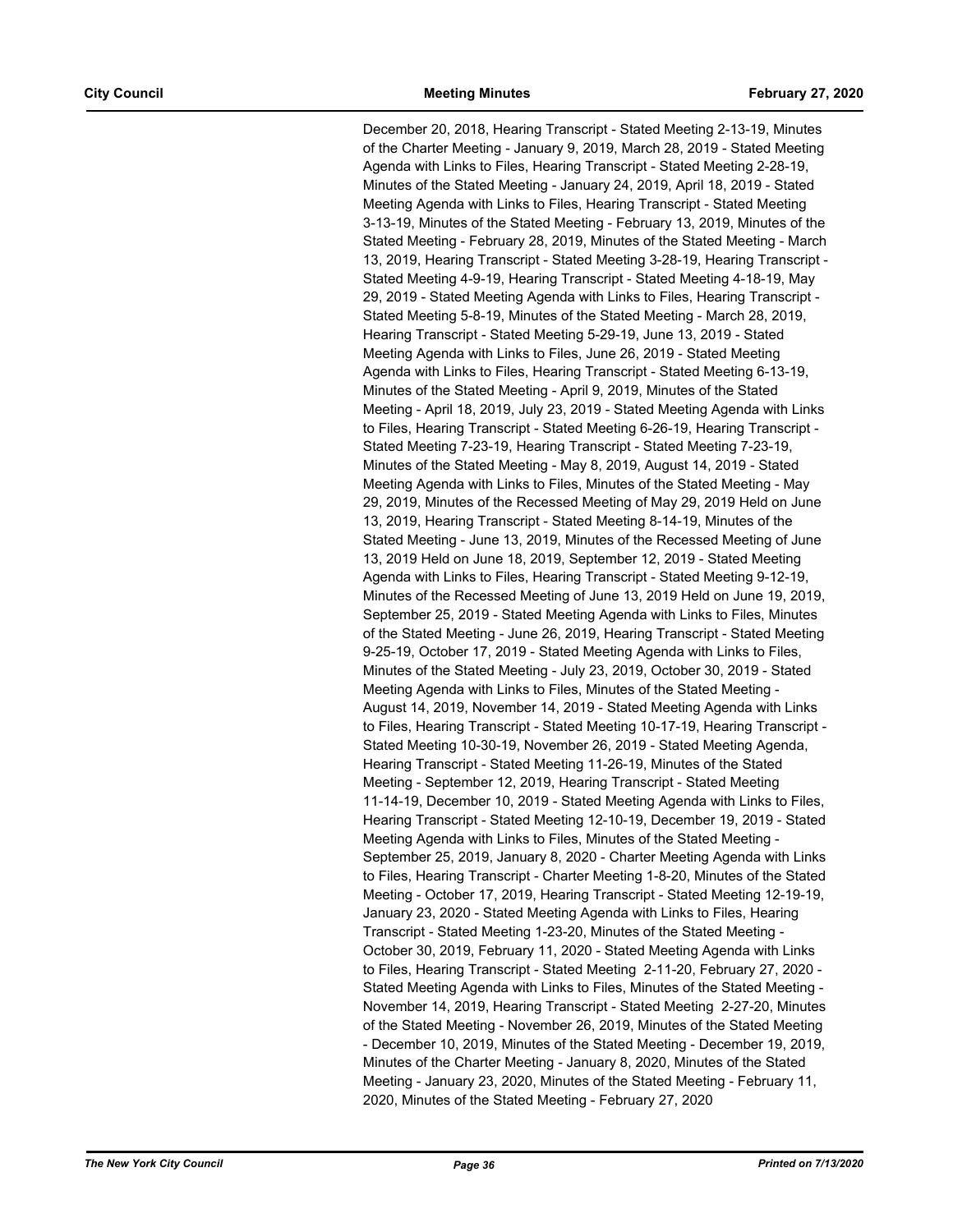December 20, 2018, Hearing Transcript - Stated Meeting 2-13-19, Minutes of the Charter Meeting - January 9, 2019, March 28, 2019 - Stated Meeting Agenda with Links to Files, Hearing Transcript - Stated Meeting 2-28-19, Minutes of the Stated Meeting - January 24, 2019, April 18, 2019 - Stated Meeting Agenda with Links to Files, Hearing Transcript - Stated Meeting 3-13-19, Minutes of the Stated Meeting - February 13, 2019, Minutes of the Stated Meeting - February 28, 2019, Minutes of the Stated Meeting - March 13, 2019, Hearing Transcript - Stated Meeting 3-28-19, Hearing Transcript - Stated Meeting 4-9-19, Hearing Transcript - Stated Meeting 4-18-19, May 29, 2019 - Stated Meeting Agenda with Links to Files, Hearing Transcript - Stated Meeting 5-8-19, Minutes of the Stated Meeting - March 28, 2019, Hearing Transcript - Stated Meeting 5-29-19, June 13, 2019 - Stated Meeting Agenda with Links to Files, June 26, 2019 - Stated Meeting Agenda with Links to Files, Hearing Transcript - Stated Meeting 6-13-19, Minutes of the Stated Meeting - April 9, 2019, Minutes of the Stated Meeting - April 18, 2019, July 23, 2019 - Stated Meeting Agenda with Links to Files, Hearing Transcript - Stated Meeting 6-26-19, Hearing Transcript - Stated Meeting 7-23-19, Hearing Transcript - Stated Meeting 7-23-19, Minutes of the Stated Meeting - May 8, 2019, August 14, 2019 - Stated Meeting Agenda with Links to Files, Minutes of the Stated Meeting - May 29, 2019, Minutes of the Recessed Meeting of May 29, 2019 Held on June 13, 2019, Hearing Transcript - Stated Meeting 8-14-19, Minutes of the Stated Meeting - June 13, 2019, Minutes of the Recessed Meeting of June 13, 2019 Held on June 18, 2019, September 12, 2019 - Stated Meeting Agenda with Links to Files, Hearing Transcript - Stated Meeting 9-12-19, Minutes of the Recessed Meeting of June 13, 2019 Held on June 19, 2019, September 25, 2019 - Stated Meeting Agenda with Links to Files, Minutes of the Stated Meeting - June 26, 2019, Hearing Transcript - Stated Meeting 9-25-19, October 17, 2019 - Stated Meeting Agenda with Links to Files, Minutes of the Stated Meeting - July 23, 2019, October 30, 2019 - Stated Meeting Agenda with Links to Files, Minutes of the Stated Meeting - August 14, 2019, November 14, 2019 - Stated Meeting Agenda with Links to Files, Hearing Transcript - Stated Meeting 10-17-19, Hearing Transcript - Stated Meeting 10-30-19, November 26, 2019 - Stated Meeting Agenda, Hearing Transcript - Stated Meeting 11-26-19, Minutes of the Stated Meeting - September 12, 2019, Hearing Transcript - Stated Meeting 11-14-19, December 10, 2019 - Stated Meeting Agenda with Links to Files, Hearing Transcript - Stated Meeting 12-10-19, December 19, 2019 - Stated Meeting Agenda with Links to Files, Minutes of the Stated Meeting - September 25, 2019, January 8, 2020 - Charter Meeting Agenda with Links to Files, Hearing Transcript - Charter Meeting 1-8-20, Minutes of the Stated Meeting - October 17, 2019, Hearing Transcript - Stated Meeting 12-19-19, January 23, 2020 - Stated Meeting Agenda with Links to Files, Hearing Transcript - Stated Meeting 1-23-20, Minutes of the Stated Meeting - October 30, 2019, February 11, 2020 - Stated Meeting Agenda with Links to Files, Hearing Transcript - Stated Meeting 2-11-20, February 27, 2020 - Stated Meeting Agenda with Links to Files, Minutes of the Stated Meeting - November 14, 2019, Hearing Transcript - Stated Meeting 2-27-20, Minutes of the Stated Meeting - November 26, 2019, Minutes of the Stated Meeting - December 10, 2019, Minutes of the Stated Meeting - December 19, 2019, Minutes of the Charter Meeting - January 8, 2020, Minutes of the Stated Meeting - January 23, 2020, Minutes of the Stated Meeting - February 11, 2020, Minutes of the Stated Meeting - February 27, 2020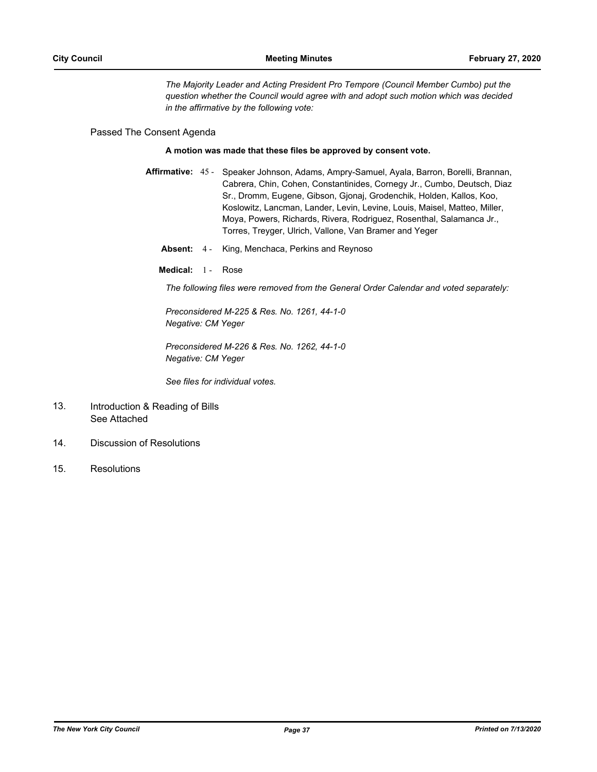*The Majority Leader and Acting President Pro Tempore (Council Member Cumbo) put the question whether the Council would agree with and adopt such motion which was decided in the affirmative by the following vote:*

Passed The Consent Agenda

**A motion was made that these files be approved by consent vote.**

**Affirmative:** 45 - Speaker Johnson, Adams, Ampry-Samuel, Ayala, Barron, Borelli, Brannan, Cabrera, Chin, Cohen, Constantinides, Cornegy Jr., Cumbo, Deutsch, Diaz Sr., Dromm, Eugene, Gibson, Gjonaj, Grodenchik, Holden, Kallos, Koo, Koslowitz, Lancman, Lander, Levin, Levine, Louis, Maisel, Matteo, Miller, Moya, Powers, Richards, Rivera, Rodriguez, Rosenthal, Salamanca Jr., Torres, Treyger, Ulrich, Vallone, Van Bramer and Yeger

**Absent:** 4 - King, Menchaca, Perkins and Reynoso

**Medical:** 1 - Rose

*The following files were removed from the General Order Calendar and voted separately:*

*Preconsidered M-225 & Res. No. 1261, 44-1-0*
*Negative: CM Yeger*

*Preconsidered M-226 & Res. No. 1262, 44-1-0*
*Negative: CM Yeger*

*See files for individual votes.*

13. Introduction & Reading of Bills
See Attached

14. Discussion of Resolutions

15. Resolutions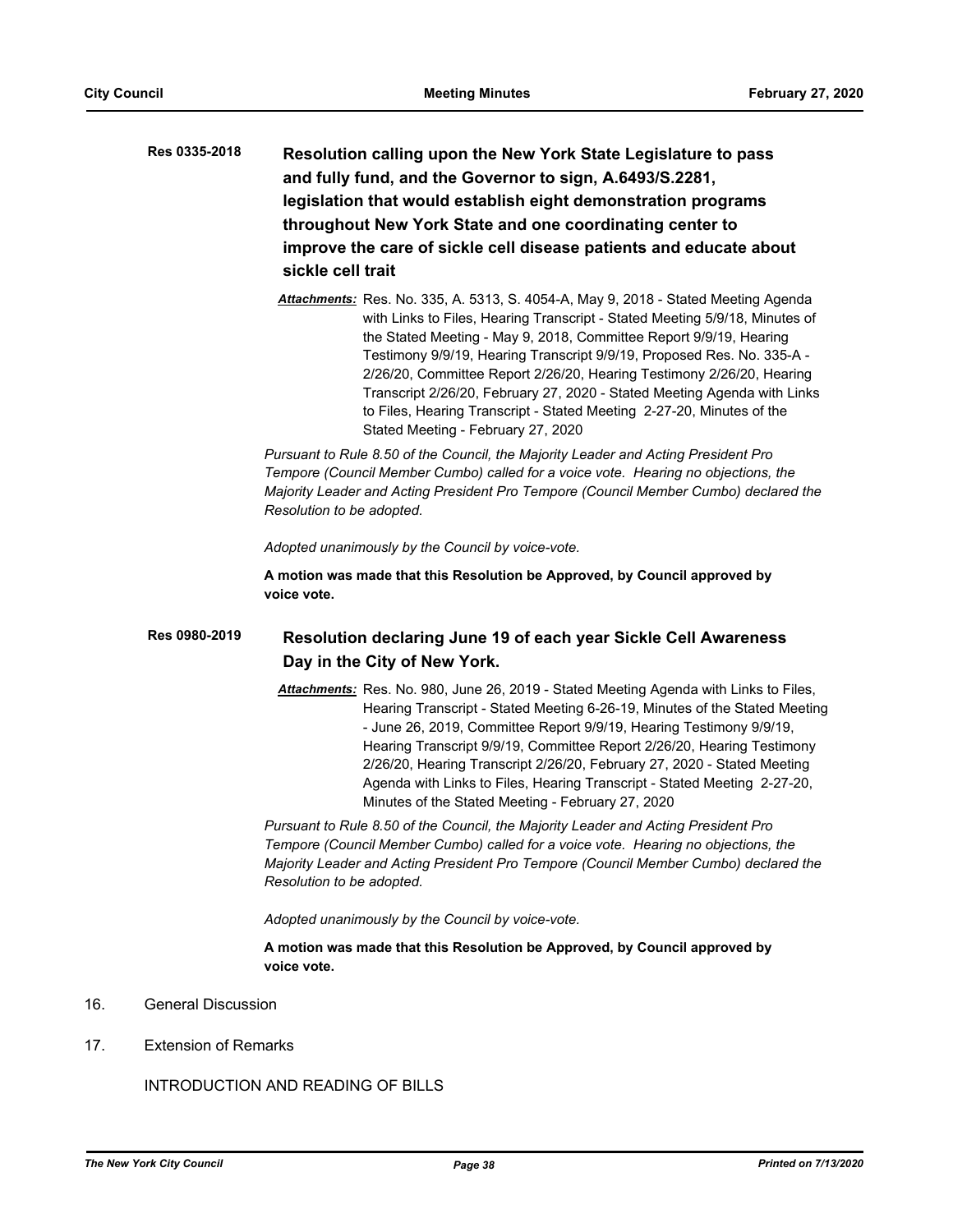**Res 0335-2018** **Resolution calling upon the New York State Legislature to pass and fully fund, and the Governor to sign, A.6493/S.2281, legislation that would establish eight demonstration programs throughout New York State and one coordinating center to improve the care of sickle cell disease patients and educate about sickle cell trait**

***Attachments:*** Res. No. 335, A. 5313, S. 4054-A, May 9, 2018 - Stated Meeting Agenda with Links to Files, Hearing Transcript - Stated Meeting 5/9/18, Minutes of the Stated Meeting - May 9, 2018, Committee Report 9/9/19, Hearing Testimony 9/9/19, Hearing Transcript 9/9/19, Proposed Res. No. 335-A - 2/26/20, Committee Report 2/26/20, Hearing Testimony 2/26/20, Hearing Transcript 2/26/20, February 27, 2020 - Stated Meeting Agenda with Links to Files, Hearing Transcript - Stated Meeting 2-27-20, Minutes of the Stated Meeting - February 27, 2020

*Pursuant to Rule 8.50 of the Council, the Majority Leader and Acting President Pro Tempore (Council Member Cumbo) called for a voice vote. Hearing no objections, the Majority Leader and Acting President Pro Tempore (Council Member Cumbo) declared the Resolution to be adopted.*

*Adopted unanimously by the Council by voice-vote.*

**A motion was made that this Resolution be Approved, by Council approved by voice vote.**

**Res 0980-2019** **Resolution declaring June 19 of each year Sickle Cell Awareness Day in the City of New York.**

***Attachments:*** Res. No. 980, June 26, 2019 - Stated Meeting Agenda with Links to Files, Hearing Transcript - Stated Meeting 6-26-19, Minutes of the Stated Meeting - June 26, 2019, Committee Report 9/9/19, Hearing Testimony 9/9/19, Hearing Transcript 9/9/19, Committee Report 2/26/20, Hearing Testimony 2/26/20, Hearing Transcript 2/26/20, February 27, 2020 - Stated Meeting Agenda with Links to Files, Hearing Transcript - Stated Meeting 2-27-20, Minutes of the Stated Meeting - February 27, 2020

*Pursuant to Rule 8.50 of the Council, the Majority Leader and Acting President Pro Tempore (Council Member Cumbo) called for a voice vote. Hearing no objections, the Majority Leader and Acting President Pro Tempore (Council Member Cumbo) declared the Resolution to be adopted.*

*Adopted unanimously by the Council by voice-vote.*

**A motion was made that this Resolution be Approved, by Council approved by voice vote.**

16. General Discussion

17. Extension of Remarks

INTRODUCTION AND READING OF BILLS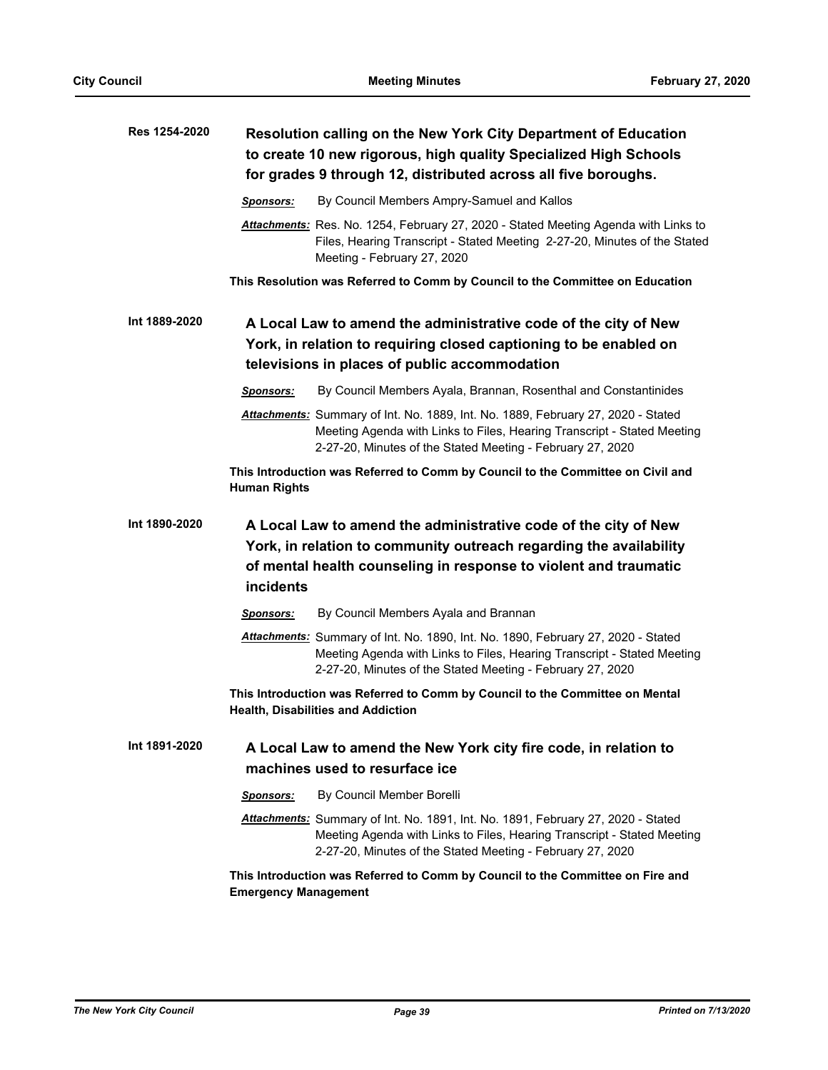**Res 1254-2020** **Resolution calling on the New York City Department of Education to create 10 new rigorous, high quality Specialized High Schools for grades 9 through 12, distributed across all five boroughs.**

***Sponsors:*** By Council Members Ampry-Samuel and Kallos

***Attachments:*** Res. No. 1254, February 27, 2020 - Stated Meeting Agenda with Links to Files, Hearing Transcript - Stated Meeting 2-27-20, Minutes of the Stated Meeting - February 27, 2020

**This Resolution was Referred to Comm by Council to the Committee on Education**

**Int 1889-2020** **A Local Law to amend the administrative code of the city of New York, in relation to requiring closed captioning to be enabled on televisions in places of public accommodation**

***Sponsors:*** By Council Members Ayala, Brannan, Rosenthal and Constantinides

***Attachments:*** Summary of Int. No. 1889, Int. No. 1889, February 27, 2020 - Stated Meeting Agenda with Links to Files, Hearing Transcript - Stated Meeting 2-27-20, Minutes of the Stated Meeting - February 27, 2020

**This Introduction was Referred to Comm by Council to the Committee on Civil and Human Rights**

**Int 1890-2020** **A Local Law to amend the administrative code of the city of New York, in relation to community outreach regarding the availability of mental health counseling in response to violent and traumatic incidents**

***Sponsors:*** By Council Members Ayala and Brannan

***Attachments:*** Summary of Int. No. 1890, Int. No. 1890, February 27, 2020 - Stated Meeting Agenda with Links to Files, Hearing Transcript - Stated Meeting 2-27-20, Minutes of the Stated Meeting - February 27, 2020

**This Introduction was Referred to Comm by Council to the Committee on Mental Health, Disabilities and Addiction**

**Int 1891-2020** **A Local Law to amend the New York city fire code, in relation to machines used to resurface ice**

***Sponsors:*** By Council Member Borelli

***Attachments:*** Summary of Int. No. 1891, Int. No. 1891, February 27, 2020 - Stated Meeting Agenda with Links to Files, Hearing Transcript - Stated Meeting 2-27-20, Minutes of the Stated Meeting - February 27, 2020

**This Introduction was Referred to Comm by Council to the Committee on Fire and Emergency Management**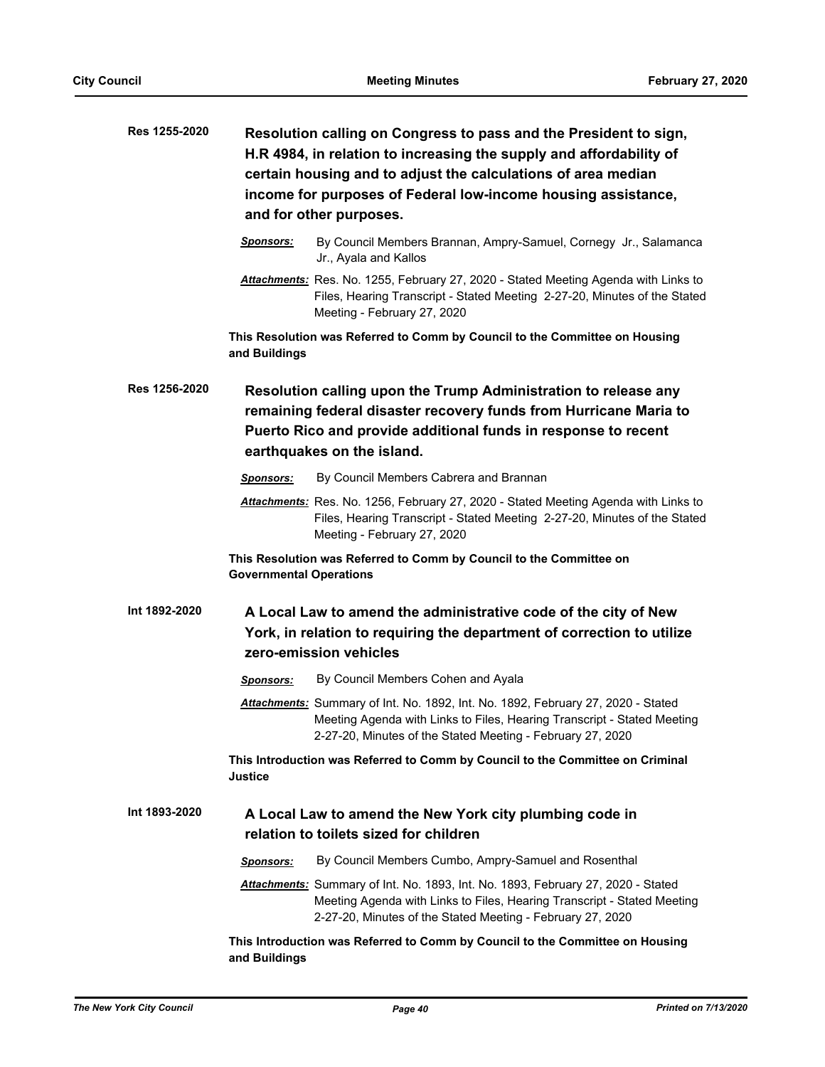**Res 1255-2020**

**Resolution calling on Congress to pass and the President to sign, H.R 4984, in relation to increasing the supply and affordability of certain housing and to adjust the calculations of area median income for purposes of Federal low-income housing assistance, and for other purposes.**

***Sponsors:*** By Council Members Brannan, Ampry-Samuel, Cornegy Jr., Salamanca Jr., Ayala and Kallos

***Attachments:*** Res. No. 1255, February 27, 2020 - Stated Meeting Agenda with Links to Files, Hearing Transcript - Stated Meeting 2-27-20, Minutes of the Stated Meeting - February 27, 2020

**This Resolution was Referred to Comm by Council to the Committee on Housing and Buildings**

**Res 1256-2020**

**Resolution calling upon the Trump Administration to release any remaining federal disaster recovery funds from Hurricane Maria to Puerto Rico and provide additional funds in response to recent earthquakes on the island.**

***Sponsors:*** By Council Members Cabrera and Brannan

***Attachments:*** Res. No. 1256, February 27, 2020 - Stated Meeting Agenda with Links to Files, Hearing Transcript - Stated Meeting 2-27-20, Minutes of the Stated Meeting - February 27, 2020

**This Resolution was Referred to Comm by Council to the Committee on Governmental Operations**

**Int 1892-2020**

**A Local Law to amend the administrative code of the city of New York, in relation to requiring the department of correction to utilize zero-emission vehicles**

***Sponsors:*** By Council Members Cohen and Ayala

***Attachments:*** Summary of Int. No. 1892, Int. No. 1892, February 27, 2020 - Stated Meeting Agenda with Links to Files, Hearing Transcript - Stated Meeting 2-27-20, Minutes of the Stated Meeting - February 27, 2020

**This Introduction was Referred to Comm by Council to the Committee on Criminal Justice**

**Int 1893-2020**

**A Local Law to amend the New York city plumbing code in relation to toilets sized for children**

***Sponsors:*** By Council Members Cumbo, Ampry-Samuel and Rosenthal

***Attachments:*** Summary of Int. No. 1893, Int. No. 1893, February 27, 2020 - Stated Meeting Agenda with Links to Files, Hearing Transcript - Stated Meeting 2-27-20, Minutes of the Stated Meeting - February 27, 2020

**This Introduction was Referred to Comm by Council to the Committee on Housing and Buildings**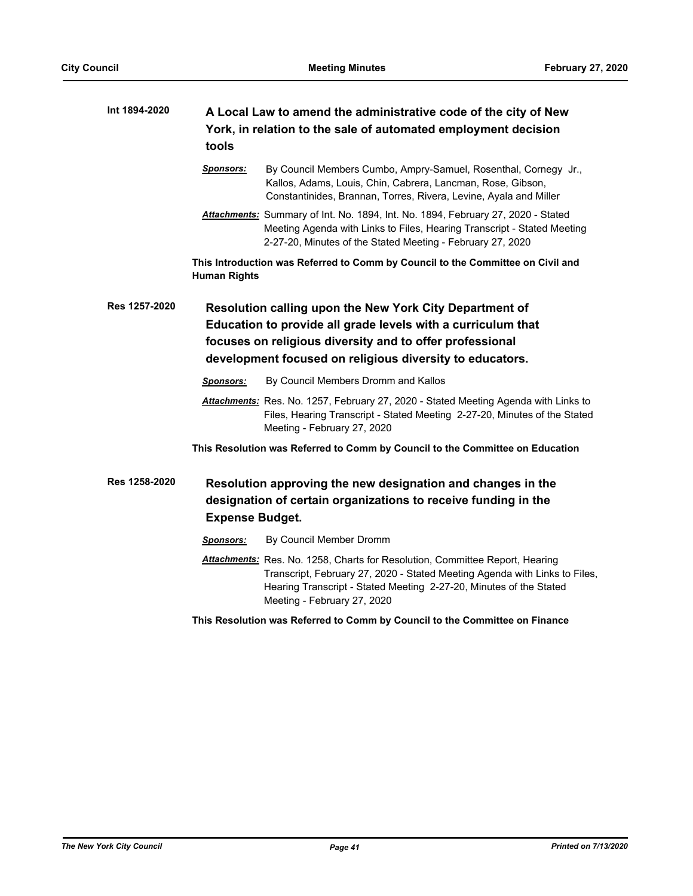**Int 1894-2020**

### A Local Law to amend the administrative code of the city of New York, in relation to the sale of automated employment decision tools

***Sponsors:*** By Council Members Cumbo, Ampry-Samuel, Rosenthal, Cornegy Jr., Kallos, Adams, Louis, Chin, Cabrera, Lancman, Rose, Gibson, Constantinides, Brannan, Torres, Rivera, Levine, Ayala and Miller

***Attachments:*** Summary of Int. No. 1894, Int. No. 1894, February 27, 2020 - Stated Meeting Agenda with Links to Files, Hearing Transcript - Stated Meeting 2-27-20, Minutes of the Stated Meeting - February 27, 2020

**This Introduction was Referred to Comm by Council to the Committee on Civil and Human Rights**

**Res 1257-2020**

### Resolution calling upon the New York City Department of Education to provide all grade levels with a curriculum that focuses on religious diversity and to offer professional development focused on religious diversity to educators.

***Sponsors:*** By Council Members Dromm and Kallos

***Attachments:*** Res. No. 1257, February 27, 2020 - Stated Meeting Agenda with Links to Files, Hearing Transcript - Stated Meeting 2-27-20, Minutes of the Stated Meeting - February 27, 2020

**This Resolution was Referred to Comm by Council to the Committee on Education**

**Res 1258-2020**

### Resolution approving the new designation and changes in the designation of certain organizations to receive funding in the Expense Budget.

***Sponsors:*** By Council Member Dromm

***Attachments:*** Res. No. 1258, Charts for Resolution, Committee Report, Hearing Transcript, February 27, 2020 - Stated Meeting Agenda with Links to Files, Hearing Transcript - Stated Meeting 2-27-20, Minutes of the Stated Meeting - February 27, 2020

**This Resolution was Referred to Comm by Council to the Committee on Finance**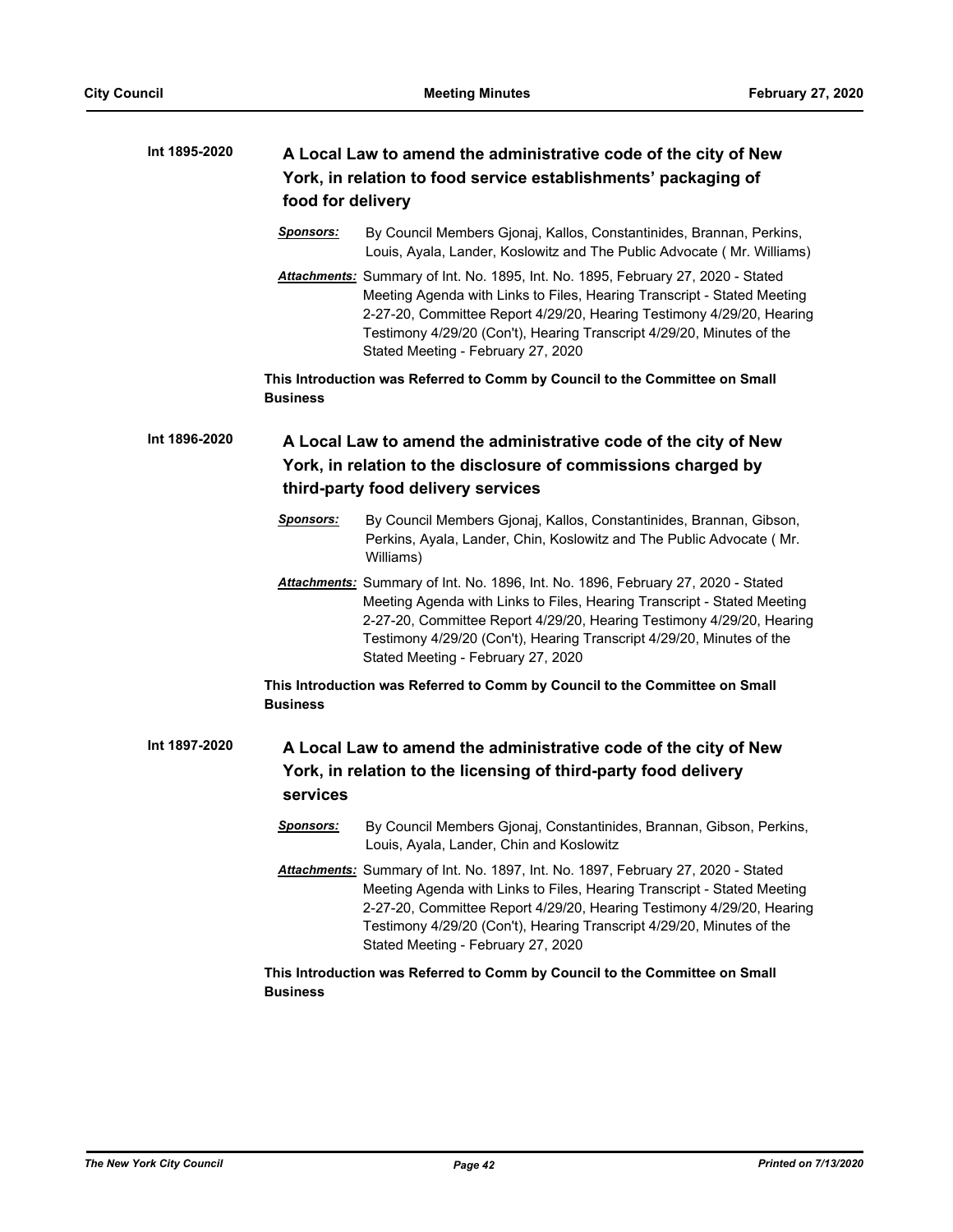**Int 1895-2020**

### A Local Law to amend the administrative code of the city of New York, in relation to food service establishments' packaging of food for delivery

***Sponsors:*** By Council Members Gjonaj, Kallos, Constantinides, Brannan, Perkins, Louis, Ayala, Lander, Koslowitz and The Public Advocate ( Mr. Williams)

***Attachments:*** Summary of Int. No. 1895, Int. No. 1895, February 27, 2020 - Stated Meeting Agenda with Links to Files, Hearing Transcript - Stated Meeting 2-27-20, Committee Report 4/29/20, Hearing Testimony 4/29/20, Hearing Testimony 4/29/20 (Con't), Hearing Transcript 4/29/20, Minutes of the Stated Meeting - February 27, 2020

**This Introduction was Referred to Comm by Council to the Committee on Small Business**

**Int 1896-2020**

### A Local Law to amend the administrative code of the city of New York, in relation to the disclosure of commissions charged by third-party food delivery services

***Sponsors:*** By Council Members Gjonaj, Kallos, Constantinides, Brannan, Gibson, Perkins, Ayala, Lander, Chin, Koslowitz and The Public Advocate ( Mr. Williams)

***Attachments:*** Summary of Int. No. 1896, Int. No. 1896, February 27, 2020 - Stated Meeting Agenda with Links to Files, Hearing Transcript - Stated Meeting 2-27-20, Committee Report 4/29/20, Hearing Testimony 4/29/20, Hearing Testimony 4/29/20 (Con't), Hearing Transcript 4/29/20, Minutes of the Stated Meeting - February 27, 2020

**This Introduction was Referred to Comm by Council to the Committee on Small Business**

**Int 1897-2020**

### A Local Law to amend the administrative code of the city of New York, in relation to the licensing of third-party food delivery services

***Sponsors:*** By Council Members Gjonaj, Constantinides, Brannan, Gibson, Perkins, Louis, Ayala, Lander, Chin and Koslowitz

***Attachments:*** Summary of Int. No. 1897, Int. No. 1897, February 27, 2020 - Stated Meeting Agenda with Links to Files, Hearing Transcript - Stated Meeting 2-27-20, Committee Report 4/29/20, Hearing Testimony 4/29/20, Hearing Testimony 4/29/20 (Con't), Hearing Transcript 4/29/20, Minutes of the Stated Meeting - February 27, 2020

**This Introduction was Referred to Comm by Council to the Committee on Small Business**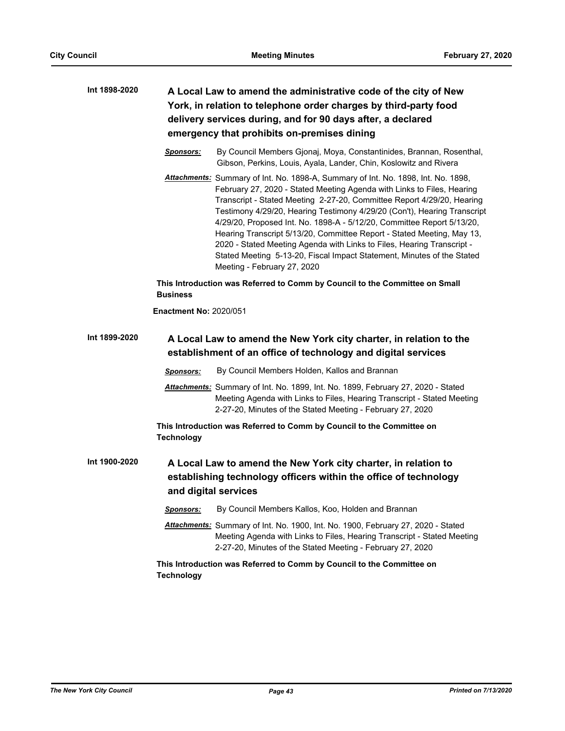**Int 1898-2020** **A Local Law to amend the administrative code of the city of New York, in relation to telephone order charges by third-party food delivery services during, and for 90 days after, a declared emergency that prohibits on-premises dining**

***Sponsors:*** By Council Members Gjonaj, Moya, Constantinides, Brannan, Rosenthal, Gibson, Perkins, Louis, Ayala, Lander, Chin, Koslowitz and Rivera

***Attachments:*** Summary of Int. No. 1898-A, Summary of Int. No. 1898, Int. No. 1898, February 27, 2020 - Stated Meeting Agenda with Links to Files, Hearing Transcript - Stated Meeting 2-27-20, Committee Report 4/29/20, Hearing Testimony 4/29/20, Hearing Testimony 4/29/20 (Con't), Hearing Transcript 4/29/20, Proposed Int. No. 1898-A - 5/12/20, Committee Report 5/13/20, Hearing Transcript 5/13/20, Committee Report - Stated Meeting, May 13, 2020 - Stated Meeting Agenda with Links to Files, Hearing Transcript - Stated Meeting 5-13-20, Fiscal Impact Statement, Minutes of the Stated Meeting - February 27, 2020

**This Introduction was Referred to Comm by Council to the Committee on Small Business**

**Enactment No:** 2020/051

**Int 1899-2020** **A Local Law to amend the New York city charter, in relation to the establishment of an office of technology and digital services**

***Sponsors:*** By Council Members Holden, Kallos and Brannan

***Attachments:*** Summary of Int. No. 1899, Int. No. 1899, February 27, 2020 - Stated Meeting Agenda with Links to Files, Hearing Transcript - Stated Meeting 2-27-20, Minutes of the Stated Meeting - February 27, 2020

**This Introduction was Referred to Comm by Council to the Committee on Technology**

**Int 1900-2020** **A Local Law to amend the New York city charter, in relation to establishing technology officers within the office of technology and digital services**

***Sponsors:*** By Council Members Kallos, Koo, Holden and Brannan

***Attachments:*** Summary of Int. No. 1900, Int. No. 1900, February 27, 2020 - Stated Meeting Agenda with Links to Files, Hearing Transcript - Stated Meeting 2-27-20, Minutes of the Stated Meeting - February 27, 2020

**This Introduction was Referred to Comm by Council to the Committee on Technology**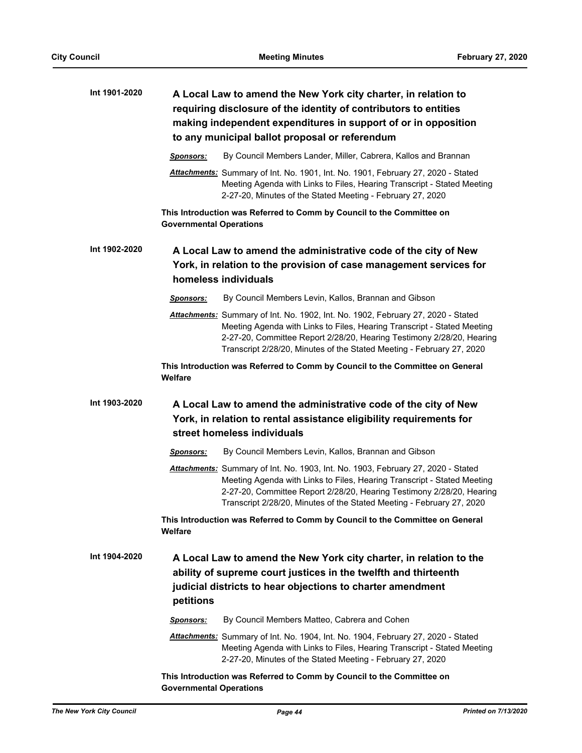**Int 1901-2020** **A Local Law to amend the New York city charter, in relation to requiring disclosure of the identity of contributors to entities making independent expenditures in support of or in opposition to any municipal ballot proposal or referendum**

***Sponsors:*** By Council Members Lander, Miller, Cabrera, Kallos and Brannan

***Attachments:*** Summary of Int. No. 1901, Int. No. 1901, February 27, 2020 - Stated Meeting Agenda with Links to Files, Hearing Transcript - Stated Meeting 2-27-20, Minutes of the Stated Meeting - February 27, 2020

**This Introduction was Referred to Comm by Council to the Committee on Governmental Operations**

**Int 1902-2020** **A Local Law to amend the administrative code of the city of New York, in relation to the provision of case management services for homeless individuals**

***Sponsors:*** By Council Members Levin, Kallos, Brannan and Gibson

***Attachments:*** Summary of Int. No. 1902, Int. No. 1902, February 27, 2020 - Stated Meeting Agenda with Links to Files, Hearing Transcript - Stated Meeting 2-27-20, Committee Report 2/28/20, Hearing Testimony 2/28/20, Hearing Transcript 2/28/20, Minutes of the Stated Meeting - February 27, 2020

**This Introduction was Referred to Comm by Council to the Committee on General Welfare**

**Int 1903-2020** **A Local Law to amend the administrative code of the city of New York, in relation to rental assistance eligibility requirements for street homeless individuals**

***Sponsors:*** By Council Members Levin, Kallos, Brannan and Gibson

***Attachments:*** Summary of Int. No. 1903, Int. No. 1903, February 27, 2020 - Stated Meeting Agenda with Links to Files, Hearing Transcript - Stated Meeting 2-27-20, Committee Report 2/28/20, Hearing Testimony 2/28/20, Hearing Transcript 2/28/20, Minutes of the Stated Meeting - February 27, 2020

**This Introduction was Referred to Comm by Council to the Committee on General Welfare**

**Int 1904-2020** **A Local Law to amend the New York city charter, in relation to the ability of supreme court justices in the twelfth and thirteenth judicial districts to hear objections to charter amendment petitions**

***Sponsors:*** By Council Members Matteo, Cabrera and Cohen

***Attachments:*** Summary of Int. No. 1904, Int. No. 1904, February 27, 2020 - Stated Meeting Agenda with Links to Files, Hearing Transcript - Stated Meeting 2-27-20, Minutes of the Stated Meeting - February 27, 2020

**This Introduction was Referred to Comm by Council to the Committee on Governmental Operations**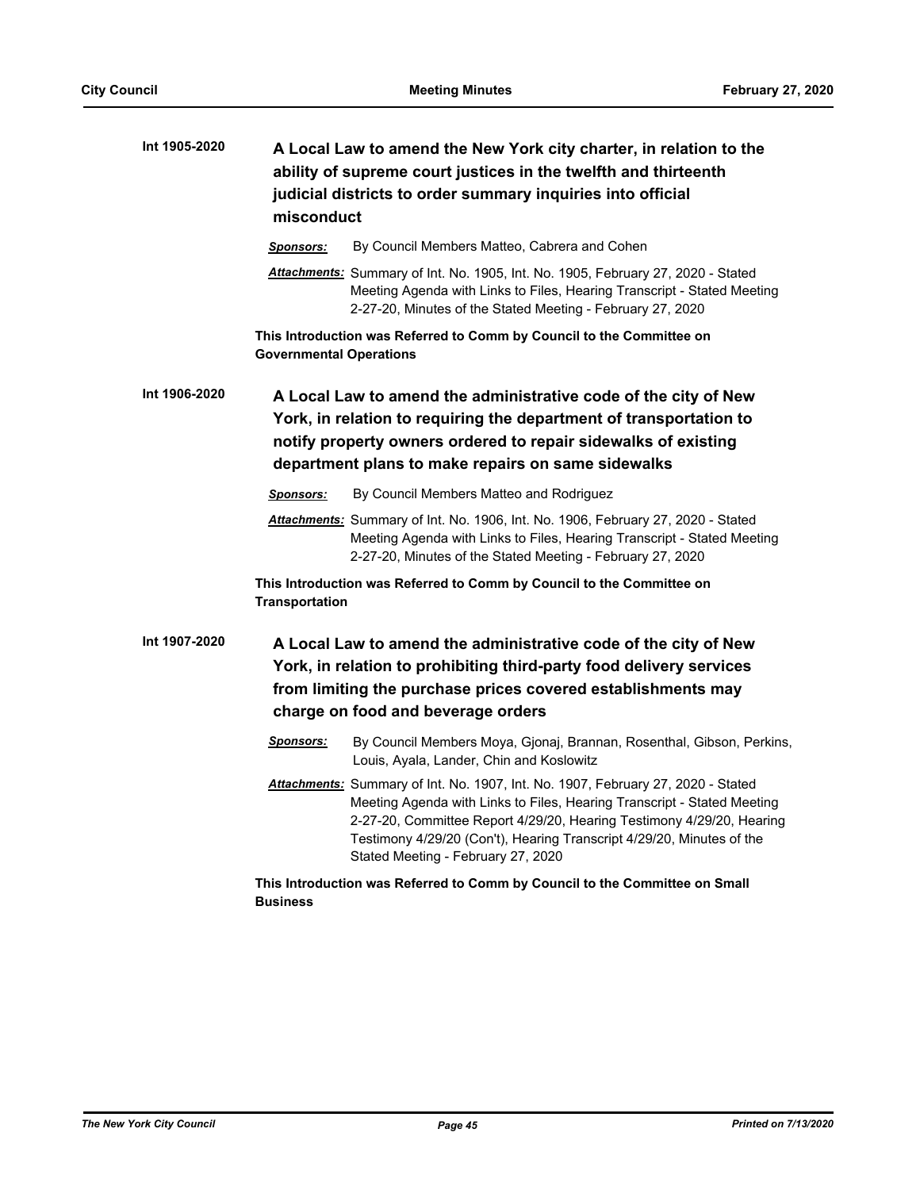**Int 1905-2020** **A Local Law to amend the New York city charter, in relation to the ability of supreme court justices in the twelfth and thirteenth judicial districts to order summary inquiries into official misconduct**

***Sponsors:*** By Council Members Matteo, Cabrera and Cohen

***Attachments:*** Summary of Int. No. 1905, Int. No. 1905, February 27, 2020 - Stated Meeting Agenda with Links to Files, Hearing Transcript - Stated Meeting 2-27-20, Minutes of the Stated Meeting - February 27, 2020

**This Introduction was Referred to Comm by Council to the Committee on Governmental Operations**

**Int 1906-2020** **A Local Law to amend the administrative code of the city of New York, in relation to requiring the department of transportation to notify property owners ordered to repair sidewalks of existing department plans to make repairs on same sidewalks**

***Sponsors:*** By Council Members Matteo and Rodriguez

***Attachments:*** Summary of Int. No. 1906, Int. No. 1906, February 27, 2020 - Stated Meeting Agenda with Links to Files, Hearing Transcript - Stated Meeting 2-27-20, Minutes of the Stated Meeting - February 27, 2020

**This Introduction was Referred to Comm by Council to the Committee on Transportation**

**Int 1907-2020** **A Local Law to amend the administrative code of the city of New York, in relation to prohibiting third-party food delivery services from limiting the purchase prices covered establishments may charge on food and beverage orders**

***Sponsors:*** By Council Members Moya, Gjonaj, Brannan, Rosenthal, Gibson, Perkins, Louis, Ayala, Lander, Chin and Koslowitz

***Attachments:*** Summary of Int. No. 1907, Int. No. 1907, February 27, 2020 - Stated Meeting Agenda with Links to Files, Hearing Transcript - Stated Meeting 2-27-20, Committee Report 4/29/20, Hearing Testimony 4/29/20, Hearing Testimony 4/29/20 (Con't), Hearing Transcript 4/29/20, Minutes of the Stated Meeting - February 27, 2020

**This Introduction was Referred to Comm by Council to the Committee on Small Business**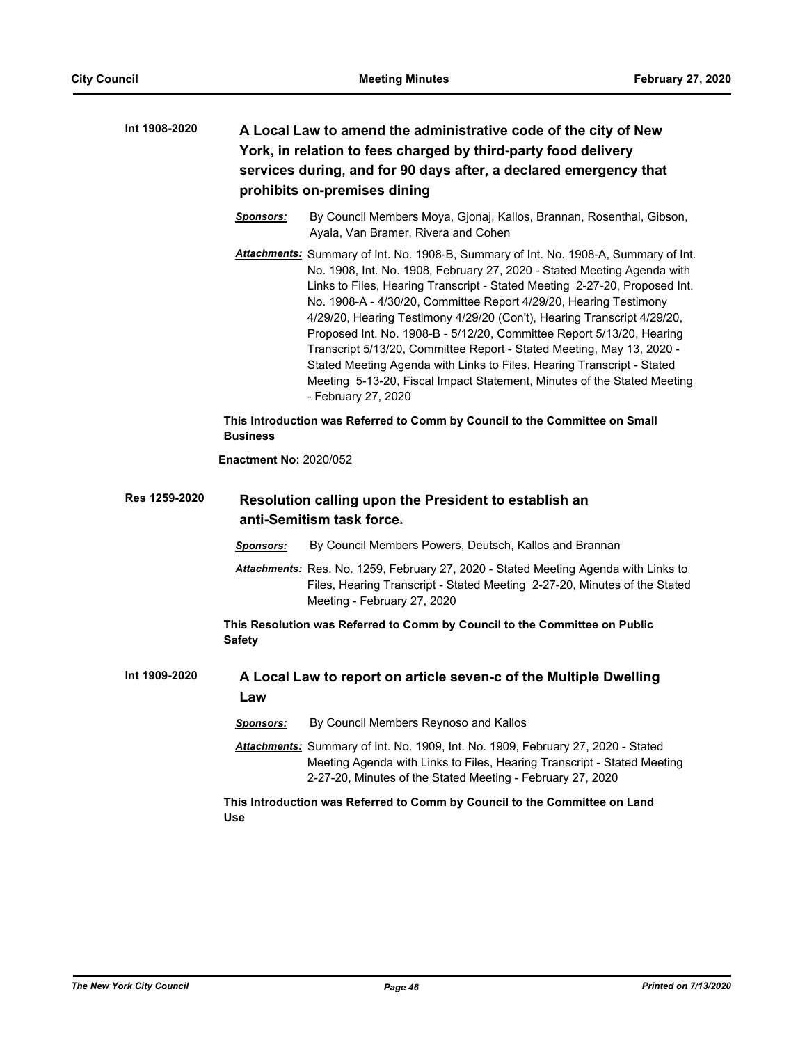**Int 1908-2020** **A Local Law to amend the administrative code of the city of New York, in relation to fees charged by third-party food delivery services during, and for 90 days after, a declared emergency that prohibits on-premises dining**

***Sponsors:*** By Council Members Moya, Gjonaj, Kallos, Brannan, Rosenthal, Gibson, Ayala, Van Bramer, Rivera and Cohen

***Attachments:*** Summary of Int. No. 1908-B, Summary of Int. No. 1908-A, Summary of Int. No. 1908, Int. No. 1908, February 27, 2020 - Stated Meeting Agenda with Links to Files, Hearing Transcript - Stated Meeting 2-27-20, Proposed Int. No. 1908-A - 4/30/20, Committee Report 4/29/20, Hearing Testimony 4/29/20, Hearing Testimony 4/29/20 (Con't), Hearing Transcript 4/29/20, Proposed Int. No. 1908-B - 5/12/20, Committee Report 5/13/20, Hearing Transcript 5/13/20, Committee Report - Stated Meeting, May 13, 2020 - Stated Meeting Agenda with Links to Files, Hearing Transcript - Stated Meeting 5-13-20, Fiscal Impact Statement, Minutes of the Stated Meeting - February 27, 2020

**This Introduction was Referred to Comm by Council to the Committee on Small Business**

**Enactment No:** 2020/052

**Res 1259-2020** **Resolution calling upon the President to establish an anti-Semitism task force.**

***Sponsors:*** By Council Members Powers, Deutsch, Kallos and Brannan

***Attachments:*** Res. No. 1259, February 27, 2020 - Stated Meeting Agenda with Links to Files, Hearing Transcript - Stated Meeting 2-27-20, Minutes of the Stated Meeting - February 27, 2020

**This Resolution was Referred to Comm by Council to the Committee on Public Safety**

**Int 1909-2020** **A Local Law to report on article seven-c of the Multiple Dwelling Law**

***Sponsors:*** By Council Members Reynoso and Kallos

***Attachments:*** Summary of Int. No. 1909, Int. No. 1909, February 27, 2020 - Stated Meeting Agenda with Links to Files, Hearing Transcript - Stated Meeting 2-27-20, Minutes of the Stated Meeting - February 27, 2020

**This Introduction was Referred to Comm by Council to the Committee on Land Use**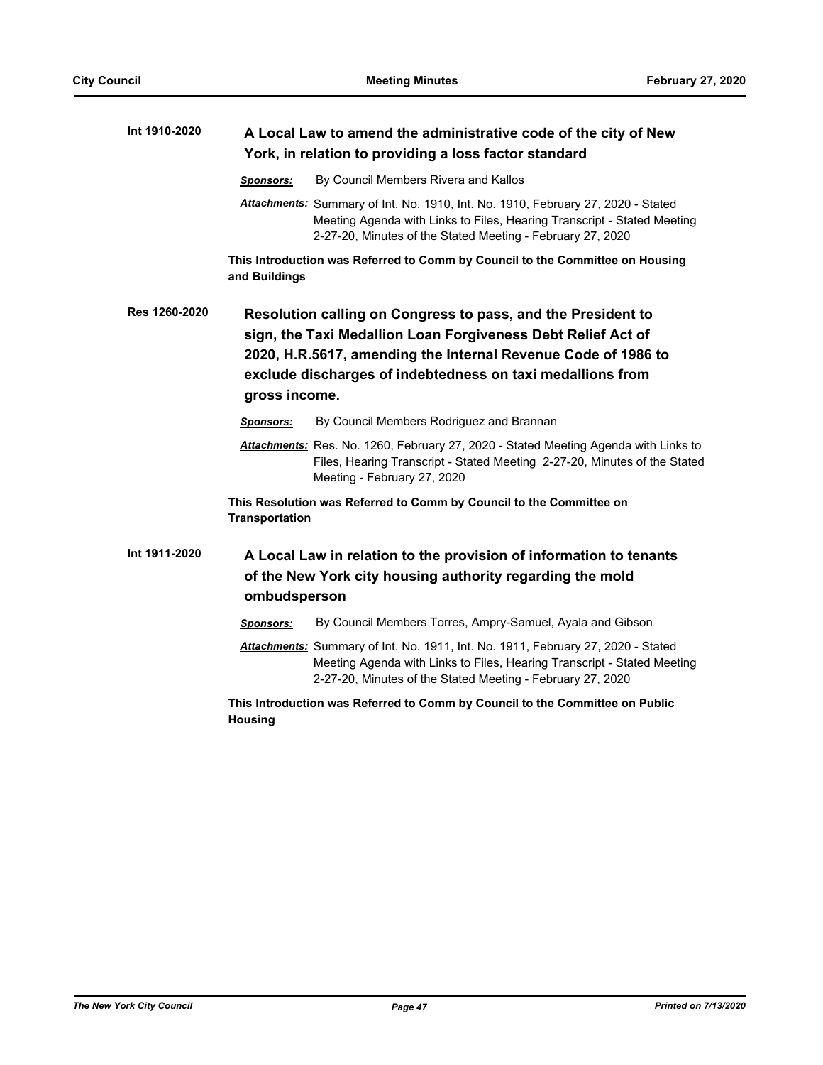**Int 1910-2020** **A Local Law to amend the administrative code of the city of New York, in relation to providing a loss factor standard**

***Sponsors:*** By Council Members Rivera and Kallos

***Attachments:*** Summary of Int. No. 1910, Int. No. 1910, February 27, 2020 - Stated Meeting Agenda with Links to Files, Hearing Transcript - Stated Meeting 2-27-20, Minutes of the Stated Meeting - February 27, 2020

**This Introduction was Referred to Comm by Council to the Committee on Housing and Buildings**

**Res 1260-2020** **Resolution calling on Congress to pass, and the President to sign, the Taxi Medallion Loan Forgiveness Debt Relief Act of 2020, H.R.5617, amending the Internal Revenue Code of 1986 to exclude discharges of indebtedness on taxi medallions from gross income.**

***Sponsors:*** By Council Members Rodriguez and Brannan

***Attachments:*** Res. No. 1260, February 27, 2020 - Stated Meeting Agenda with Links to Files, Hearing Transcript - Stated Meeting 2-27-20, Minutes of the Stated Meeting - February 27, 2020

**This Resolution was Referred to Comm by Council to the Committee on Transportation**

**Int 1911-2020** **A Local Law in relation to the provision of information to tenants of the New York city housing authority regarding the mold ombudsperson**

***Sponsors:*** By Council Members Torres, Ampry-Samuel, Ayala and Gibson

***Attachments:*** Summary of Int. No. 1911, Int. No. 1911, February 27, 2020 - Stated Meeting Agenda with Links to Files, Hearing Transcript - Stated Meeting 2-27-20, Minutes of the Stated Meeting - February 27, 2020

**This Introduction was Referred to Comm by Council to the Committee on Public Housing**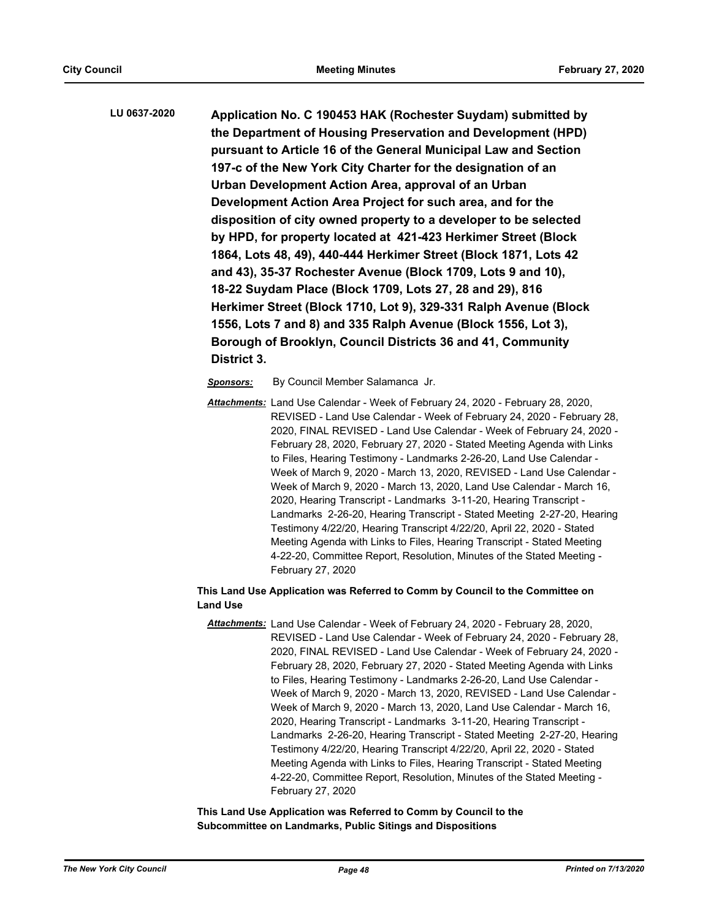**LU 0637-2020** **Application No. C 190453 HAK (Rochester Suydam) submitted by the Department of Housing Preservation and Development (HPD) pursuant to Article 16 of the General Municipal Law and Section 197-c of the New York City Charter for the designation of an Urban Development Action Area, approval of an Urban Development Action Area Project for such area, and for the disposition of city owned property to a developer to be selected by HPD, for property located at 421-423 Herkimer Street (Block 1864, Lots 48, 49), 440-444 Herkimer Street (Block 1871, Lots 42 and 43), 35-37 Rochester Avenue (Block 1709, Lots 9 and 10), 18-22 Suydam Place (Block 1709, Lots 27, 28 and 29), 816 Herkimer Street (Block 1710, Lot 9), 329-331 Ralph Avenue (Block 1556, Lots 7 and 8) and 335 Ralph Avenue (Block 1556, Lot 3), Borough of Brooklyn, Council Districts 36 and 41, Community District 3.**

***Sponsors:*** By Council Member Salamanca Jr.

***Attachments:*** Land Use Calendar - Week of February 24, 2020 - February 28, 2020, REVISED - Land Use Calendar - Week of February 24, 2020 - February 28, 2020, FINAL REVISED - Land Use Calendar - Week of February 24, 2020 - February 28, 2020, February 27, 2020 - Stated Meeting Agenda with Links to Files, Hearing Testimony - Landmarks 2-26-20, Land Use Calendar - Week of March 9, 2020 - March 13, 2020, REVISED - Land Use Calendar - Week of March 9, 2020 - March 13, 2020, Land Use Calendar - March 16, 2020, Hearing Transcript - Landmarks 3-11-20, Hearing Transcript - Landmarks 2-26-20, Hearing Transcript - Stated Meeting 2-27-20, Hearing Testimony 4/22/20, Hearing Transcript 4/22/20, April 22, 2020 - Stated Meeting Agenda with Links to Files, Hearing Transcript - Stated Meeting 4-22-20, Committee Report, Resolution, Minutes of the Stated Meeting - February 27, 2020

**This Land Use Application was Referred to Comm by Council to the Committee on Land Use**

***Attachments:*** Land Use Calendar - Week of February 24, 2020 - February 28, 2020, REVISED - Land Use Calendar - Week of February 24, 2020 - February 28, 2020, FINAL REVISED - Land Use Calendar - Week of February 24, 2020 - February 28, 2020, February 27, 2020 - Stated Meeting Agenda with Links to Files, Hearing Testimony - Landmarks 2-26-20, Land Use Calendar - Week of March 9, 2020 - March 13, 2020, REVISED - Land Use Calendar - Week of March 9, 2020 - March 13, 2020, Land Use Calendar - March 16, 2020, Hearing Transcript - Landmarks 3-11-20, Hearing Transcript - Landmarks 2-26-20, Hearing Transcript - Stated Meeting 2-27-20, Hearing Testimony 4/22/20, Hearing Transcript 4/22/20, April 22, 2020 - Stated Meeting Agenda with Links to Files, Hearing Transcript - Stated Meeting 4-22-20, Committee Report, Resolution, Minutes of the Stated Meeting - February 27, 2020

**This Land Use Application was Referred to Comm by Council to the Subcommittee on Landmarks, Public Sitings and Dispositions**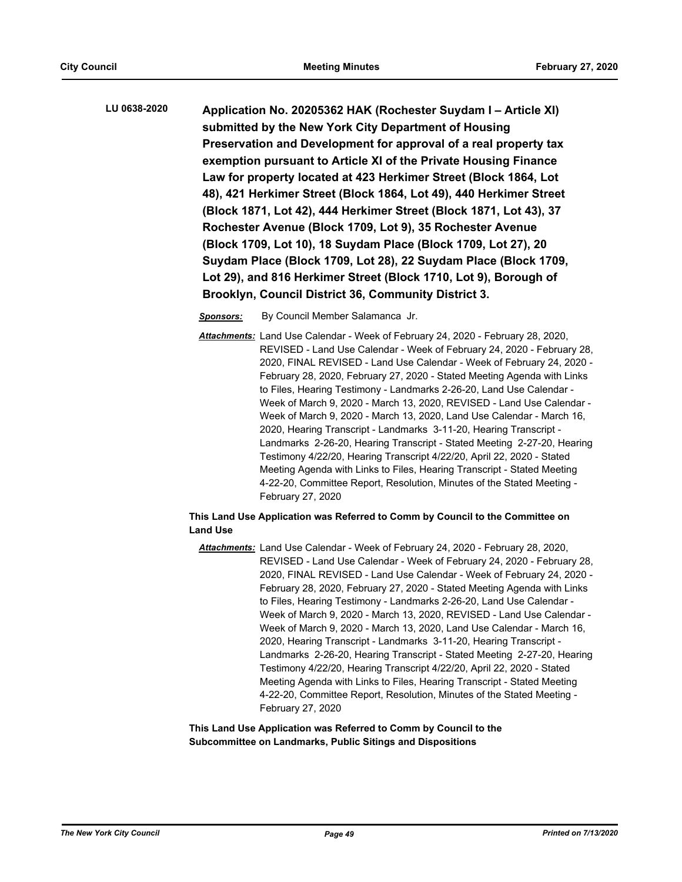**LU 0638-2020** **Application No. 20205362 HAK (Rochester Suydam I – Article XI) submitted by the New York City Department of Housing Preservation and Development for approval of a real property tax exemption pursuant to Article XI of the Private Housing Finance Law for property located at 423 Herkimer Street (Block 1864, Lot 48), 421 Herkimer Street (Block 1864, Lot 49), 440 Herkimer Street (Block 1871, Lot 42), 444 Herkimer Street (Block 1871, Lot 43), 37 Rochester Avenue (Block 1709, Lot 9), 35 Rochester Avenue (Block 1709, Lot 10), 18 Suydam Place (Block 1709, Lot 27), 20 Suydam Place (Block 1709, Lot 28), 22 Suydam Place (Block 1709, Lot 29), and 816 Herkimer Street (Block 1710, Lot 9), Borough of Brooklyn, Council District 36, Community District 3.**

***Sponsors:*** By Council Member Salamanca Jr.

***Attachments:*** Land Use Calendar - Week of February 24, 2020 - February 28, 2020, REVISED - Land Use Calendar - Week of February 24, 2020 - February 28, 2020, FINAL REVISED - Land Use Calendar - Week of February 24, 2020 - February 28, 2020, February 27, 2020 - Stated Meeting Agenda with Links to Files, Hearing Testimony - Landmarks 2-26-20, Land Use Calendar - Week of March 9, 2020 - March 13, 2020, REVISED - Land Use Calendar - Week of March 9, 2020 - March 13, 2020, Land Use Calendar - March 16, 2020, Hearing Transcript - Landmarks 3-11-20, Hearing Transcript - Landmarks 2-26-20, Hearing Transcript - Stated Meeting 2-27-20, Hearing Testimony 4/22/20, Hearing Transcript 4/22/20, April 22, 2020 - Stated Meeting Agenda with Links to Files, Hearing Transcript - Stated Meeting 4-22-20, Committee Report, Resolution, Minutes of the Stated Meeting - February 27, 2020

**This Land Use Application was Referred to Comm by Council to the Committee on Land Use**

***Attachments:*** Land Use Calendar - Week of February 24, 2020 - February 28, 2020, REVISED - Land Use Calendar - Week of February 24, 2020 - February 28, 2020, FINAL REVISED - Land Use Calendar - Week of February 24, 2020 - February 28, 2020, February 27, 2020 - Stated Meeting Agenda with Links to Files, Hearing Testimony - Landmarks 2-26-20, Land Use Calendar - Week of March 9, 2020 - March 13, 2020, REVISED - Land Use Calendar - Week of March 9, 2020 - March 13, 2020, Land Use Calendar - March 16, 2020, Hearing Transcript - Landmarks 3-11-20, Hearing Transcript - Landmarks 2-26-20, Hearing Transcript - Stated Meeting 2-27-20, Hearing Testimony 4/22/20, Hearing Transcript 4/22/20, April 22, 2020 - Stated Meeting Agenda with Links to Files, Hearing Transcript - Stated Meeting 4-22-20, Committee Report, Resolution, Minutes of the Stated Meeting - February 27, 2020

**This Land Use Application was Referred to Comm by Council to the Subcommittee on Landmarks, Public Sitings and Dispositions**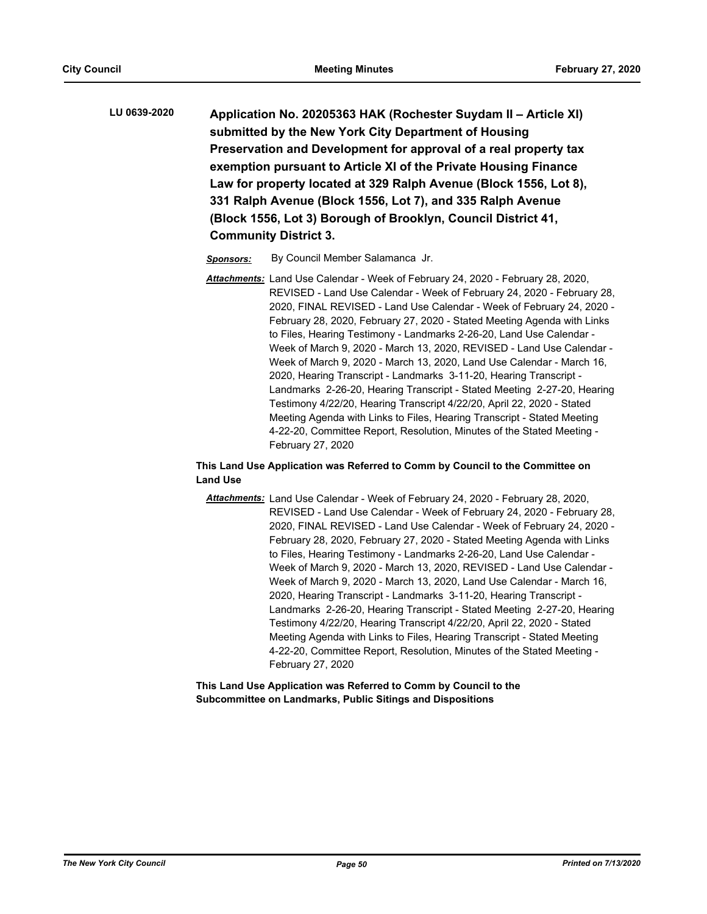**LU 0639-2020** **Application No. 20205363 HAK (Rochester Suydam II – Article XI) submitted by the New York City Department of Housing Preservation and Development for approval of a real property tax exemption pursuant to Article XI of the Private Housing Finance Law for property located at 329 Ralph Avenue (Block 1556, Lot 8), 331 Ralph Avenue (Block 1556, Lot 7), and 335 Ralph Avenue (Block 1556, Lot 3) Borough of Brooklyn, Council District 41, Community District 3.**

***Sponsors:*** By Council Member Salamanca Jr.

***Attachments:*** Land Use Calendar - Week of February 24, 2020 - February 28, 2020, REVISED - Land Use Calendar - Week of February 24, 2020 - February 28, 2020, FINAL REVISED - Land Use Calendar - Week of February 24, 2020 - February 28, 2020, February 27, 2020 - Stated Meeting Agenda with Links to Files, Hearing Testimony - Landmarks 2-26-20, Land Use Calendar - Week of March 9, 2020 - March 13, 2020, REVISED - Land Use Calendar - Week of March 9, 2020 - March 13, 2020, Land Use Calendar - March 16, 2020, Hearing Transcript - Landmarks 3-11-20, Hearing Transcript - Landmarks 2-26-20, Hearing Transcript - Stated Meeting 2-27-20, Hearing Testimony 4/22/20, Hearing Transcript 4/22/20, April 22, 2020 - Stated Meeting Agenda with Links to Files, Hearing Transcript - Stated Meeting 4-22-20, Committee Report, Resolution, Minutes of the Stated Meeting - February 27, 2020

**This Land Use Application was Referred to Comm by Council to the Committee on Land Use**

***Attachments:*** Land Use Calendar - Week of February 24, 2020 - February 28, 2020, REVISED - Land Use Calendar - Week of February 24, 2020 - February 28, 2020, FINAL REVISED - Land Use Calendar - Week of February 24, 2020 - February 28, 2020, February 27, 2020 - Stated Meeting Agenda with Links to Files, Hearing Testimony - Landmarks 2-26-20, Land Use Calendar - Week of March 9, 2020 - March 13, 2020, REVISED - Land Use Calendar - Week of March 9, 2020 - March 13, 2020, Land Use Calendar - March 16, 2020, Hearing Transcript - Landmarks 3-11-20, Hearing Transcript - Landmarks 2-26-20, Hearing Transcript - Stated Meeting 2-27-20, Hearing Testimony 4/22/20, Hearing Transcript 4/22/20, April 22, 2020 - Stated Meeting Agenda with Links to Files, Hearing Transcript - Stated Meeting 4-22-20, Committee Report, Resolution, Minutes of the Stated Meeting - February 27, 2020

**This Land Use Application was Referred to Comm by Council to the Subcommittee on Landmarks, Public Sitings and Dispositions**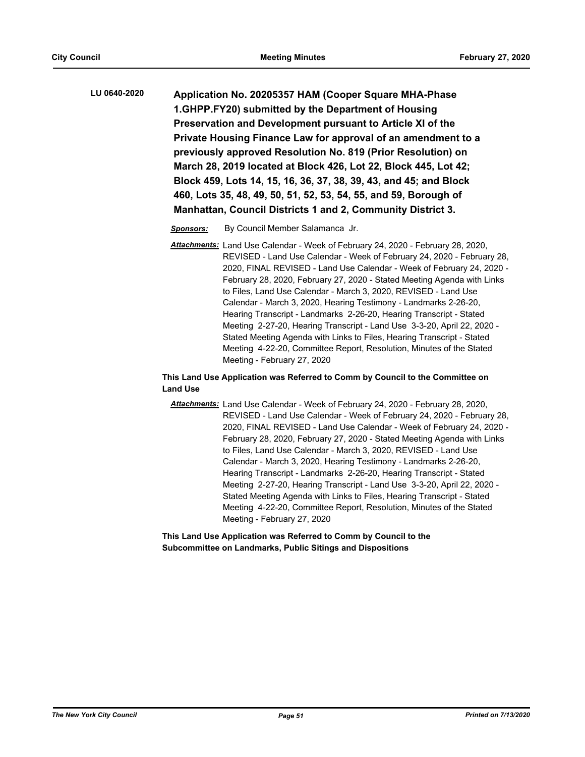**LU 0640-2020** **Application No. 20205357 HAM (Cooper Square MHA-Phase 1.GHPP.FY20) submitted by the Department of Housing Preservation and Development pursuant to Article XI of the Private Housing Finance Law for approval of an amendment to a previously approved Resolution No. 819 (Prior Resolution) on March 28, 2019 located at Block 426, Lot 22, Block 445, Lot 42; Block 459, Lots 14, 15, 16, 36, 37, 38, 39, 43, and 45; and Block 460, Lots 35, 48, 49, 50, 51, 52, 53, 54, 55, and 59, Borough of Manhattan, Council Districts 1 and 2, Community District 3.**

***Sponsors:*** By Council Member Salamanca Jr.

***Attachments:*** Land Use Calendar - Week of February 24, 2020 - February 28, 2020, REVISED - Land Use Calendar - Week of February 24, 2020 - February 28, 2020, FINAL REVISED - Land Use Calendar - Week of February 24, 2020 - February 28, 2020, February 27, 2020 - Stated Meeting Agenda with Links to Files, Land Use Calendar - March 3, 2020, REVISED - Land Use Calendar - March 3, 2020, Hearing Testimony - Landmarks 2-26-20, Hearing Transcript - Landmarks 2-26-20, Hearing Transcript - Stated Meeting 2-27-20, Hearing Transcript - Land Use 3-3-20, April 22, 2020 - Stated Meeting Agenda with Links to Files, Hearing Transcript - Stated Meeting 4-22-20, Committee Report, Resolution, Minutes of the Stated Meeting - February 27, 2020

**This Land Use Application was Referred to Comm by Council to the Committee on Land Use**

***Attachments:*** Land Use Calendar - Week of February 24, 2020 - February 28, 2020, REVISED - Land Use Calendar - Week of February 24, 2020 - February 28, 2020, FINAL REVISED - Land Use Calendar - Week of February 24, 2020 - February 28, 2020, February 27, 2020 - Stated Meeting Agenda with Links to Files, Land Use Calendar - March 3, 2020, REVISED - Land Use Calendar - March 3, 2020, Hearing Testimony - Landmarks 2-26-20, Hearing Transcript - Landmarks 2-26-20, Hearing Transcript - Stated Meeting 2-27-20, Hearing Transcript - Land Use 3-3-20, April 22, 2020 - Stated Meeting Agenda with Links to Files, Hearing Transcript - Stated Meeting 4-22-20, Committee Report, Resolution, Minutes of the Stated Meeting - February 27, 2020

**This Land Use Application was Referred to Comm by Council to the Subcommittee on Landmarks, Public Sitings and Dispositions**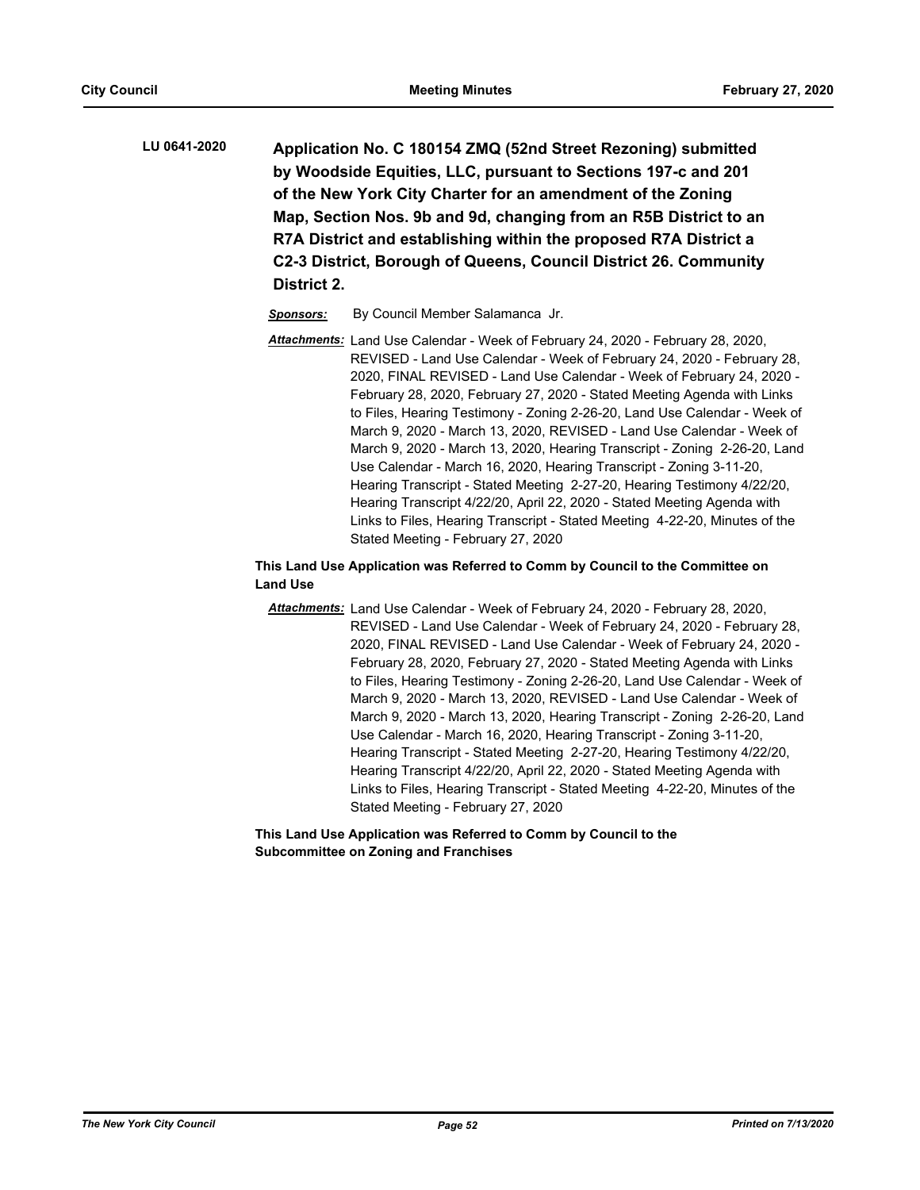**LU 0641-2020** **Application No. C 180154 ZMQ (52nd Street Rezoning) submitted by Woodside Equities, LLC, pursuant to Sections 197-c and 201 of the New York City Charter for an amendment of the Zoning Map, Section Nos. 9b and 9d, changing from an R5B District to an R7A District and establishing within the proposed R7A District a C2-3 District, Borough of Queens, Council District 26. Community District 2.**

***Sponsors:*** By Council Member Salamanca Jr.

***Attachments:*** Land Use Calendar - Week of February 24, 2020 - February 28, 2020, REVISED - Land Use Calendar - Week of February 24, 2020 - February 28, 2020, FINAL REVISED - Land Use Calendar - Week of February 24, 2020 - February 28, 2020, February 27, 2020 - Stated Meeting Agenda with Links to Files, Hearing Testimony - Zoning 2-26-20, Land Use Calendar - Week of March 9, 2020 - March 13, 2020, REVISED - Land Use Calendar - Week of March 9, 2020 - March 13, 2020, Hearing Transcript - Zoning 2-26-20, Land Use Calendar - March 16, 2020, Hearing Transcript - Zoning 3-11-20, Hearing Transcript - Stated Meeting 2-27-20, Hearing Testimony 4/22/20, Hearing Transcript 4/22/20, April 22, 2020 - Stated Meeting Agenda with Links to Files, Hearing Transcript - Stated Meeting 4-22-20, Minutes of the Stated Meeting - February 27, 2020

**This Land Use Application was Referred to Comm by Council to the Committee on Land Use**

***Attachments:*** Land Use Calendar - Week of February 24, 2020 - February 28, 2020, REVISED - Land Use Calendar - Week of February 24, 2020 - February 28, 2020, FINAL REVISED - Land Use Calendar - Week of February 24, 2020 - February 28, 2020, February 27, 2020 - Stated Meeting Agenda with Links to Files, Hearing Testimony - Zoning 2-26-20, Land Use Calendar - Week of March 9, 2020 - March 13, 2020, REVISED - Land Use Calendar - Week of March 9, 2020 - March 13, 2020, Hearing Transcript - Zoning 2-26-20, Land Use Calendar - March 16, 2020, Hearing Transcript - Zoning 3-11-20, Hearing Transcript - Stated Meeting 2-27-20, Hearing Testimony 4/22/20, Hearing Transcript 4/22/20, April 22, 2020 - Stated Meeting Agenda with Links to Files, Hearing Transcript - Stated Meeting 4-22-20, Minutes of the Stated Meeting - February 27, 2020

**This Land Use Application was Referred to Comm by Council to the Subcommittee on Zoning and Franchises**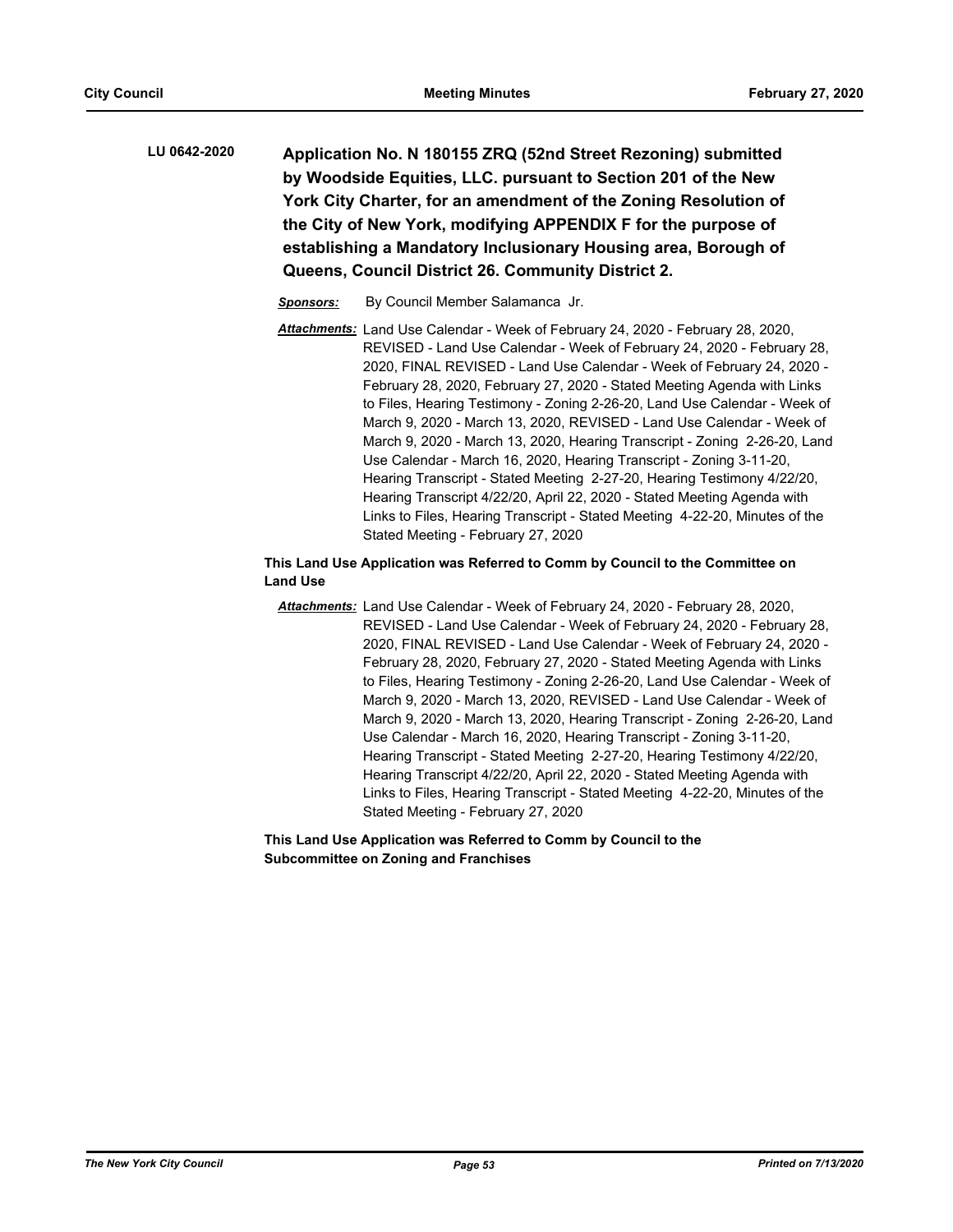**LU 0642-2020** **Application No. N 180155 ZRQ (52nd Street Rezoning) submitted by Woodside Equities, LLC. pursuant to Section 201 of the New York City Charter, for an amendment of the Zoning Resolution of the City of New York, modifying APPENDIX F for the purpose of establishing a Mandatory Inclusionary Housing area, Borough of Queens, Council District 26. Community District 2.**

***Sponsors:*** By Council Member Salamanca Jr.

***Attachments:*** Land Use Calendar - Week of February 24, 2020 - February 28, 2020, REVISED - Land Use Calendar - Week of February 24, 2020 - February 28, 2020, FINAL REVISED - Land Use Calendar - Week of February 24, 2020 - February 28, 2020, February 27, 2020 - Stated Meeting Agenda with Links to Files, Hearing Testimony - Zoning 2-26-20, Land Use Calendar - Week of March 9, 2020 - March 13, 2020, REVISED - Land Use Calendar - Week of March 9, 2020 - March 13, 2020, Hearing Transcript - Zoning 2-26-20, Land Use Calendar - March 16, 2020, Hearing Transcript - Zoning 3-11-20, Hearing Transcript - Stated Meeting 2-27-20, Hearing Testimony 4/22/20, Hearing Transcript 4/22/20, April 22, 2020 - Stated Meeting Agenda with Links to Files, Hearing Transcript - Stated Meeting 4-22-20, Minutes of the Stated Meeting - February 27, 2020

**This Land Use Application was Referred to Comm by Council to the Committee on Land Use**

***Attachments:*** Land Use Calendar - Week of February 24, 2020 - February 28, 2020, REVISED - Land Use Calendar - Week of February 24, 2020 - February 28, 2020, FINAL REVISED - Land Use Calendar - Week of February 24, 2020 - February 28, 2020, February 27, 2020 - Stated Meeting Agenda with Links to Files, Hearing Testimony - Zoning 2-26-20, Land Use Calendar - Week of March 9, 2020 - March 13, 2020, REVISED - Land Use Calendar - Week of March 9, 2020 - March 13, 2020, Hearing Transcript - Zoning 2-26-20, Land Use Calendar - March 16, 2020, Hearing Transcript - Zoning 3-11-20, Hearing Transcript - Stated Meeting 2-27-20, Hearing Testimony 4/22/20, Hearing Transcript 4/22/20, April 22, 2020 - Stated Meeting Agenda with Links to Files, Hearing Transcript - Stated Meeting 4-22-20, Minutes of the Stated Meeting - February 27, 2020

**This Land Use Application was Referred to Comm by Council to the Subcommittee on Zoning and Franchises**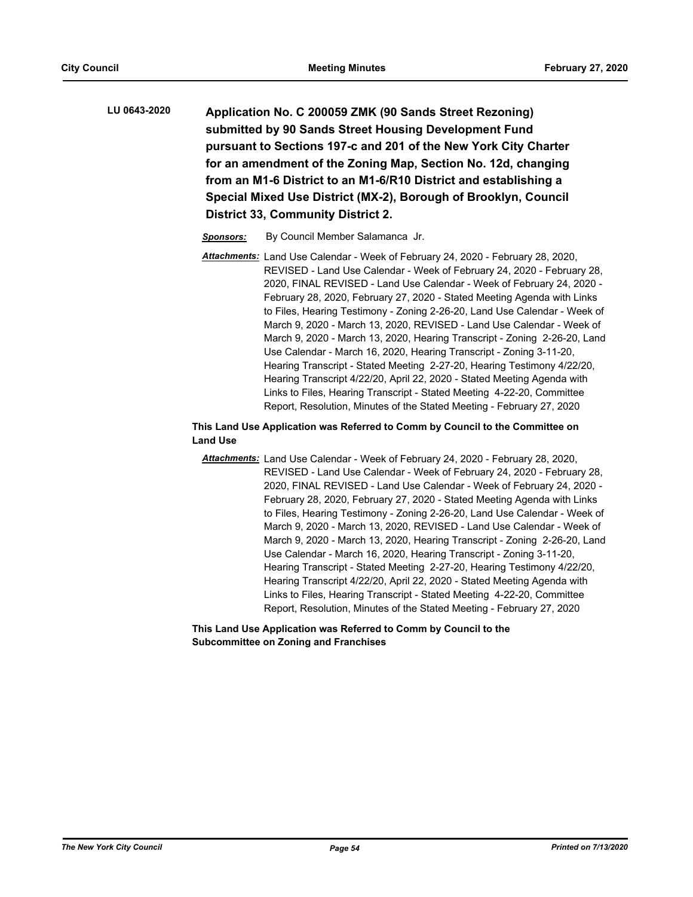**LU 0643-2020** **Application No. C 200059 ZMK (90 Sands Street Rezoning) submitted by 90 Sands Street Housing Development Fund pursuant to Sections 197-c and 201 of the New York City Charter for an amendment of the Zoning Map, Section No. 12d, changing from an M1-6 District to an M1-6/R10 District and establishing a Special Mixed Use District (MX-2), Borough of Brooklyn, Council District 33, Community District 2.**

***Sponsors:*** By Council Member Salamanca Jr.

***Attachments:*** Land Use Calendar - Week of February 24, 2020 - February 28, 2020, REVISED - Land Use Calendar - Week of February 24, 2020 - February 28, 2020, FINAL REVISED - Land Use Calendar - Week of February 24, 2020 - February 28, 2020, February 27, 2020 - Stated Meeting Agenda with Links to Files, Hearing Testimony - Zoning 2-26-20, Land Use Calendar - Week of March 9, 2020 - March 13, 2020, REVISED - Land Use Calendar - Week of March 9, 2020 - March 13, 2020, Hearing Transcript - Zoning 2-26-20, Land Use Calendar - March 16, 2020, Hearing Transcript - Zoning 3-11-20, Hearing Transcript - Stated Meeting 2-27-20, Hearing Testimony 4/22/20, Hearing Transcript 4/22/20, April 22, 2020 - Stated Meeting Agenda with Links to Files, Hearing Transcript - Stated Meeting 4-22-20, Committee Report, Resolution, Minutes of the Stated Meeting - February 27, 2020

**This Land Use Application was Referred to Comm by Council to the Committee on Land Use**

***Attachments:*** Land Use Calendar - Week of February 24, 2020 - February 28, 2020, REVISED - Land Use Calendar - Week of February 24, 2020 - February 28, 2020, FINAL REVISED - Land Use Calendar - Week of February 24, 2020 - February 28, 2020, February 27, 2020 - Stated Meeting Agenda with Links to Files, Hearing Testimony - Zoning 2-26-20, Land Use Calendar - Week of March 9, 2020 - March 13, 2020, REVISED - Land Use Calendar - Week of March 9, 2020 - March 13, 2020, Hearing Transcript - Zoning 2-26-20, Land Use Calendar - March 16, 2020, Hearing Transcript - Zoning 3-11-20, Hearing Transcript - Stated Meeting 2-27-20, Hearing Testimony 4/22/20, Hearing Transcript 4/22/20, April 22, 2020 - Stated Meeting Agenda with Links to Files, Hearing Transcript - Stated Meeting 4-22-20, Committee Report, Resolution, Minutes of the Stated Meeting - February 27, 2020

**This Land Use Application was Referred to Comm by Council to the Subcommittee on Zoning and Franchises**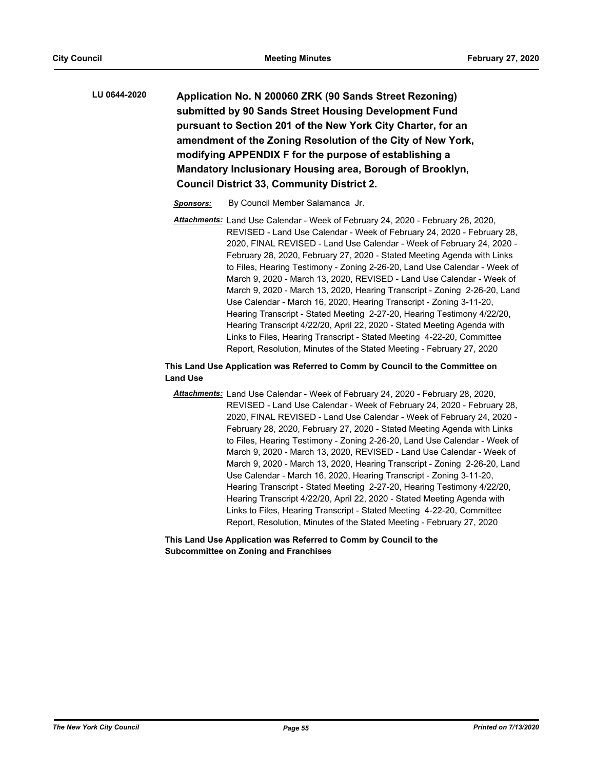**LU 0644-2020** **Application No. N 200060 ZRK (90 Sands Street Rezoning) submitted by 90 Sands Street Housing Development Fund pursuant to Section 201 of the New York City Charter, for an amendment of the Zoning Resolution of the City of New York, modifying APPENDIX F for the purpose of establishing a Mandatory Inclusionary Housing area, Borough of Brooklyn, Council District 33, Community District 2.**

***Sponsors:*** By Council Member Salamanca Jr.

***Attachments:*** Land Use Calendar - Week of February 24, 2020 - February 28, 2020, REVISED - Land Use Calendar - Week of February 24, 2020 - February 28, 2020, FINAL REVISED - Land Use Calendar - Week of February 24, 2020 - February 28, 2020, February 27, 2020 - Stated Meeting Agenda with Links to Files, Hearing Testimony - Zoning 2-26-20, Land Use Calendar - Week of March 9, 2020 - March 13, 2020, REVISED - Land Use Calendar - Week of March 9, 2020 - March 13, 2020, Hearing Transcript - Zoning 2-26-20, Land Use Calendar - March 16, 2020, Hearing Transcript - Zoning 3-11-20, Hearing Transcript - Stated Meeting 2-27-20, Hearing Testimony 4/22/20, Hearing Transcript 4/22/20, April 22, 2020 - Stated Meeting Agenda with Links to Files, Hearing Transcript - Stated Meeting 4-22-20, Committee Report, Resolution, Minutes of the Stated Meeting - February 27, 2020

**This Land Use Application was Referred to Comm by Council to the Committee on Land Use**

***Attachments:*** Land Use Calendar - Week of February 24, 2020 - February 28, 2020, REVISED - Land Use Calendar - Week of February 24, 2020 - February 28, 2020, FINAL REVISED - Land Use Calendar - Week of February 24, 2020 - February 28, 2020, February 27, 2020 - Stated Meeting Agenda with Links to Files, Hearing Testimony - Zoning 2-26-20, Land Use Calendar - Week of March 9, 2020 - March 13, 2020, REVISED - Land Use Calendar - Week of March 9, 2020 - March 13, 2020, Hearing Transcript - Zoning 2-26-20, Land Use Calendar - March 16, 2020, Hearing Transcript - Zoning 3-11-20, Hearing Transcript - Stated Meeting 2-27-20, Hearing Testimony 4/22/20, Hearing Transcript 4/22/20, April 22, 2020 - Stated Meeting Agenda with Links to Files, Hearing Transcript - Stated Meeting 4-22-20, Committee Report, Resolution, Minutes of the Stated Meeting - February 27, 2020

**This Land Use Application was Referred to Comm by Council to the Subcommittee on Zoning and Franchises**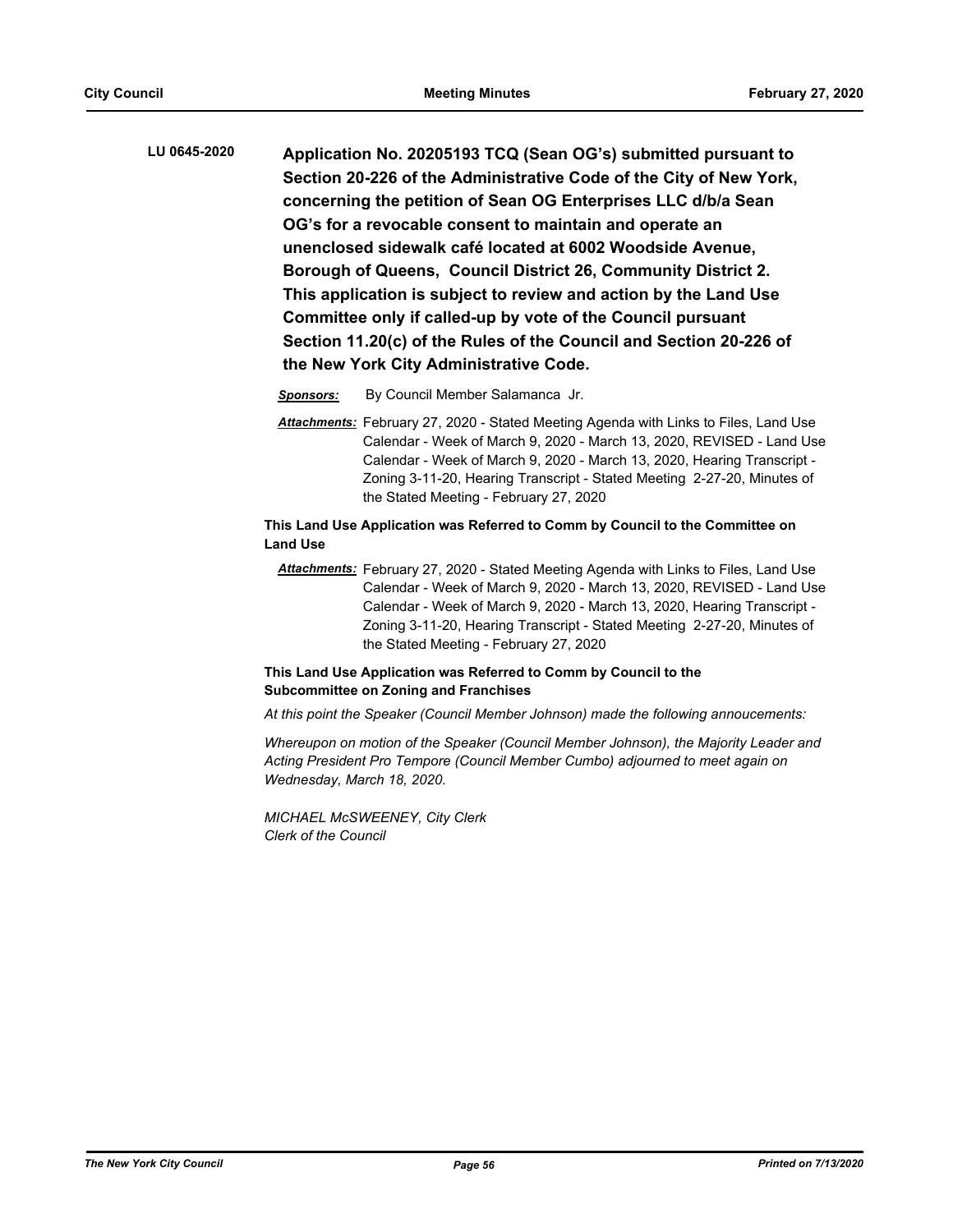**LU 0645-2020** **Application No. 20205193 TCQ (Sean OG's) submitted pursuant to Section 20-226 of the Administrative Code of the City of New York, concerning the petition of Sean OG Enterprises LLC d/b/a Sean OG's for a revocable consent to maintain and operate an unenclosed sidewalk café located at 6002 Woodside Avenue, Borough of Queens, Council District 26, Community District 2. This application is subject to review and action by the Land Use Committee only if called-up by vote of the Council pursuant Section 11.20(c) of the Rules of the Council and Section 20-226 of the New York City Administrative Code.**

***Sponsors:*** By Council Member Salamanca Jr.

***Attachments:*** February 27, 2020 - Stated Meeting Agenda with Links to Files, Land Use Calendar - Week of March 9, 2020 - March 13, 2020, REVISED - Land Use Calendar - Week of March 9, 2020 - March 13, 2020, Hearing Transcript - Zoning 3-11-20, Hearing Transcript - Stated Meeting 2-27-20, Minutes of the Stated Meeting - February 27, 2020

**This Land Use Application was Referred to Comm by Council to the Committee on Land Use**

***Attachments:*** February 27, 2020 - Stated Meeting Agenda with Links to Files, Land Use Calendar - Week of March 9, 2020 - March 13, 2020, REVISED - Land Use Calendar - Week of March 9, 2020 - March 13, 2020, Hearing Transcript - Zoning 3-11-20, Hearing Transcript - Stated Meeting 2-27-20, Minutes of the Stated Meeting - February 27, 2020

**This Land Use Application was Referred to Comm by Council to the Subcommittee on Zoning and Franchises**

*At this point the Speaker (Council Member Johnson) made the following annoucements:*

*Whereupon on motion of the Speaker (Council Member Johnson), the Majority Leader and Acting President Pro Tempore (Council Member Cumbo) adjourned to meet again on Wednesday, March 18, 2020.*

*MICHAEL McSWEENEY, City Clerk*
*Clerk of the Council*